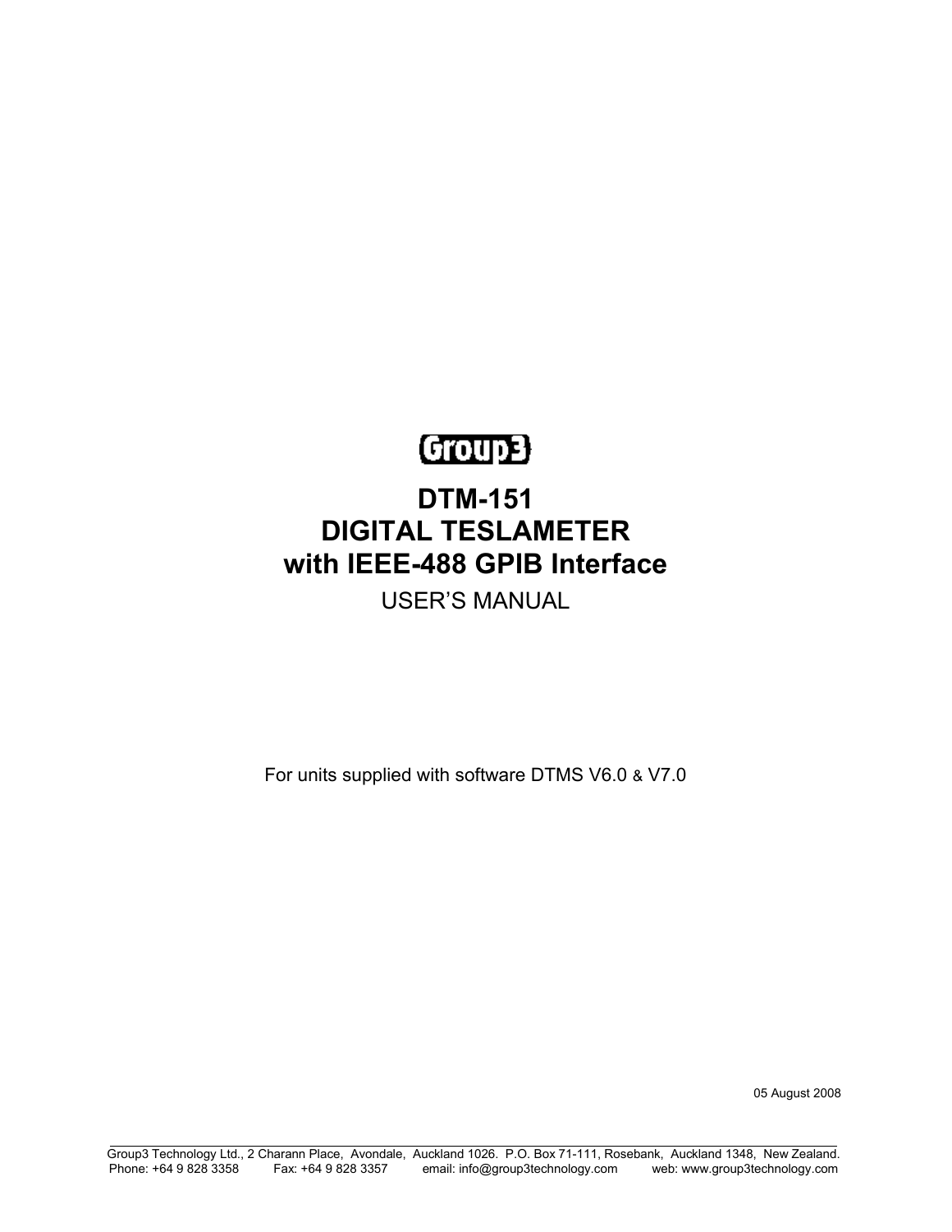Group3

# DTM-151
# DIGITAL TESLAMETER
# with IEEE-488 GPIB Interface

USER'S MANUAL

For units supplied with software DTMS V6.0 & V7.0

05 August 2008

Group3 Technology Ltd., 2 Charann Place, Avondale, Auckland 1026. P.O. Box 71-111, Rosebank, Auckland 1348, New Zealand.
Phone: +64 9 828 3358 Fax: +64 9 828 3357 email: info@group3technology.com web: www.group3technology.com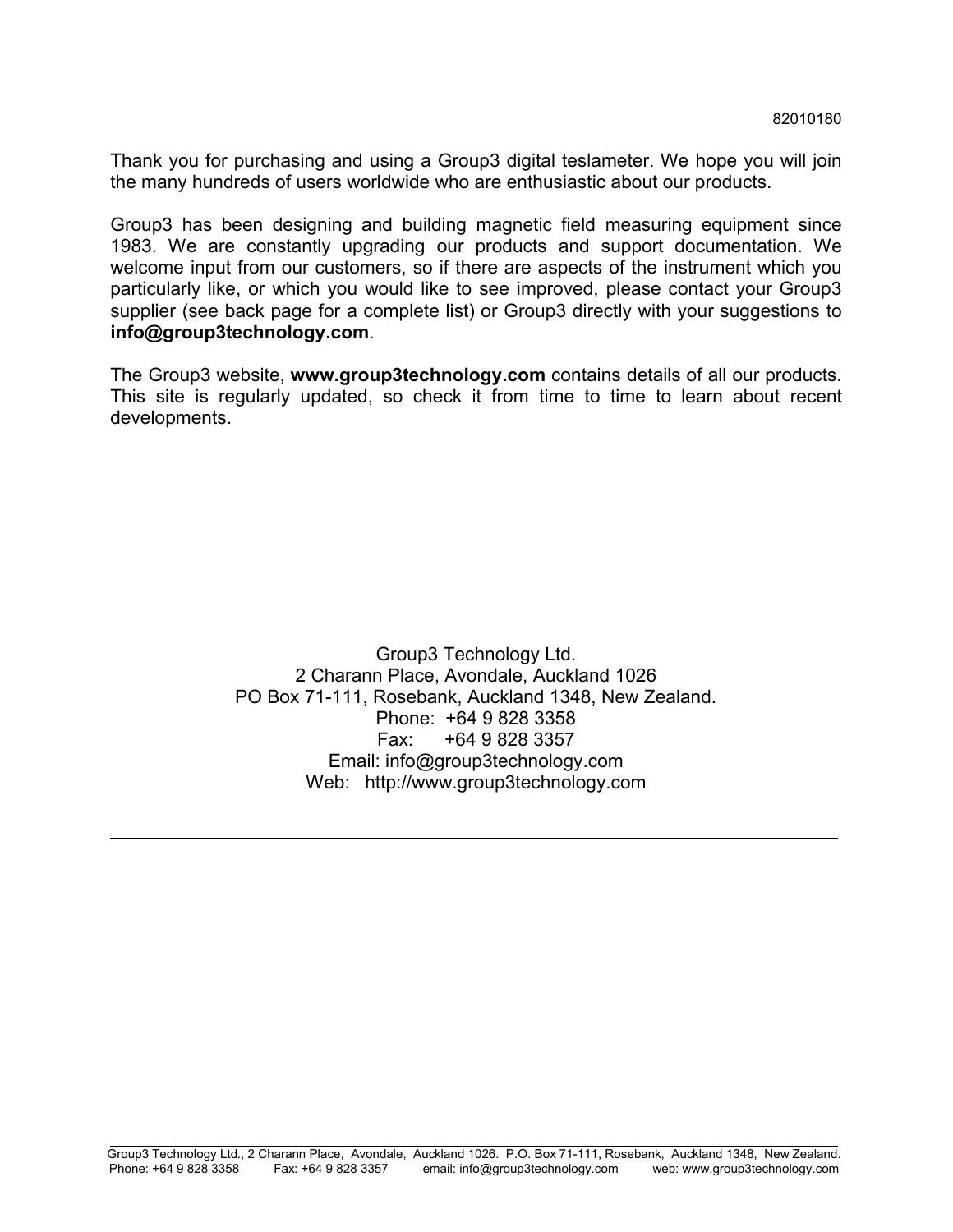82010180

Thank you for purchasing and using a Group3 digital teslameter. We hope you will join the many hundreds of users worldwide who are enthusiastic about our products.

Group3 has been designing and building magnetic field measuring equipment since 1983. We are constantly upgrading our products and support documentation. We welcome input from our customers, so if there are aspects of the instrument which you particularly like, or which you would like to see improved, please contact your Group3 supplier (see back page for a complete list) or Group3 directly with your suggestions to **info@group3technology.com**.

The Group3 website, **www.group3technology.com** contains details of all our products. This site is regularly updated, so check it from time to time to learn about recent developments.

Group3 Technology Ltd.
2 Charann Place, Avondale, Auckland 1026
PO Box 71-111, Rosebank, Auckland 1348, New Zealand.
Phone: +64 9 828 3358
Fax: +64 9 828 3357
Email: info@group3technology.com
Web: http://www.group3technology.com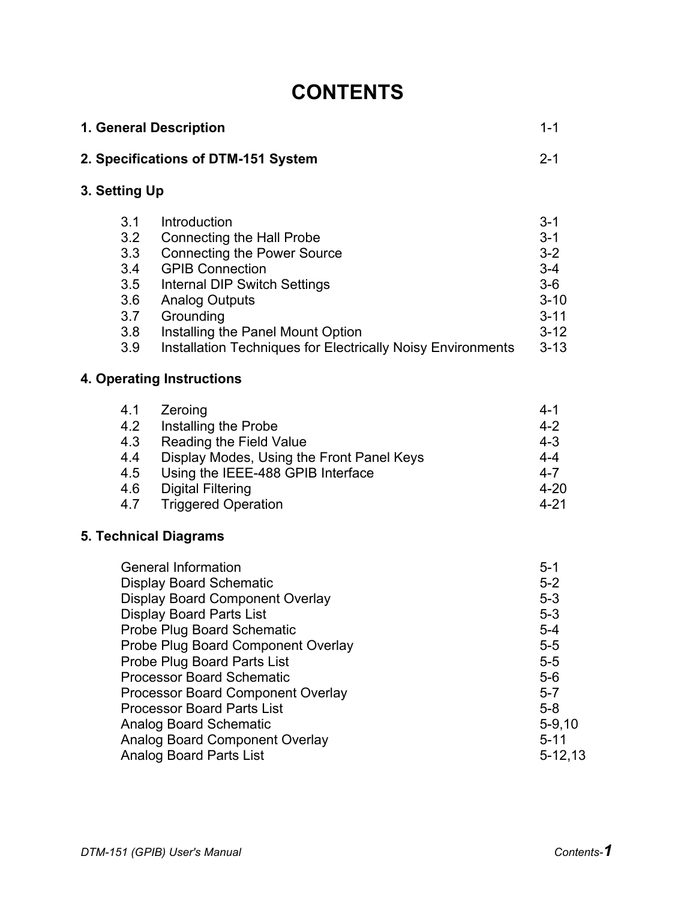# CONTENTS

| | | |
|---|---|---|
| **1. General Description** | | 1-1 |
| **2. Specifications of DTM-151 System** | | 2-1 |
| **3. Setting Up** | | |
| 3.1 | Introduction | 3-1 |
| 3.2 | Connecting the Hall Probe | 3-1 |
| 3.3 | Connecting the Power Source | 3-2 |
| 3.4 | GPIB Connection | 3-4 |
| 3.5 | Internal DIP Switch Settings | 3-6 |
| 3.6 | Analog Outputs | 3-10 |
| 3.7 | Grounding | 3-11 |
| 3.8 | Installing the Panel Mount Option | 3-12 |
| 3.9 | Installation Techniques for Electrically Noisy Environments | 3-13 |
| **4. Operating Instructions** | | |
| 4.1 | Zeroing | 4-1 |
| 4.2 | Installing the Probe | 4-2 |
| 4.3 | Reading the Field Value | 4-3 |
| 4.4 | Display Modes, Using the Front Panel Keys | 4-4 |
| 4.5 | Using the IEEE-488 GPIB Interface | 4-7 |
| 4.6 | Digital Filtering | 4-20 |
| 4.7 | Triggered Operation | 4-21 |
| **5. Technical Diagrams** | | |
| | General Information | 5-1 |
| | Display Board Schematic | 5-2 |
| | Display Board Component Overlay | 5-3 |
| | Display Board Parts List | 5-3 |
| | Probe Plug Board Schematic | 5-4 |
| | Probe Plug Board Component Overlay | 5-5 |
| | Probe Plug Board Parts List | 5-5 |
| | Processor Board Schematic | 5-6 |
| | Processor Board Component Overlay | 5-7 |
| | Processor Board Parts List | 5-8 |
| | Analog Board Schematic | 5-9,10 |
| | Analog Board Component Overlay | 5-11 |
| | Analog Board Parts List | 5-12,13 |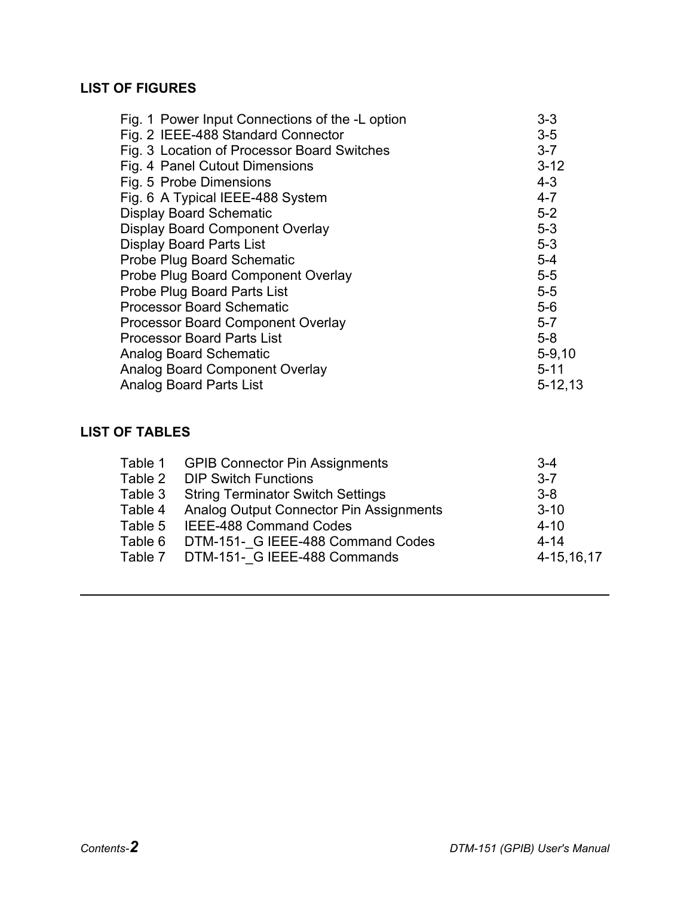## LIST OF FIGURES

| | |
|---|---|
| Fig. 1 Power Input Connections of the -L option | 3-3 |
| Fig. 2 IEEE-488 Standard Connector | 3-5 |
| Fig. 3 Location of Processor Board Switches | 3-7 |
| Fig. 4 Panel Cutout Dimensions | 3-12 |
| Fig. 5 Probe Dimensions | 4-3 |
| Fig. 6 A Typical IEEE-488 System | 4-7 |
| Display Board Schematic | 5-2 |
| Display Board Component Overlay | 5-3 |
| Display Board Parts List | 5-3 |
| Probe Plug Board Schematic | 5-4 |
| Probe Plug Board Component Overlay | 5-5 |
| Probe Plug Board Parts List | 5-5 |
| Processor Board Schematic | 5-6 |
| Processor Board Component Overlay | 5-7 |
| Processor Board Parts List | 5-8 |
| Analog Board Schematic | 5-9,10 |
| Analog Board Component Overlay | 5-11 |
| Analog Board Parts List | 5-12,13 |

## LIST OF TABLES

| | | |
|---|---|---|
| Table 1 | GPIB Connector Pin Assignments | 3-4 |
| Table 2 | DIP Switch Functions | 3-7 |
| Table 3 | String Terminator Switch Settings | 3-8 |
| Table 4 | Analog Output Connector Pin Assignments | 3-10 |
| Table 5 | IEEE-488 Command Codes | 4-10 |
| Table 6 | DTM-151-_G IEEE-488 Command Codes | 4-14 |
| Table 7 | DTM-151-_G IEEE-488 Commands | 4-15,16,17 |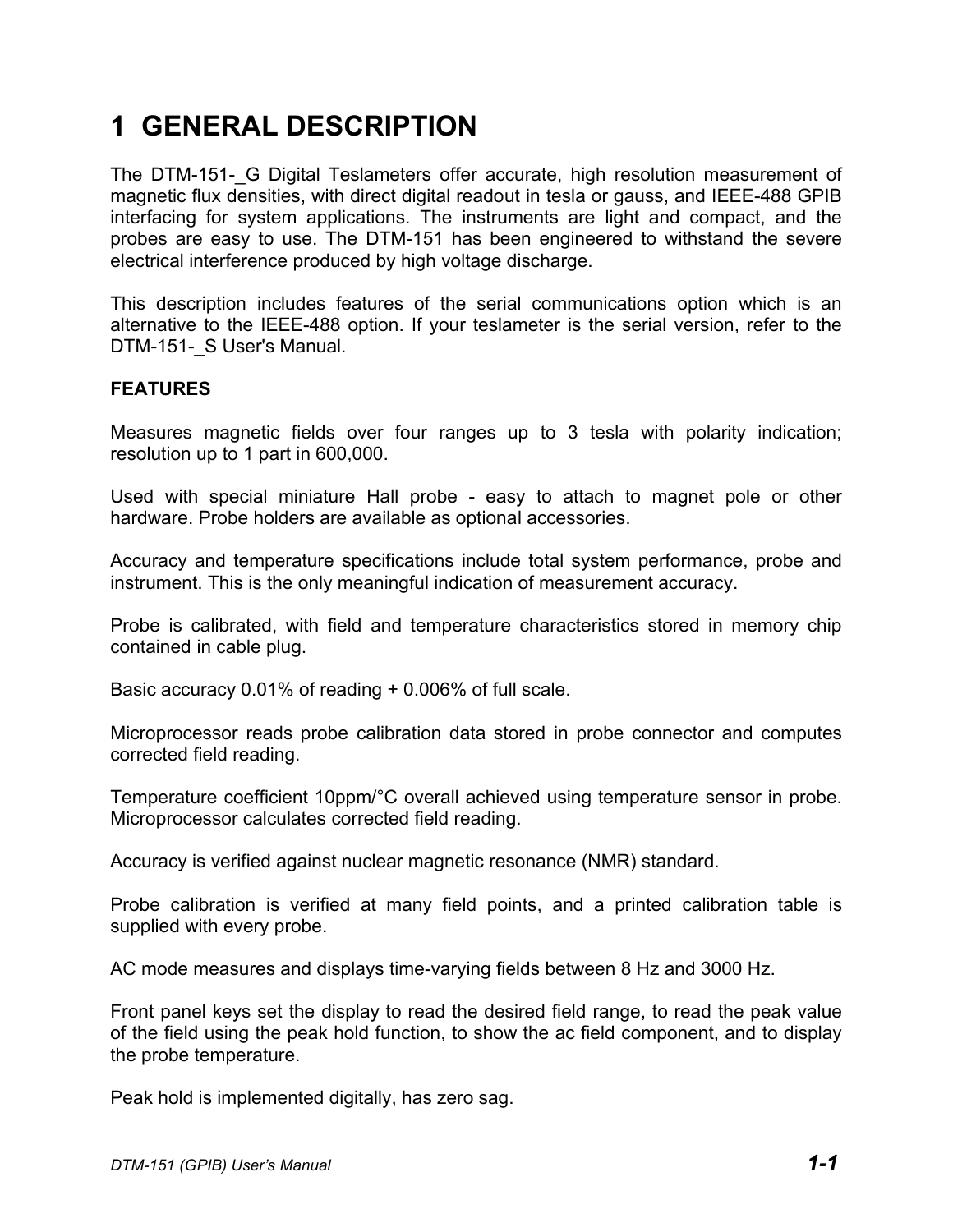# 1 GENERAL DESCRIPTION

The DTM-151-_G Digital Teslameters offer accurate, high resolution measurement of magnetic flux densities, with direct digital readout in tesla or gauss, and IEEE-488 GPIB interfacing for system applications. The instruments are light and compact, and the probes are easy to use. The DTM-151 has been engineered to withstand the severe electrical interference produced by high voltage discharge.

This description includes features of the serial communications option which is an alternative to the IEEE-488 option. If your teslameter is the serial version, refer to the DTM-151-_S User's Manual.

**FEATURES**

Measures magnetic fields over four ranges up to 3 tesla with polarity indication; resolution up to 1 part in 600,000.

Used with special miniature Hall probe - easy to attach to magnet pole or other hardware. Probe holders are available as optional accessories.

Accuracy and temperature specifications include total system performance, probe and instrument. This is the only meaningful indication of measurement accuracy.

Probe is calibrated, with field and temperature characteristics stored in memory chip contained in cable plug.

Basic accuracy 0.01% of reading + 0.006% of full scale.

Microprocessor reads probe calibration data stored in probe connector and computes corrected field reading.

Temperature coefficient 10ppm/°C overall achieved using temperature sensor in probe. Microprocessor calculates corrected field reading.

Accuracy is verified against nuclear magnetic resonance (NMR) standard.

Probe calibration is verified at many field points, and a printed calibration table is supplied with every probe.

AC mode measures and displays time-varying fields between 8 Hz and 3000 Hz.

Front panel keys set the display to read the desired field range, to read the peak value of the field using the peak hold function, to show the ac field component, and to display the probe temperature.

Peak hold is implemented digitally, has zero sag.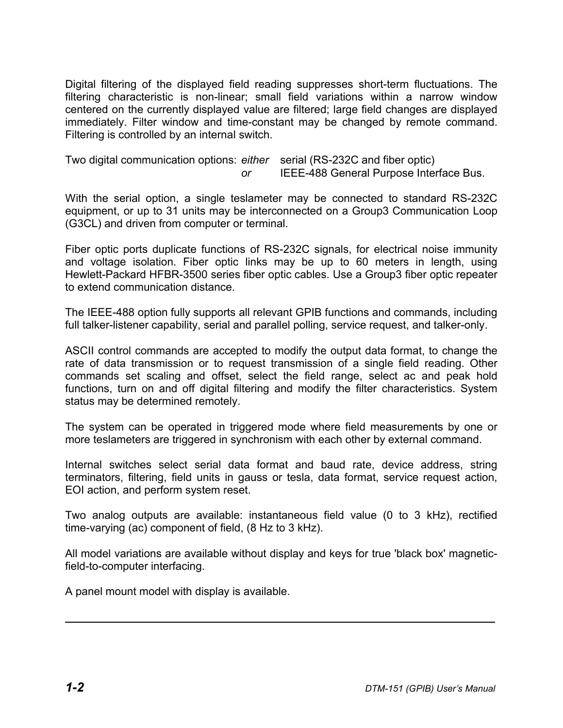Digital filtering of the displayed field reading suppresses short-term fluctuations. The filtering characteristic is non-linear; small field variations within a narrow window centered on the currently displayed value are filtered; large field changes are displayed immediately. Filter window and time-constant may be changed by remote command. Filtering is controlled by an internal switch.

Two digital communication options: *either* serial (RS-232C and fiber optic)
*or* IEEE-488 General Purpose Interface Bus.

With the serial option, a single teslameter may be connected to standard RS-232C equipment, or up to 31 units may be interconnected on a Group3 Communication Loop (G3CL) and driven from computer or terminal.

Fiber optic ports duplicate functions of RS-232C signals, for electrical noise immunity and voltage isolation. Fiber optic links may be up to 60 meters in length, using Hewlett-Packard HFBR-3500 series fiber optic cables. Use a Group3 fiber optic repeater to extend communication distance.

The IEEE-488 option fully supports all relevant GPIB functions and commands, including full talker-listener capability, serial and parallel polling, service request, and talker-only.

ASCII control commands are accepted to modify the output data format, to change the rate of data transmission or to request transmission of a single field reading. Other commands set scaling and offset, select the field range, select ac and peak hold functions, turn on and off digital filtering and modify the filter characteristics. System status may be determined remotely.

The system can be operated in triggered mode where field measurements by one or more teslameters are triggered in synchronism with each other by external command.

Internal switches select serial data format and baud rate, device address, string terminators, filtering, field units in gauss or tesla, data format, service request action, EOI action, and perform system reset.

Two analog outputs are available: instantaneous field value (0 to 3 kHz), rectified time-varying (ac) component of field, (8 Hz to 3 kHz).

All model variations are available without display and keys for true 'black box' magnetic-field-to-computer interfacing.

A panel mount model with display is available.

---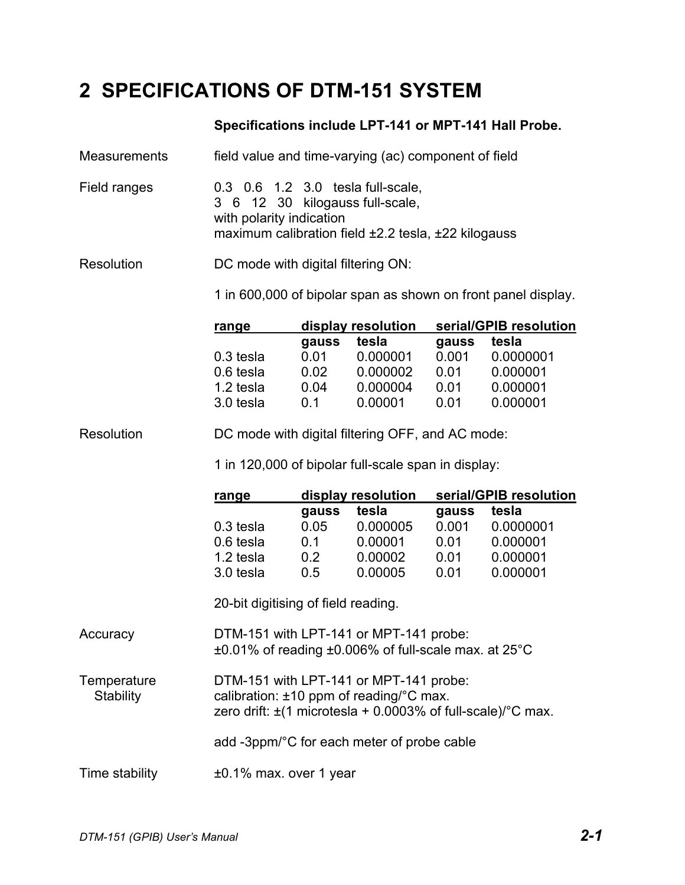# 2 SPECIFICATIONS OF DTM-151 SYSTEM

**Specifications include LPT-141 or MPT-141 Hall Probe.**

Measurements

field value and time-varying (ac) component of field

Field ranges

0.3 0.6 1.2 3.0 tesla full-scale,
3 6 12 30 kilogauss full-scale,
with polarity indication
maximum calibration field ±2.2 tesla, ±22 kilogauss

Resolution

DC mode with digital filtering ON:

1 in 600,000 of bipolar span as shown on front panel display.

| range | display resolution | | serial/GPIB resolution | |
|---|---|---|---|---|
| | **gauss** | **tesla** | **gauss** | **tesla** |
| 0.3 tesla | 0.01 | 0.000001 | 0.001 | 0.0000001 |
| 0.6 tesla | 0.02 | 0.000002 | 0.01 | 0.000001 |
| 1.2 tesla | 0.04 | 0.000004 | 0.01 | 0.000001 |
| 3.0 tesla | 0.1 | 0.00001 | 0.01 | 0.000001 |

Resolution

DC mode with digital filtering OFF, and AC mode:

1 in 120,000 of bipolar full-scale span in display:

| range | display resolution | | serial/GPIB resolution | |
|---|---|---|---|---|
| | **gauss** | **tesla** | **gauss** | **tesla** |
| 0.3 tesla | 0.05 | 0.000005 | 0.001 | 0.0000001 |
| 0.6 tesla | 0.1 | 0.00001 | 0.01 | 0.000001 |
| 1.2 tesla | 0.2 | 0.00002 | 0.01 | 0.000001 |
| 3.0 tesla | 0.5 | 0.00005 | 0.01 | 0.000001 |

20-bit digitising of field reading.

Accuracy

DTM-151 with LPT-141 or MPT-141 probe:
±0.01% of reading ±0.006% of full-scale max. at 25°C

Temperature Stability

DTM-151 with LPT-141 or MPT-141 probe:
calibration: ±10 ppm of reading/°C max.
zero drift: ±(1 microtesla + 0.0003% of full-scale)/°C max.

add -3ppm/°C for each meter of probe cable

Time stability

±0.1% max. over 1 year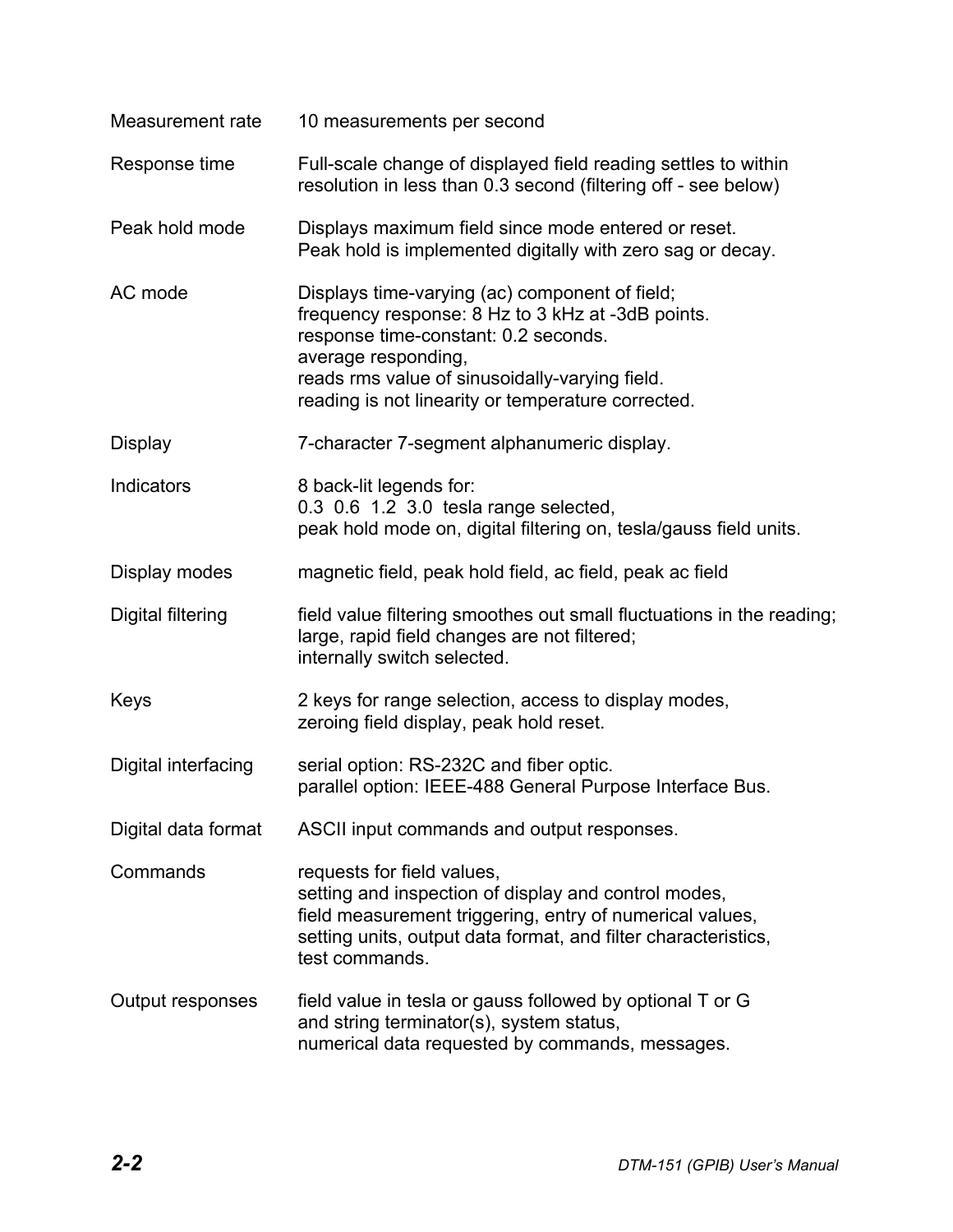| | |
|---|---|
| Measurement rate | 10 measurements per second |
| Response time | Full-scale change of displayed field reading settles to within resolution in less than 0.3 second (filtering off - see below) |
| Peak hold mode | Displays maximum field since mode entered or reset.<br>Peak hold is implemented digitally with zero sag or decay. |
| AC mode | Displays time-varying (ac) component of field;<br>frequency response: 8 Hz to 3 kHz at -3dB points.<br>response time-constant: 0.2 seconds.<br>average responding,<br>reads rms value of sinusoidally-varying field.<br>reading is not linearity or temperature corrected. |
| Display | 7-character 7-segment alphanumeric display. |
| Indicators | 8 back-lit legends for:<br>0.3 0.6 1.2 3.0 tesla range selected,<br>peak hold mode on, digital filtering on, tesla/gauss field units. |
| Display modes | magnetic field, peak hold field, ac field, peak ac field |
| Digital filtering | field value filtering smoothes out small fluctuations in the reading;<br>large, rapid field changes are not filtered;<br>internally switch selected. |
| Keys | 2 keys for range selection, access to display modes,<br>zeroing field display, peak hold reset. |
| Digital interfacing | serial option: RS-232C and fiber optic.<br>parallel option: IEEE-488 General Purpose Interface Bus. |
| Digital data format | ASCII input commands and output responses. |
| Commands | requests for field values,<br>setting and inspection of display and control modes,<br>field measurement triggering, entry of numerical values,<br>setting units, output data format, and filter characteristics,<br>test commands. |
| Output responses | field value in tesla or gauss followed by optional T or G<br>and string terminator(s), system status,<br>numerical data requested by commands, messages. |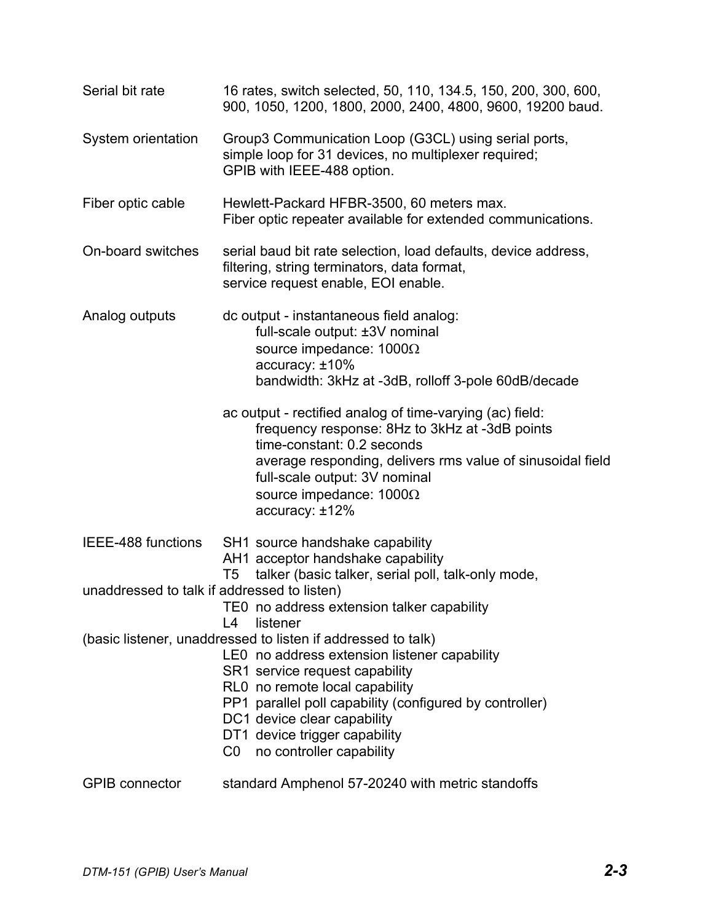| | |
|---|---|
| Serial bit rate | 16 rates, switch selected, 50, 110, 134.5, 150, 200, 300, 600, 900, 1050, 1200, 1800, 2000, 2400, 4800, 9600, 19200 baud. |
| System orientation | Group3 Communication Loop (G3CL) using serial ports, simple loop for 31 devices, no multiplexer required; GPIB with IEEE-488 option. |
| Fiber optic cable | Hewlett-Packard HFBR-3500, 60 meters max. Fiber optic repeater available for extended communications. |
| On-board switches | serial baud bit rate selection, load defaults, device address, filtering, string terminators, data format, service request enable, EOI enable. |

Analog outputs

dc output - instantaneous field analog:

- full-scale output: ±3V nominal
- source impedance: 1000Ω
- accuracy: ±10%
- bandwidth: 3kHz at -3dB, rolloff 3-pole 60dB/decade

ac output - rectified analog of time-varying (ac) field:

- frequency response: 8Hz to 3kHz at -3dB points
- time-constant: 0.2 seconds
- average responding, delivers rms value of sinusoidal field
- full-scale output: 3V nominal
- source impedance: 1000Ω
- accuracy: ±12%

IEEE-488 functions

- SH1 source handshake capability
- AH1 acceptor handshake capability
- T5 talker (basic talker, serial poll, talk-only mode, unaddressed to talk if addressed to listen)
- TE0 no address extension talker capability
- L4 listener (basic listener, unaddressed to listen if addressed to talk)
- LE0 no address extension listener capability
- SR1 service request capability
- RL0 no remote local capability
- PP1 parallel poll capability (configured by controller)
- DC1 device clear capability
- DT1 device trigger capability
- C0 no controller capability

GPIB connector — standard Amphenol 57-20240 with metric standoffs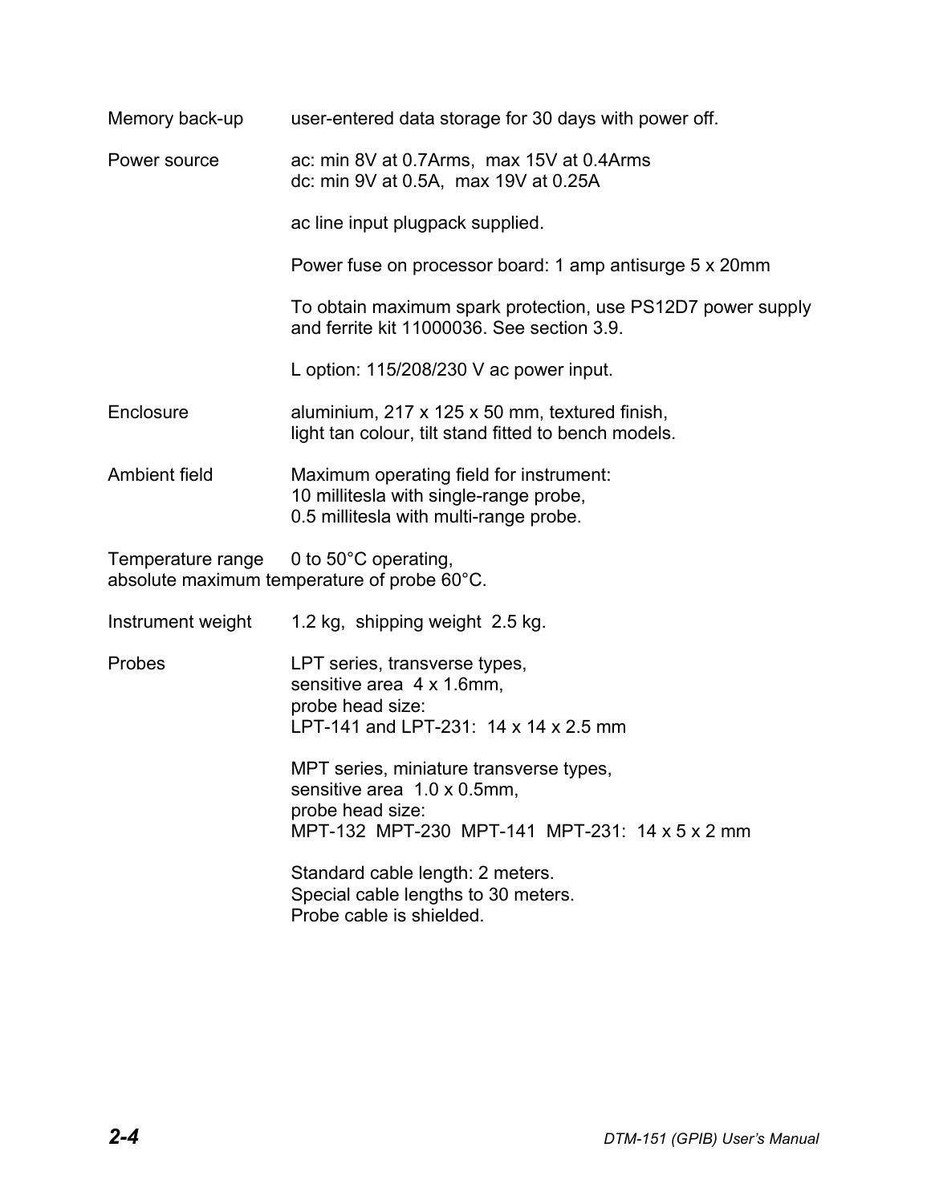| | |
|---|---|
| Memory back-up | user-entered data storage for 30 days with power off. |
| Power source | ac: min 8V at 0.7Arms, max 15V at 0.4Arms<br>dc: min 9V at 0.5A, max 19V at 0.25A<br><br>ac line input plugpack supplied.<br><br>Power fuse on processor board: 1 amp antisurge 5 x 20mm<br><br>To obtain maximum spark protection, use PS12D7 power supply and ferrite kit 11000036. See section 3.9.<br><br>L option: 115/208/230 V ac power input. |
| Enclosure | aluminium, 217 x 125 x 50 mm, textured finish,<br>light tan colour, tilt stand fitted to bench models. |
| Ambient field | Maximum operating field for instrument:<br>10 millitesla with single-range probe,<br>0.5 millitesla with multi-range probe. |

Temperature range 0 to 50°C operating,
absolute maximum temperature of probe 60°C.

| | |
|---|---|
| Instrument weight | 1.2 kg, shipping weight 2.5 kg. |
| Probes | LPT series, transverse types,<br>sensitive area 4 x 1.6mm,<br>probe head size:<br>LPT-141 and LPT-231: 14 x 14 x 2.5 mm<br><br>MPT series, miniature transverse types,<br>sensitive area 1.0 x 0.5mm,<br>probe head size:<br>MPT-132 MPT-230 MPT-141 MPT-231: 14 x 5 x 2 mm<br><br>Standard cable length: 2 meters.<br>Special cable lengths to 30 meters.<br>Probe cable is shielded. |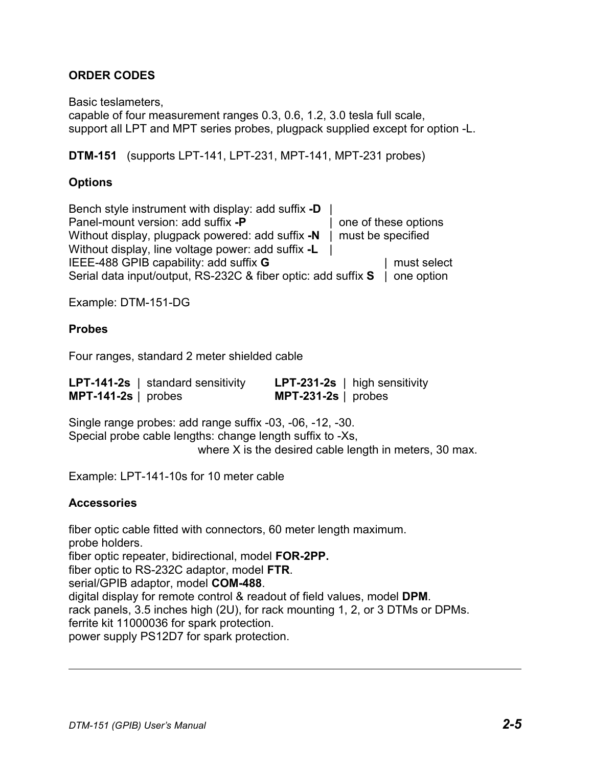## ORDER CODES

Basic teslameters,
capable of four measurement ranges 0.3, 0.6, 1.2, 3.0 tesla full scale,
support all LPT and MPT series probes, plugpack supplied except for option -L.

**DTM-151** (supports LPT-141, LPT-231, MPT-141, MPT-231 probes)

### Options

Bench style instrument with display: add suffix **-D** |
Panel-mount version: add suffix **-P** | one of these options
Without display, plugpack powered: add suffix **-N** | must be specified
Without display, line voltage power: add suffix **-L** |
IEEE-488 GPIB capability: add suffix **G** | must select
Serial data input/output, RS-232C & fiber optic: add suffix **S** | one option

Example: DTM-151-DG

### Probes

Four ranges, standard 2 meter shielded cable

**LPT-141-2s** | standard sensitivity **LPT-231-2s** | high sensitivity
**MPT-141-2s** | probes **MPT-231-2s** | probes

Single range probes: add range suffix -03, -06, -12, -30.
Special probe cable lengths: change length suffix to -Xs,
where X is the desired cable length in meters, 30 max.

Example: LPT-141-10s for 10 meter cable

### Accessories

fiber optic cable fitted with connectors, 60 meter length maximum.
probe holders.
fiber optic repeater, bidirectional, model **FOR-2PP.**
fiber optic to RS-232C adaptor, model **FTR**.
serial/GPIB adaptor, model **COM-488**.
digital display for remote control & readout of field values, model **DPM**.
rack panels, 3.5 inches high (2U), for rack mounting 1, 2, or 3 DTMs or DPMs.
ferrite kit 11000036 for spark protection.
power supply PS12D7 for spark protection.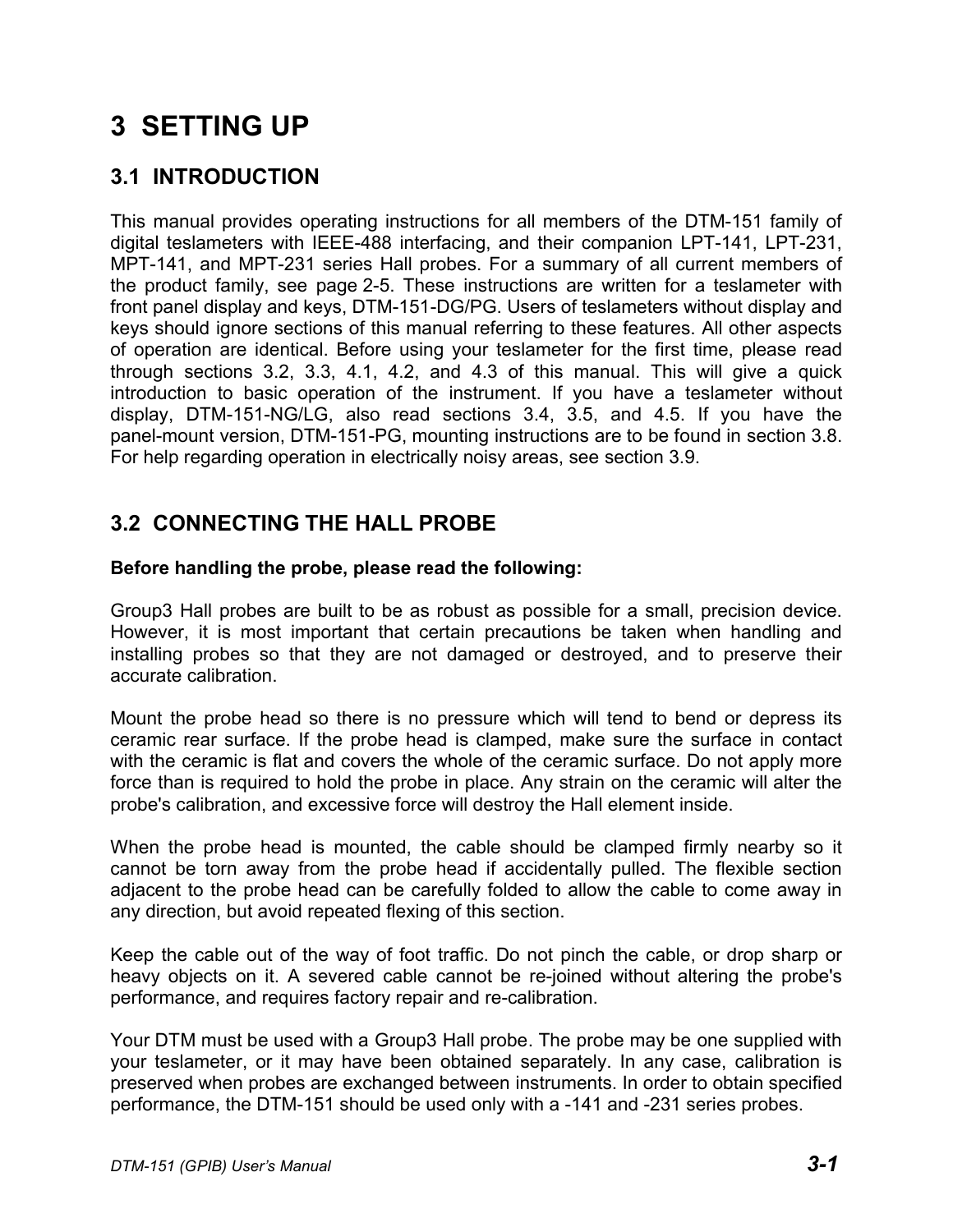# 3 SETTING UP

## 3.1 INTRODUCTION

This manual provides operating instructions for all members of the DTM-151 family of digital teslameters with IEEE-488 interfacing, and their companion LPT-141, LPT-231, MPT-141, and MPT-231 series Hall probes. For a summary of all current members of the product family, see page 2-5. These instructions are written for a teslameter with front panel display and keys, DTM-151-DG/PG. Users of teslameters without display and keys should ignore sections of this manual referring to these features. All other aspects of operation are identical. Before using your teslameter for the first time, please read through sections 3.2, 3.3, 4.1, 4.2, and 4.3 of this manual. This will give a quick introduction to basic operation of the instrument. If you have a teslameter without display, DTM-151-NG/LG, also read sections 3.4, 3.5, and 4.5. If you have the panel-mount version, DTM-151-PG, mounting instructions are to be found in section 3.8. For help regarding operation in electrically noisy areas, see section 3.9.

## 3.2 CONNECTING THE HALL PROBE

**Before handling the probe, please read the following:**

Group3 Hall probes are built to be as robust as possible for a small, precision device. However, it is most important that certain precautions be taken when handling and installing probes so that they are not damaged or destroyed, and to preserve their accurate calibration.

Mount the probe head so there is no pressure which will tend to bend or depress its ceramic rear surface. If the probe head is clamped, make sure the surface in contact with the ceramic is flat and covers the whole of the ceramic surface. Do not apply more force than is required to hold the probe in place. Any strain on the ceramic will alter the probe's calibration, and excessive force will destroy the Hall element inside.

When the probe head is mounted, the cable should be clamped firmly nearby so it cannot be torn away from the probe head if accidentally pulled. The flexible section adjacent to the probe head can be carefully folded to allow the cable to come away in any direction, but avoid repeated flexing of this section.

Keep the cable out of the way of foot traffic. Do not pinch the cable, or drop sharp or heavy objects on it. A severed cable cannot be re-joined without altering the probe's performance, and requires factory repair and re-calibration.

Your DTM must be used with a Group3 Hall probe. The probe may be one supplied with your teslameter, or it may have been obtained separately. In any case, calibration is preserved when probes are exchanged between instruments. In order to obtain specified performance, the DTM-151 should be used only with a -141 and -231 series probes.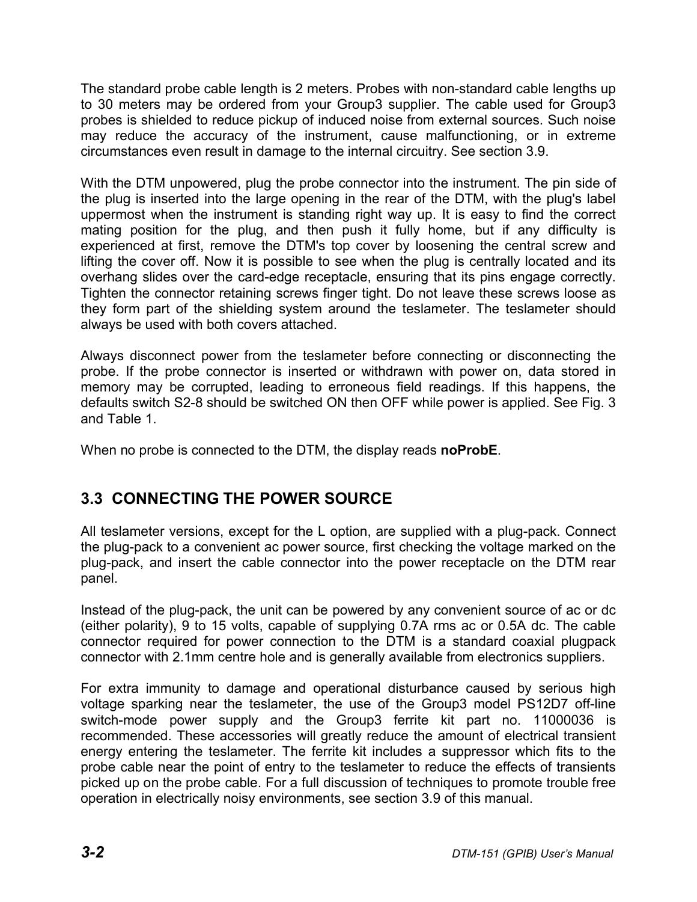The standard probe cable length is 2 meters. Probes with non-standard cable lengths up to 30 meters may be ordered from your Group3 supplier. The cable used for Group3 probes is shielded to reduce pickup of induced noise from external sources. Such noise may reduce the accuracy of the instrument, cause malfunctioning, or in extreme circumstances even result in damage to the internal circuitry. See section 3.9.

With the DTM unpowered, plug the probe connector into the instrument. The pin side of the plug is inserted into the large opening in the rear of the DTM, with the plug's label uppermost when the instrument is standing right way up. It is easy to find the correct mating position for the plug, and then push it fully home, but if any difficulty is experienced at first, remove the DTM's top cover by loosening the central screw and lifting the cover off. Now it is possible to see when the plug is centrally located and its overhang slides over the card-edge receptacle, ensuring that its pins engage correctly. Tighten the connector retaining screws finger tight. Do not leave these screws loose as they form part of the shielding system around the teslameter. The teslameter should always be used with both covers attached.

Always disconnect power from the teslameter before connecting or disconnecting the probe. If the probe connector is inserted or withdrawn with power on, data stored in memory may be corrupted, leading to erroneous field readings. If this happens, the defaults switch S2-8 should be switched ON then OFF while power is applied. See Fig. 3 and Table 1.

When no probe is connected to the DTM, the display reads **noProbE**.

## 3.3 CONNECTING THE POWER SOURCE

All teslameter versions, except for the L option, are supplied with a plug-pack. Connect the plug-pack to a convenient ac power source, first checking the voltage marked on the plug-pack, and insert the cable connector into the power receptacle on the DTM rear panel.

Instead of the plug-pack, the unit can be powered by any convenient source of ac or dc (either polarity), 9 to 15 volts, capable of supplying 0.7A rms ac or 0.5A dc. The cable connector required for power connection to the DTM is a standard coaxial plugpack connector with 2.1mm centre hole and is generally available from electronics suppliers.

For extra immunity to damage and operational disturbance caused by serious high voltage sparking near the teslameter, the use of the Group3 model PS12D7 off-line switch-mode power supply and the Group3 ferrite kit part no. 11000036 is recommended. These accessories will greatly reduce the amount of electrical transient energy entering the teslameter. The ferrite kit includes a suppressor which fits to the probe cable near the point of entry to the teslameter to reduce the effects of transients picked up on the probe cable. For a full discussion of techniques to promote trouble free operation in electrically noisy environments, see section 3.9 of this manual.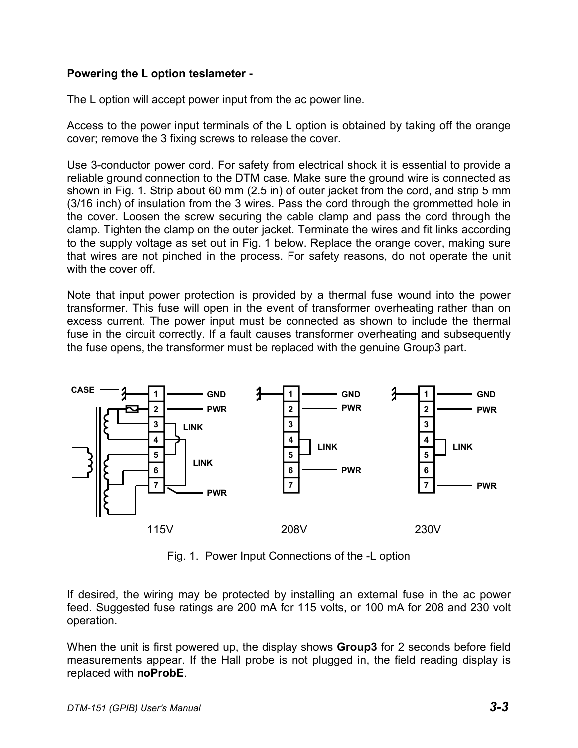**Powering the L option teslameter -**

The L option will accept power input from the ac power line.

Access to the power input terminals of the L option is obtained by taking off the orange cover; remove the 3 fixing screws to release the cover.

Use 3-conductor power cord. For safety from electrical shock it is essential to provide a reliable ground connection to the DTM case. Make sure the ground wire is connected as shown in Fig. 1. Strip about 60 mm (2.5 in) of outer jacket from the cord, and strip 5 mm (3/16 inch) of insulation from the 3 wires. Pass the cord through the grommetted hole in the cover. Loosen the screw securing the cable clamp and pass the cord through the clamp. Tighten the clamp on the outer jacket. Terminate the wires and fit links according to the supply voltage as set out in Fig. 1 below. Replace the orange cover, making sure that wires are not pinched in the process. For safety reasons, do not operate the unit with the cover off.

Note that input power protection is provided by a thermal fuse wound into the power transformer. This fuse will open in the event of transformer overheating rather than on excess current. The power input must be connected as shown to include the thermal fuse in the circuit correctly. If a fault causes transformer overheating and subsequently the fuse opens, the transformer must be replaced with the genuine Group3 part.

Fig. 1. Power Input Connections of the -L option

If desired, the wiring may be protected by installing an external fuse in the ac power feed. Suggested fuse ratings are 200 mA for 115 volts, or 100 mA for 208 and 230 volt operation.

When the unit is first powered up, the display shows **Group3** for 2 seconds before field measurements appear. If the Hall probe is not plugged in, the field reading display is replaced with **noProbE**.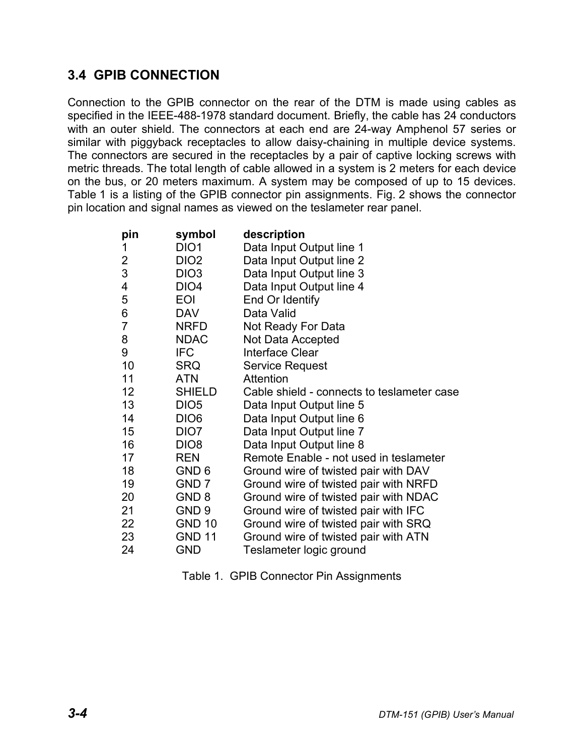## 3.4 GPIB CONNECTION

Connection to the GPIB connector on the rear of the DTM is made using cables as specified in the IEEE-488-1978 standard document. Briefly, the cable has 24 conductors with an outer shield. The connectors at each end are 24-way Amphenol 57 series or similar with piggyback receptacles to allow daisy-chaining in multiple device systems. The connectors are secured in the receptacles by a pair of captive locking screws with metric threads. The total length of cable allowed in a system is 2 meters for each device on the bus, or 20 meters maximum. A system may be composed of up to 15 devices. Table 1 is a listing of the GPIB connector pin assignments. Fig. 2 shows the connector pin location and signal names as viewed on the teslameter rear panel.

| pin | symbol | description |
|---|---|---|
| 1 | DIO1 | Data Input Output line 1 |
| 2 | DIO2 | Data Input Output line 2 |
| 3 | DIO3 | Data Input Output line 3 |
| 4 | DIO4 | Data Input Output line 4 |
| 5 | EOI | End Or Identify |
| 6 | DAV | Data Valid |
| 7 | NRFD | Not Ready For Data |
| 8 | NDAC | Not Data Accepted |
| 9 | IFC | Interface Clear |
| 10 | SRQ | Service Request |
| 11 | ATN | Attention |
| 12 | SHIELD | Cable shield - connects to teslameter case |
| 13 | DIO5 | Data Input Output line 5 |
| 14 | DIO6 | Data Input Output line 6 |
| 15 | DIO7 | Data Input Output line 7 |
| 16 | DIO8 | Data Input Output line 8 |
| 17 | REN | Remote Enable - not used in teslameter |
| 18 | GND 6 | Ground wire of twisted pair with DAV |
| 19 | GND 7 | Ground wire of twisted pair with NRFD |
| 20 | GND 8 | Ground wire of twisted pair with NDAC |
| 21 | GND 9 | Ground wire of twisted pair with IFC |
| 22 | GND 10 | Ground wire of twisted pair with SRQ |
| 23 | GND 11 | Ground wire of twisted pair with ATN |
| 24 | GND | Teslameter logic ground |

Table 1. GPIB Connector Pin Assignments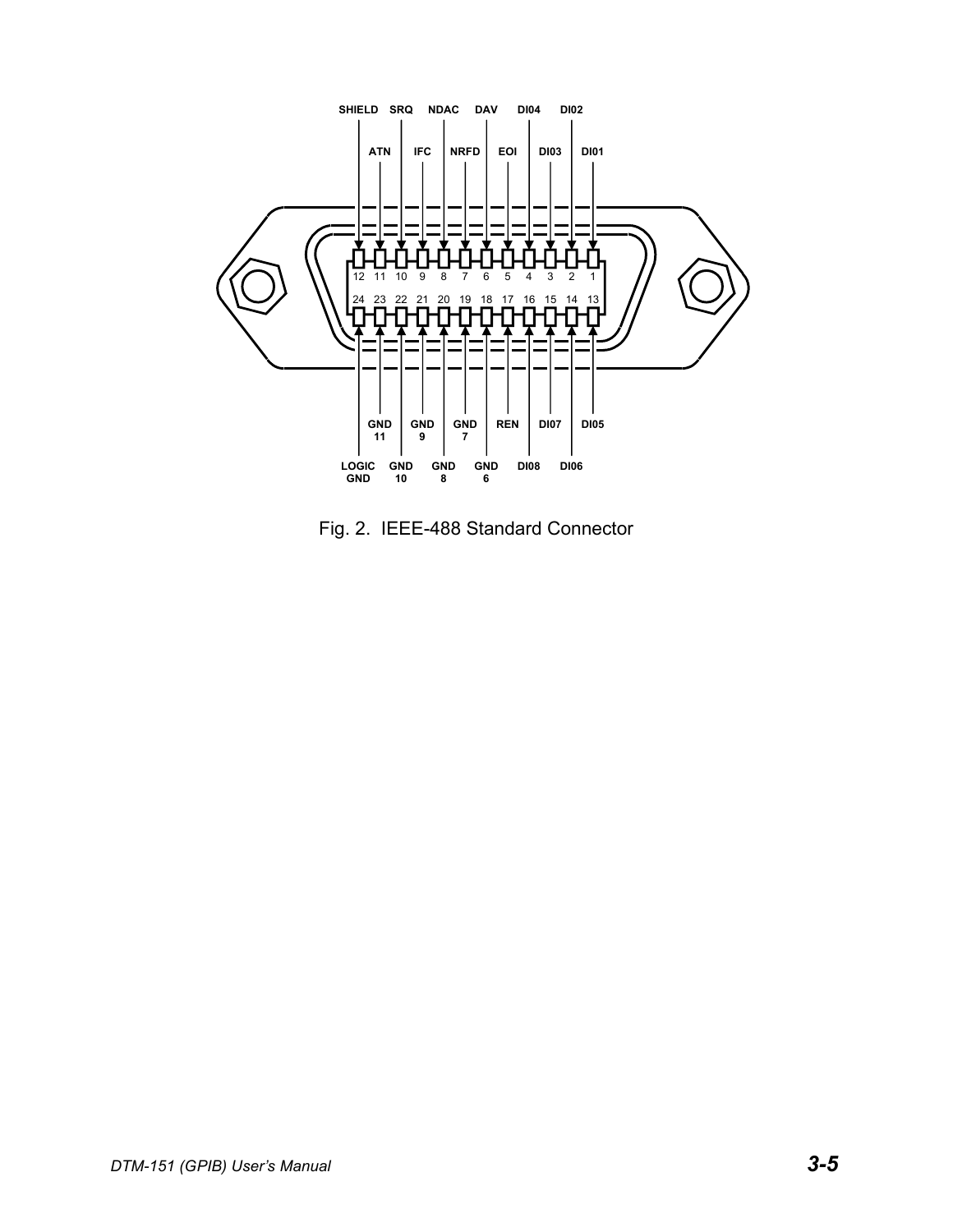| Pin | Signal | Pin | Signal |
|---|---|---|---|
| 1 | DI01 | 13 | DI05 |
| 2 | DI02 | 14 | DI06 |
| 3 | DI03 | 15 | DI07 |
| 4 | DI04 | 16 | DI08 |
| 5 | EOI | 17 | REN |
| 6 | DAV | 18 | GND 6 |
| 7 | NRFD | 19 | GND 7 |
| 8 | NDAC | 20 | GND 8 |
| 9 | IFC | 21 | GND 9 |
| 10 | SRQ | 22 | GND 10 |
| 11 | ATN | 23 | GND 11 |
| 12 | SHIELD | 24 | LOGIC GND |

Fig. 2. IEEE-488 Standard Connector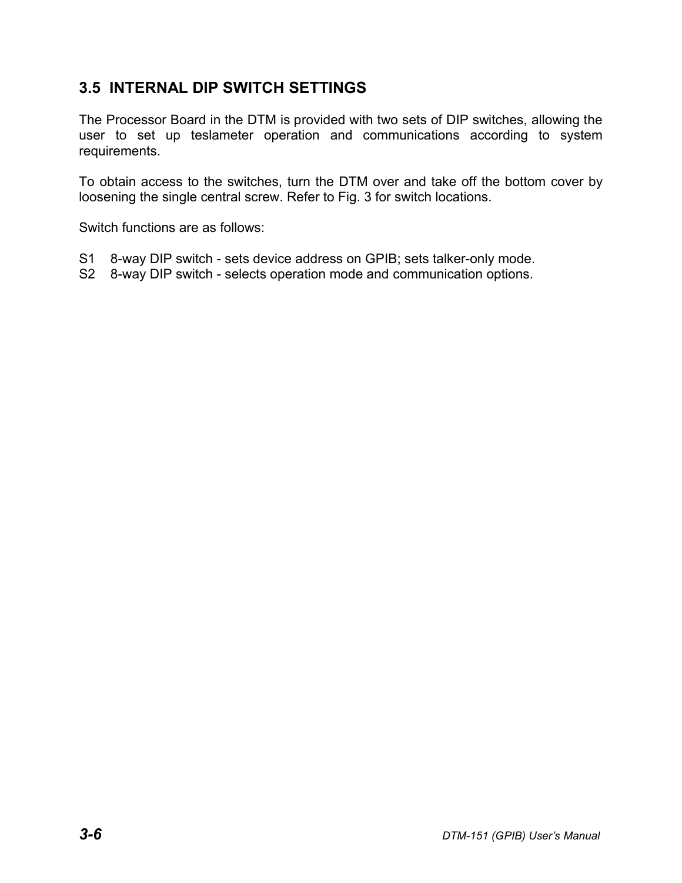## 3.5 INTERNAL DIP SWITCH SETTINGS

The Processor Board in the DTM is provided with two sets of DIP switches, allowing the user to set up teslameter operation and communications according to system requirements.

To obtain access to the switches, turn the DTM over and take off the bottom cover by loosening the single central screw. Refer to Fig. 3 for switch locations.

Switch functions are as follows:

S1 8-way DIP switch - sets device address on GPIB; sets talker-only mode.
S2 8-way DIP switch - selects operation mode and communication options.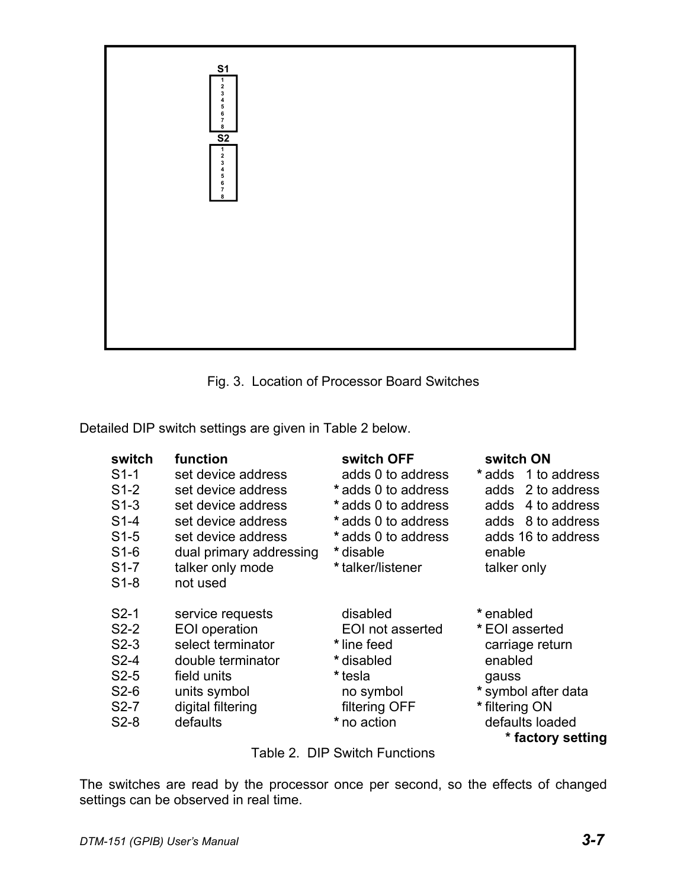S1
1
2
3
4
5
6
7
8
S2
1
2
3
4
5
6
7
8

Fig. 3. Location of Processor Board Switches

Detailed DIP switch settings are given in Table 2 below.

| switch | function | switch OFF | switch ON |
|---|---|---|---|
| S1-1 | set device address | adds 0 to address | * adds 1 to address |
| S1-2 | set device address | * adds 0 to address | adds 2 to address |
| S1-3 | set device address | * adds 0 to address | adds 4 to address |
| S1-4 | set device address | * adds 0 to address | adds 8 to address |
| S1-5 | set device address | * adds 0 to address | adds 16 to address |
| S1-6 | dual primary addressing | * disable | enable |
| S1-7 | talker only mode | * talker/listener | talker only |
| S1-8 | not used | | |
| | | | |
| S2-1 | service requests | disabled | * enabled |
| S2-2 | EOI operation | EOI not asserted | * EOI asserted |
| S2-3 | select terminator | * line feed | carriage return |
| S2-4 | double terminator | * disabled | enabled |
| S2-5 | field units | * tesla | gauss |
| S2-6 | units symbol | no symbol | * symbol after data |
| S2-7 | digital filtering | filtering OFF | * filtering ON |
| S2-8 | defaults | * no action | defaults loaded |

**\* factory setting**

Table 2. DIP Switch Functions

The switches are read by the processor once per second, so the effects of changed settings can be observed in real time.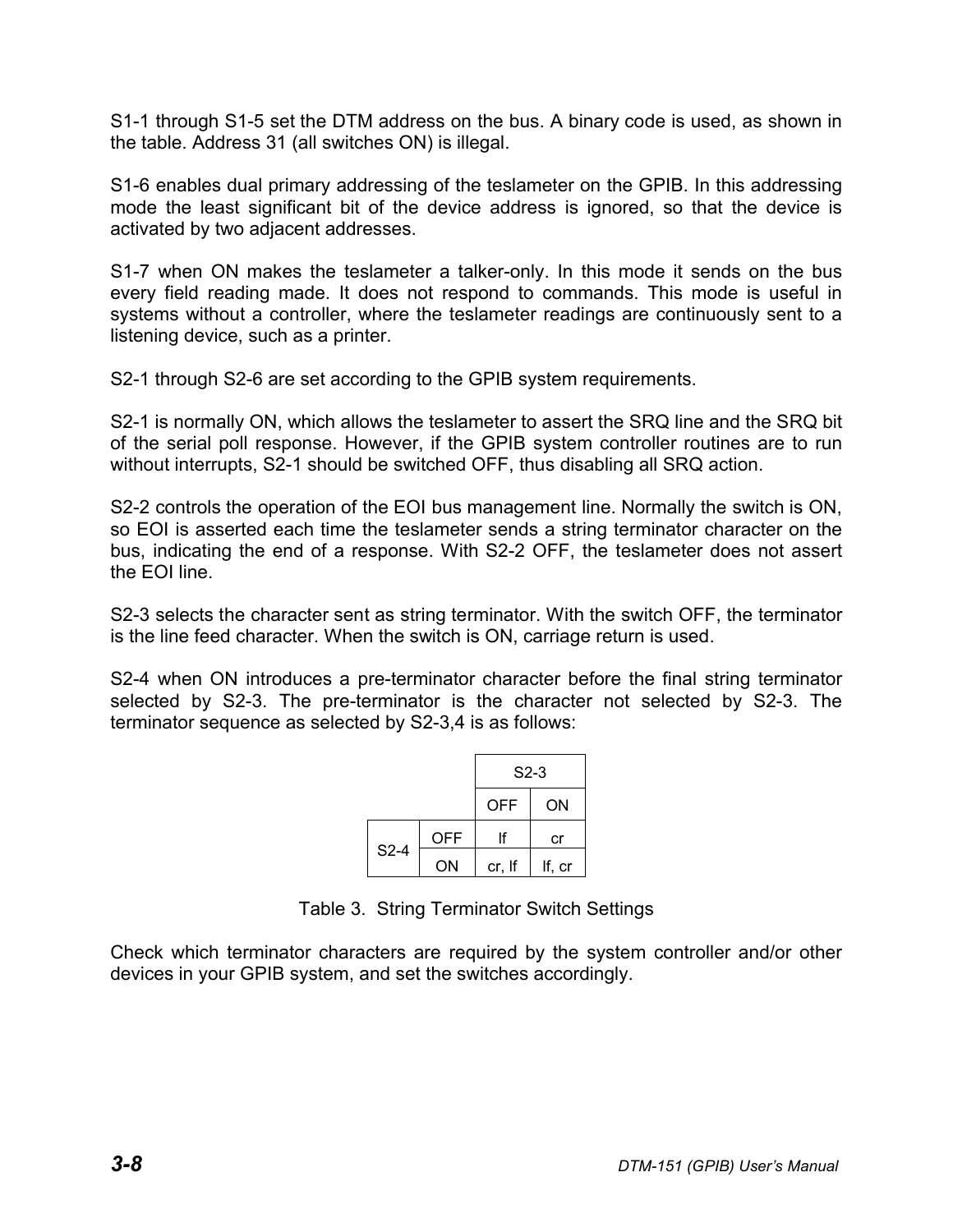S1-1 through S1-5 set the DTM address on the bus. A binary code is used, as shown in the table. Address 31 (all switches ON) is illegal.

S1-6 enables dual primary addressing of the teslameter on the GPIB. In this addressing mode the least significant bit of the device address is ignored, so that the device is activated by two adjacent addresses.

S1-7 when ON makes the teslameter a talker-only. In this mode it sends on the bus every field reading made. It does not respond to commands. This mode is useful in systems without a controller, where the teslameter readings are continuously sent to a listening device, such as a printer.

S2-1 through S2-6 are set according to the GPIB system requirements.

S2-1 is normally ON, which allows the teslameter to assert the SRQ line and the SRQ bit of the serial poll response. However, if the GPIB system controller routines are to run without interrupts, S2-1 should be switched OFF, thus disabling all SRQ action.

S2-2 controls the operation of the EOI bus management line. Normally the switch is ON, so EOI is asserted each time the teslameter sends a string terminator character on the bus, indicating the end of a response. With S2-2 OFF, the teslameter does not assert the EOI line.

S2-3 selects the character sent as string terminator. With the switch OFF, the terminator is the line feed character. When the switch is ON, carriage return is used.

S2-4 when ON introduces a pre-terminator character before the final string terminator selected by S2-3. The pre-terminator is the character not selected by S2-3. The terminator sequence as selected by S2-3,4 is as follows:

| | | S2-3 | |
|---|---|---|---|
| | | OFF | ON |
| S2-4 | OFF | lf | cr |
| | ON | cr, lf | lf, cr |

Table 3. String Terminator Switch Settings

Check which terminator characters are required by the system controller and/or other devices in your GPIB system, and set the switches accordingly.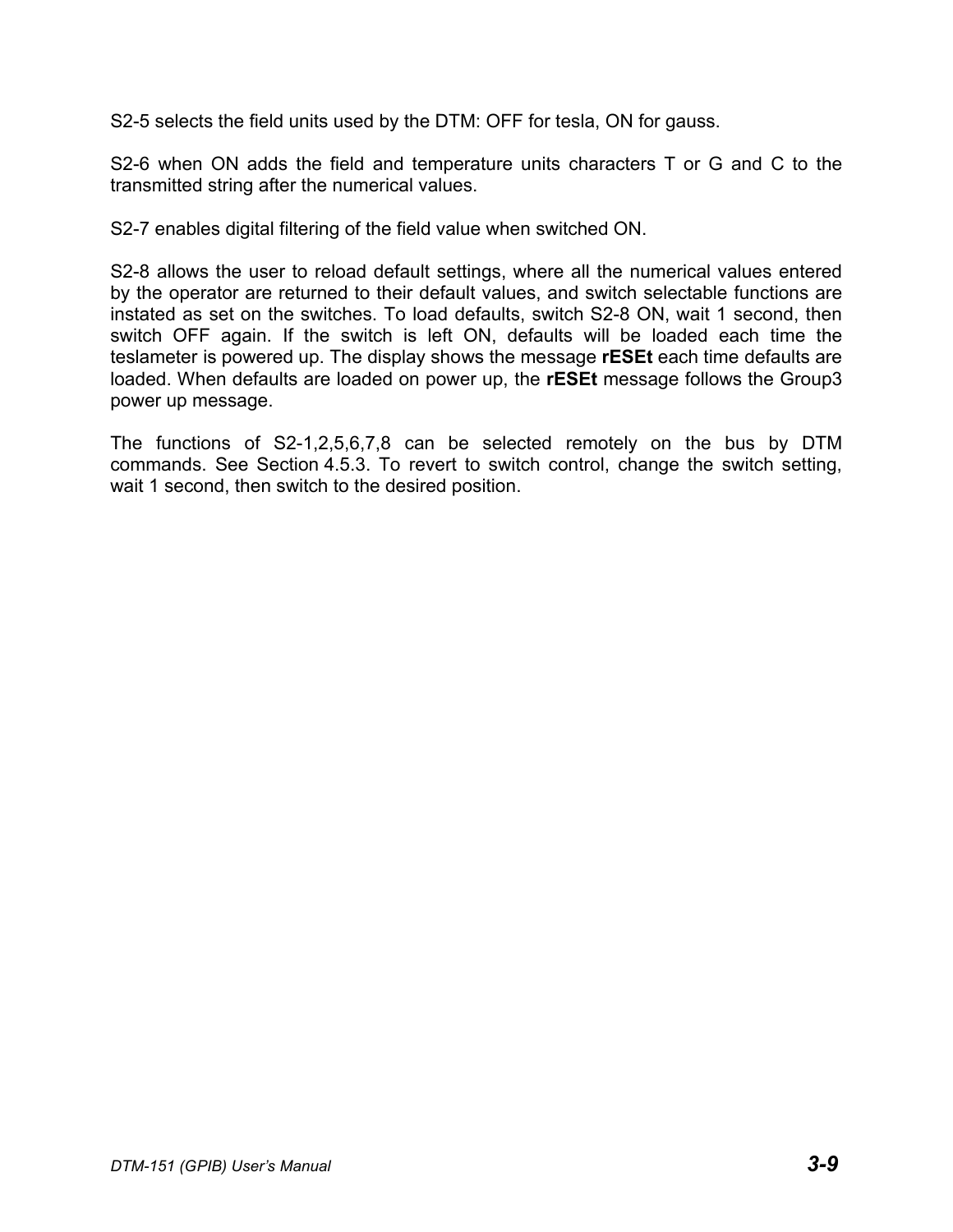S2-5 selects the field units used by the DTM: OFF for tesla, ON for gauss.

S2-6 when ON adds the field and temperature units characters T or G and C to the transmitted string after the numerical values.

S2-7 enables digital filtering of the field value when switched ON.

S2-8 allows the user to reload default settings, where all the numerical values entered by the operator are returned to their default values, and switch selectable functions are instated as set on the switches. To load defaults, switch S2-8 ON, wait 1 second, then switch OFF again. If the switch is left ON, defaults will be loaded each time the teslameter is powered up. The display shows the message **rESEt** each time defaults are loaded. When defaults are loaded on power up, the **rESEt** message follows the Group3 power up message.

The functions of S2-1,2,5,6,7,8 can be selected remotely on the bus by DTM commands. See Section 4.5.3. To revert to switch control, change the switch setting, wait 1 second, then switch to the desired position.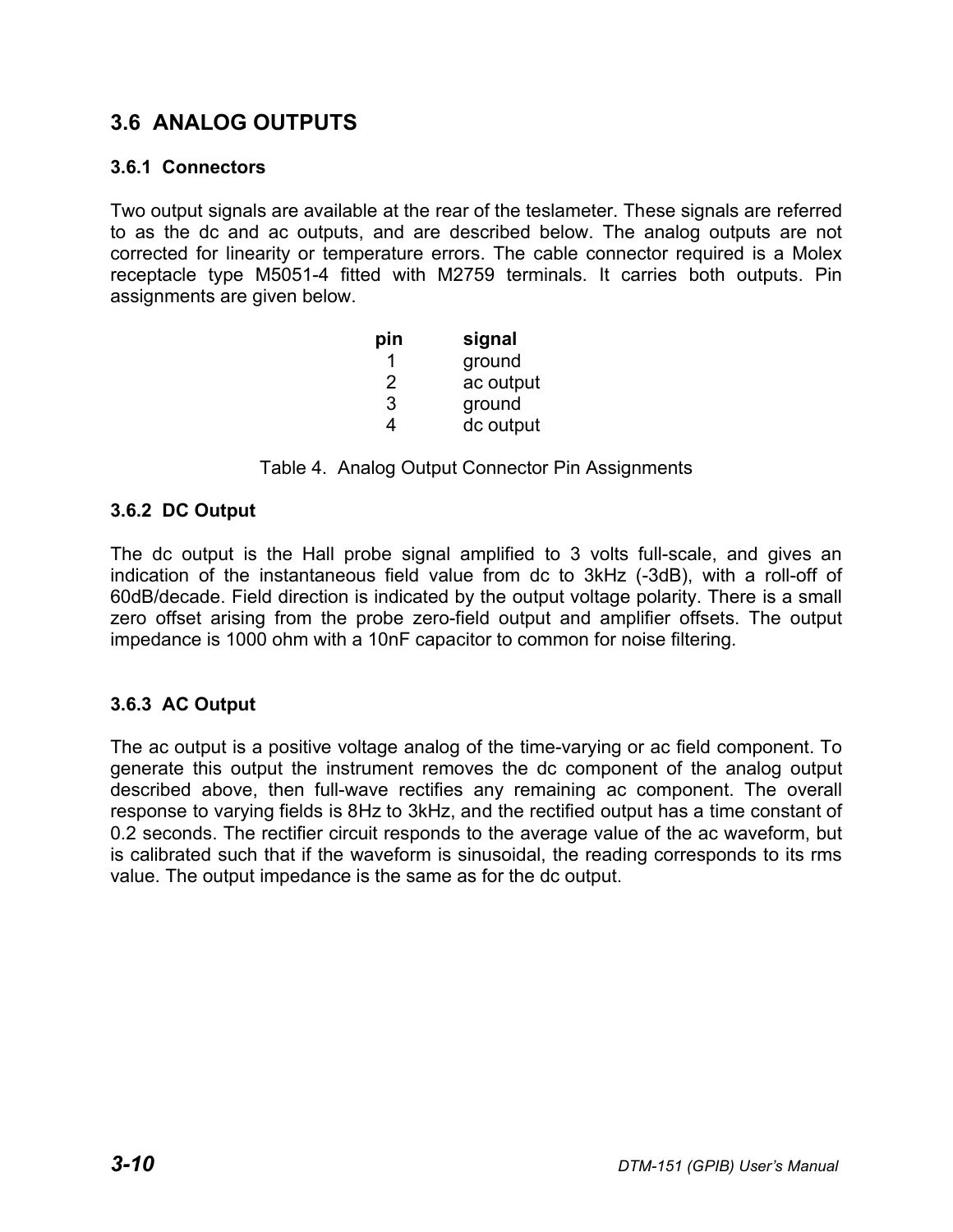## 3.6 ANALOG OUTPUTS

### 3.6.1 Connectors

Two output signals are available at the rear of the teslameter. These signals are referred to as the dc and ac outputs, and are described below. The analog outputs are not corrected for linearity or temperature errors. The cable connector required is a Molex receptacle type M5051-4 fitted with M2759 terminals. It carries both outputs. Pin assignments are given below.

| pin | signal |
|---|---|
| 1 | ground |
| 2 | ac output |
| 3 | ground |
| 4 | dc output |

Table 4. Analog Output Connector Pin Assignments

### 3.6.2 DC Output

The dc output is the Hall probe signal amplified to 3 volts full-scale, and gives an indication of the instantaneous field value from dc to 3kHz (-3dB), with a roll-off of 60dB/decade. Field direction is indicated by the output voltage polarity. There is a small zero offset arising from the probe zero-field output and amplifier offsets. The output impedance is 1000 ohm with a 10nF capacitor to common for noise filtering.

### 3.6.3 AC Output

The ac output is a positive voltage analog of the time-varying or ac field component. To generate this output the instrument removes the dc component of the analog output described above, then full-wave rectifies any remaining ac component. The overall response to varying fields is 8Hz to 3kHz, and the rectified output has a time constant of 0.2 seconds. The rectifier circuit responds to the average value of the ac waveform, but is calibrated such that if the waveform is sinusoidal, the reading corresponds to its rms value. The output impedance is the same as for the dc output.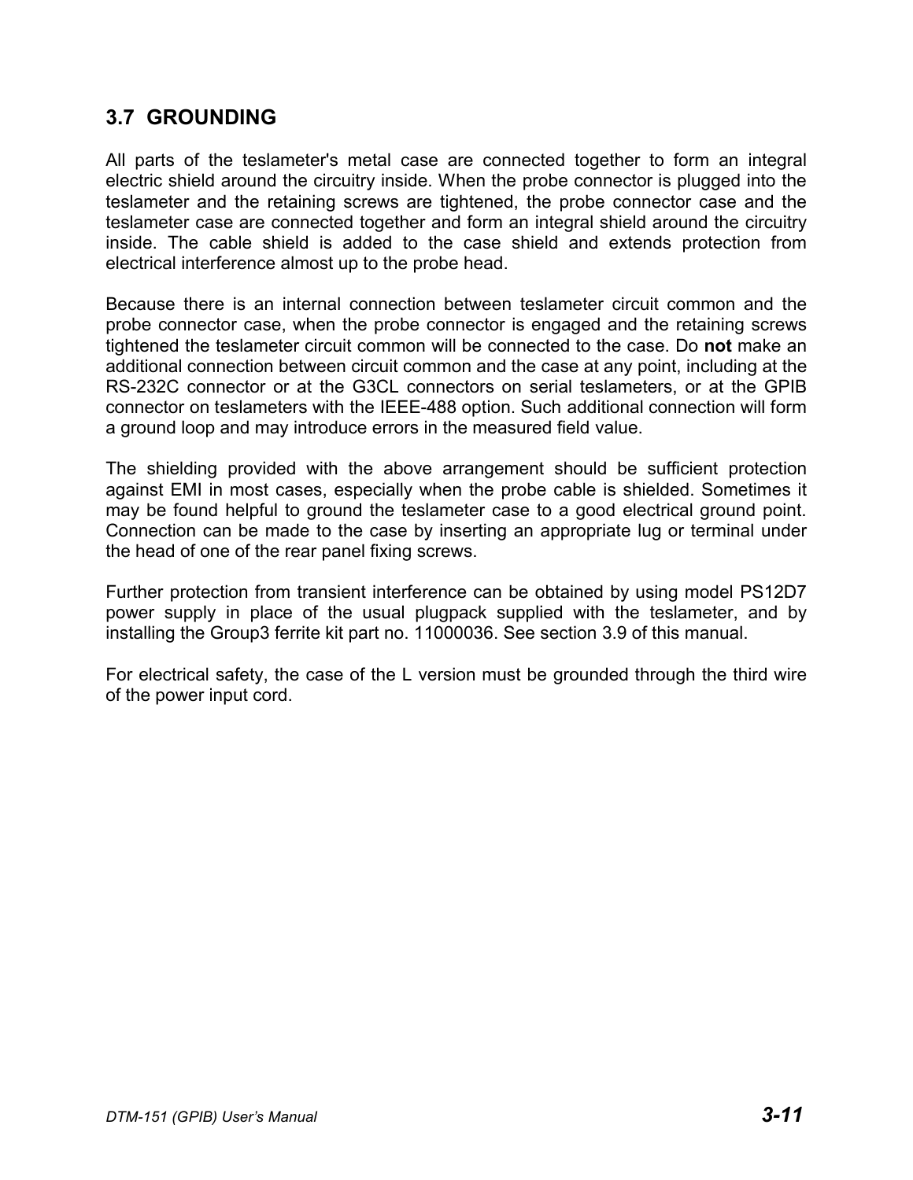## 3.7 GROUNDING

All parts of the teslameter's metal case are connected together to form an integral electric shield around the circuitry inside. When the probe connector is plugged into the teslameter and the retaining screws are tightened, the probe connector case and the teslameter case are connected together and form an integral shield around the circuitry inside. The cable shield is added to the case shield and extends protection from electrical interference almost up to the probe head.

Because there is an internal connection between teslameter circuit common and the probe connector case, when the probe connector is engaged and the retaining screws tightened the teslameter circuit common will be connected to the case. Do **not** make an additional connection between circuit common and the case at any point, including at the RS-232C connector or at the G3CL connectors on serial teslameters, or at the GPIB connector on teslameters with the IEEE-488 option. Such additional connection will form a ground loop and may introduce errors in the measured field value.

The shielding provided with the above arrangement should be sufficient protection against EMI in most cases, especially when the probe cable is shielded. Sometimes it may be found helpful to ground the teslameter case to a good electrical ground point. Connection can be made to the case by inserting an appropriate lug or terminal under the head of one of the rear panel fixing screws.

Further protection from transient interference can be obtained by using model PS12D7 power supply in place of the usual plugpack supplied with the teslameter, and by installing the Group3 ferrite kit part no. 11000036. See section 3.9 of this manual.

For electrical safety, the case of the L version must be grounded through the third wire of the power input cord.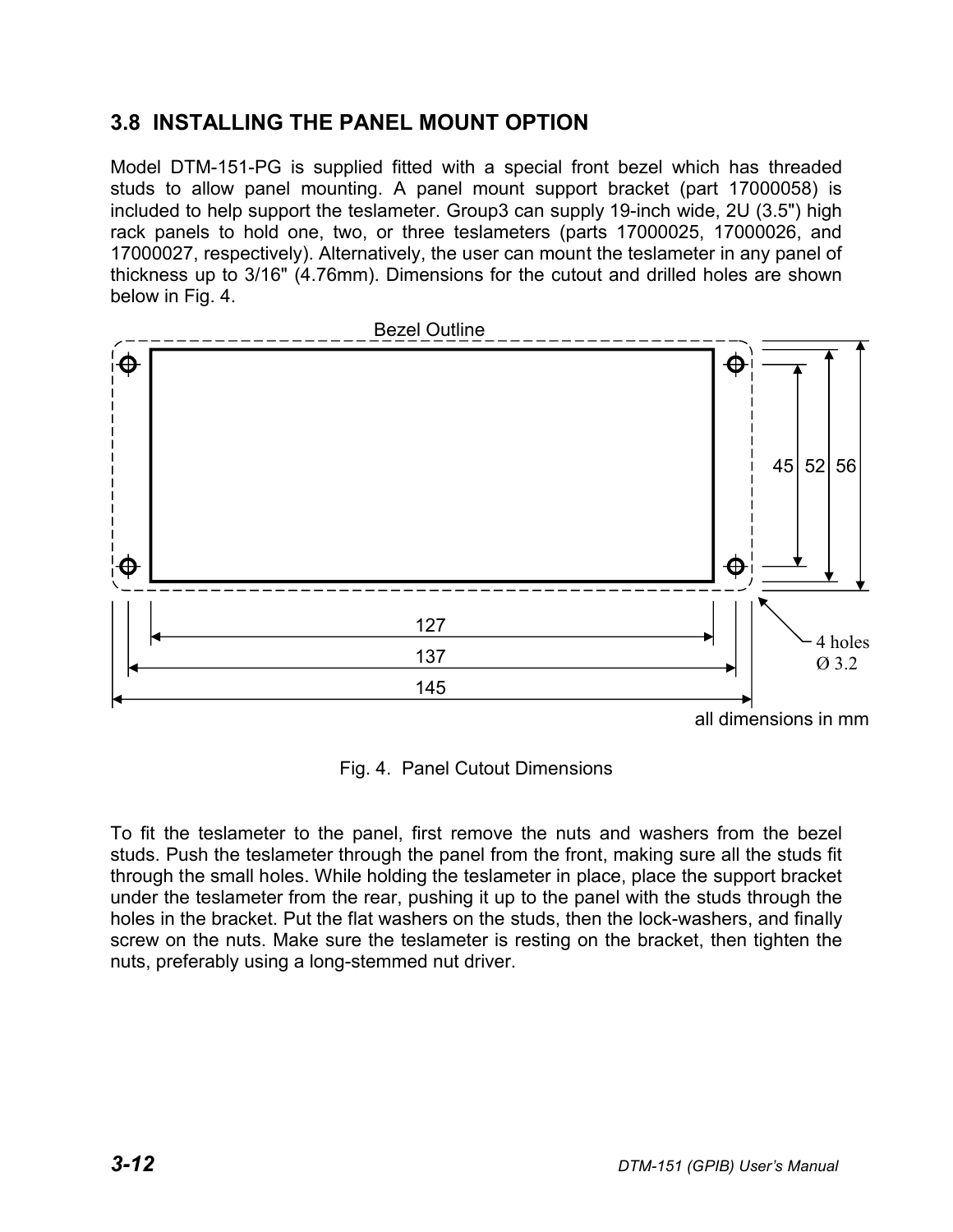## 3.8 INSTALLING THE PANEL MOUNT OPTION

Model DTM-151-PG is supplied fitted with a special front bezel which has threaded studs to allow panel mounting. A panel mount support bracket (part 17000058) is included to help support the teslameter. Group3 can supply 19-inch wide, 2U (3.5") high rack panels to hold one, two, or three teslameters (parts 17000025, 17000026, and 17000027, respectively). Alternatively, the user can mount the teslameter in any panel of thickness up to 3/16" (4.76mm). Dimensions for the cutout and drilled holes are shown below in Fig. 4.

Bezel Outline

45 52 56

127

137

145

4 holes
Ø 3.2

all dimensions in mm

Fig. 4. Panel Cutout Dimensions

To fit the teslameter to the panel, first remove the nuts and washers from the bezel studs. Push the teslameter through the panel from the front, making sure all the studs fit through the small holes. While holding the teslameter in place, place the support bracket under the teslameter from the rear, pushing it up to the panel with the studs through the holes in the bracket. Put the flat washers on the studs, then the lock-washers, and finally screw on the nuts. Make sure the teslameter is resting on the bracket, then tighten the nuts, preferably using a long-stemmed nut driver.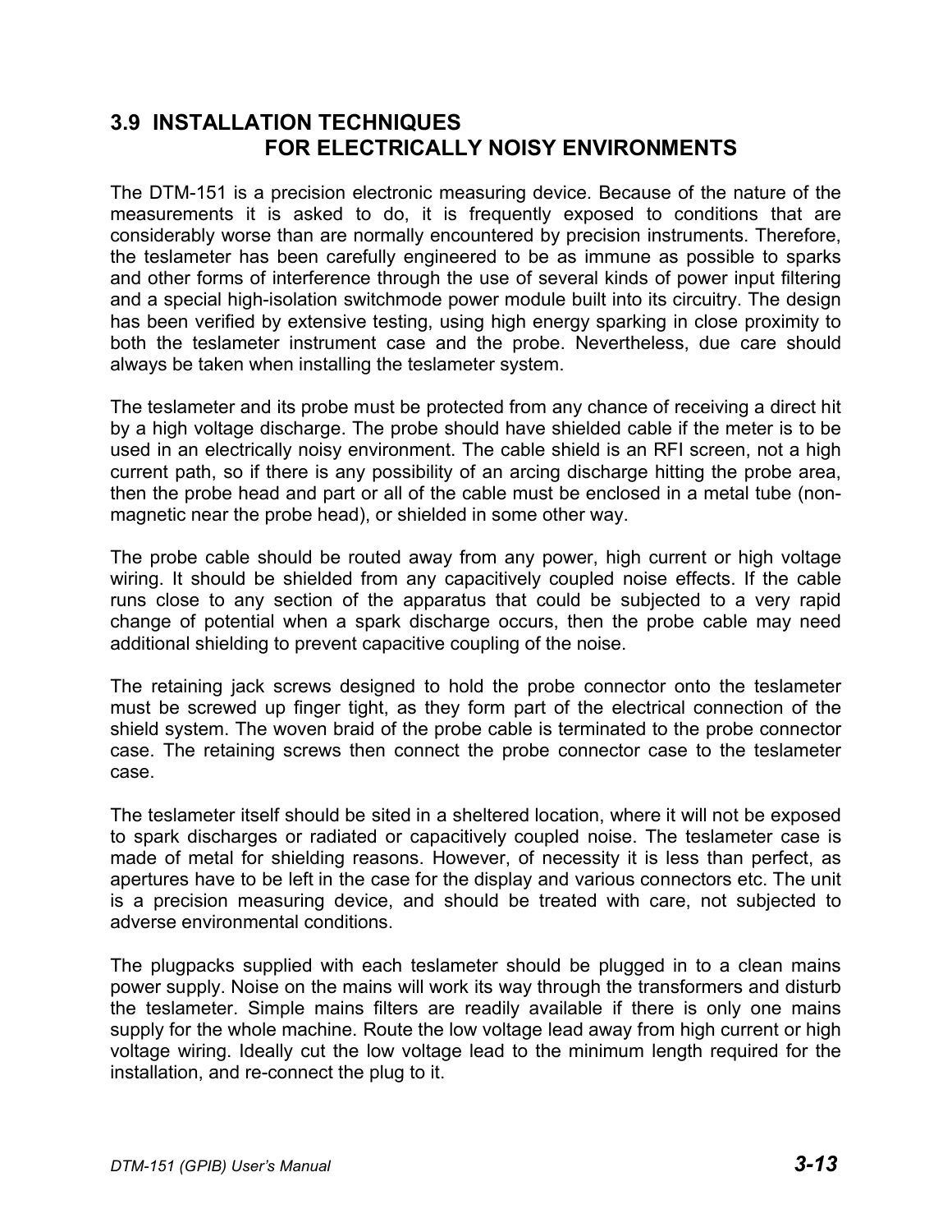## 3.9 INSTALLATION TECHNIQUES FOR ELECTRICALLY NOISY ENVIRONMENTS

The DTM-151 is a precision electronic measuring device. Because of the nature of the measurements it is asked to do, it is frequently exposed to conditions that are considerably worse than are normally encountered by precision instruments. Therefore, the teslameter has been carefully engineered to be as immune as possible to sparks and other forms of interference through the use of several kinds of power input filtering and a special high-isolation switchmode power module built into its circuitry. The design has been verified by extensive testing, using high energy sparking in close proximity to both the teslameter instrument case and the probe. Nevertheless, due care should always be taken when installing the teslameter system.

The teslameter and its probe must be protected from any chance of receiving a direct hit by a high voltage discharge. The probe should have shielded cable if the meter is to be used in an electrically noisy environment. The cable shield is an RFI screen, not a high current path, so if there is any possibility of an arcing discharge hitting the probe area, then the probe head and part or all of the cable must be enclosed in a metal tube (non-magnetic near the probe head), or shielded in some other way.

The probe cable should be routed away from any power, high current or high voltage wiring. It should be shielded from any capacitively coupled noise effects. If the cable runs close to any section of the apparatus that could be subjected to a very rapid change of potential when a spark discharge occurs, then the probe cable may need additional shielding to prevent capacitive coupling of the noise.

The retaining jack screws designed to hold the probe connector onto the teslameter must be screwed up finger tight, as they form part of the electrical connection of the shield system. The woven braid of the probe cable is terminated to the probe connector case. The retaining screws then connect the probe connector case to the teslameter case.

The teslameter itself should be sited in a sheltered location, where it will not be exposed to spark discharges or radiated or capacitively coupled noise. The teslameter case is made of metal for shielding reasons. However, of necessity it is less than perfect, as apertures have to be left in the case for the display and various connectors etc. The unit is a precision measuring device, and should be treated with care, not subjected to adverse environmental conditions.

The plugpacks supplied with each teslameter should be plugged in to a clean mains power supply. Noise on the mains will work its way through the transformers and disturb the teslameter. Simple mains filters are readily available if there is only one mains supply for the whole machine. Route the low voltage lead away from high current or high voltage wiring. Ideally cut the low voltage lead to the minimum length required for the installation, and re-connect the plug to it.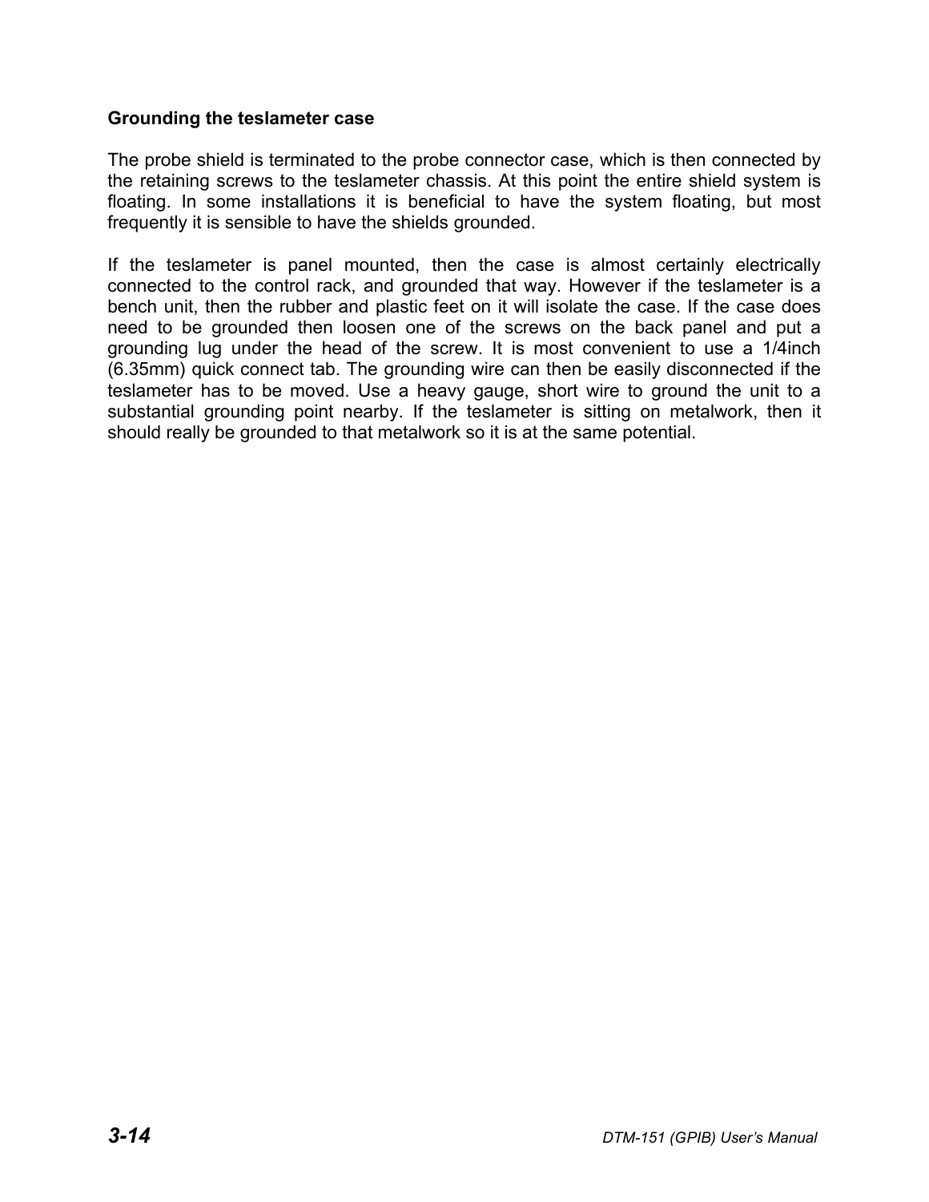### Grounding the teslameter case

The probe shield is terminated to the probe connector case, which is then connected by the retaining screws to the teslameter chassis. At this point the entire shield system is floating. In some installations it is beneficial to have the system floating, but most frequently it is sensible to have the shields grounded.

If the teslameter is panel mounted, then the case is almost certainly electrically connected to the control rack, and grounded that way. However if the teslameter is a bench unit, then the rubber and plastic feet on it will isolate the case. If the case does need to be grounded then loosen one of the screws on the back panel and put a grounding lug under the head of the screw. It is most convenient to use a 1/4inch (6.35mm) quick connect tab. The grounding wire can then be easily disconnected if the teslameter has to be moved. Use a heavy gauge, short wire to ground the unit to a substantial grounding point nearby. If the teslameter is sitting on metalwork, then it should really be grounded to that metalwork so it is at the same potential.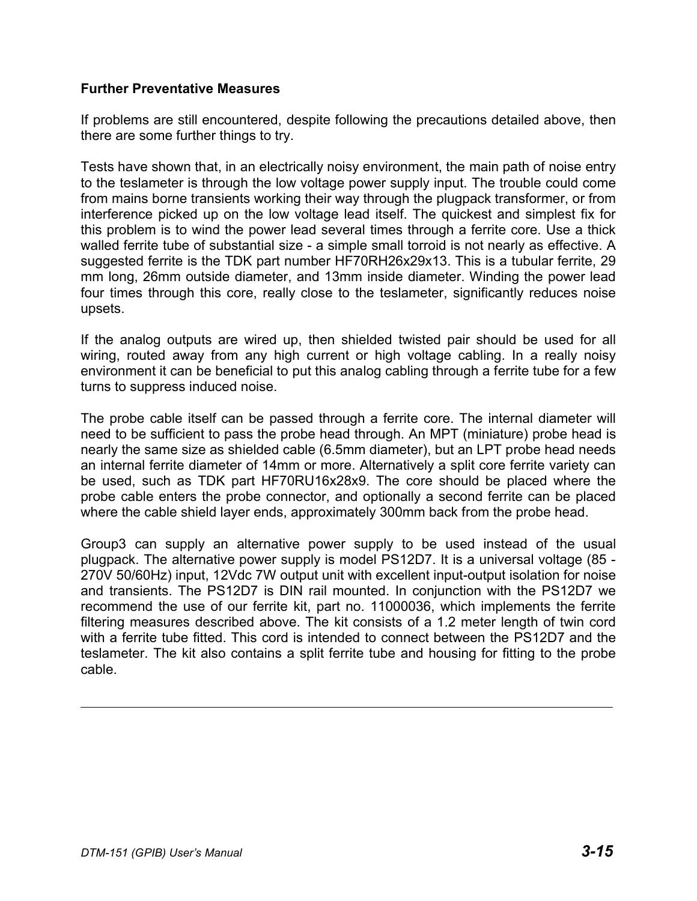### Further Preventative Measures

If problems are still encountered, despite following the precautions detailed above, then there are some further things to try.

Tests have shown that, in an electrically noisy environment, the main path of noise entry to the teslameter is through the low voltage power supply input. The trouble could come from mains borne transients working their way through the plugpack transformer, or from interference picked up on the low voltage lead itself. The quickest and simplest fix for this problem is to wind the power lead several times through a ferrite core. Use a thick walled ferrite tube of substantial size - a simple small torroid is not nearly as effective. A suggested ferrite is the TDK part number HF70RH26x29x13. This is a tubular ferrite, 29 mm long, 26mm outside diameter, and 13mm inside diameter. Winding the power lead four times through this core, really close to the teslameter, significantly reduces noise upsets.

If the analog outputs are wired up, then shielded twisted pair should be used for all wiring, routed away from any high current or high voltage cabling. In a really noisy environment it can be beneficial to put this analog cabling through a ferrite tube for a few turns to suppress induced noise.

The probe cable itself can be passed through a ferrite core. The internal diameter will need to be sufficient to pass the probe head through. An MPT (miniature) probe head is nearly the same size as shielded cable (6.5mm diameter), but an LPT probe head needs an internal ferrite diameter of 14mm or more. Alternatively a split core ferrite variety can be used, such as TDK part HF70RU16x28x9. The core should be placed where the probe cable enters the probe connector, and optionally a second ferrite can be placed where the cable shield layer ends, approximately 300mm back from the probe head.

Group3 can supply an alternative power supply to be used instead of the usual plugpack. The alternative power supply is model PS12D7. It is a universal voltage (85 - 270V 50/60Hz) input, 12Vdc 7W output unit with excellent input-output isolation for noise and transients. The PS12D7 is DIN rail mounted. In conjunction with the PS12D7 we recommend the use of our ferrite kit, part no. 11000036, which implements the ferrite filtering measures described above. The kit consists of a 1.2 meter length of twin cord with a ferrite tube fitted. This cord is intended to connect between the PS12D7 and the teslameter. The kit also contains a split ferrite tube and housing for fitting to the probe cable.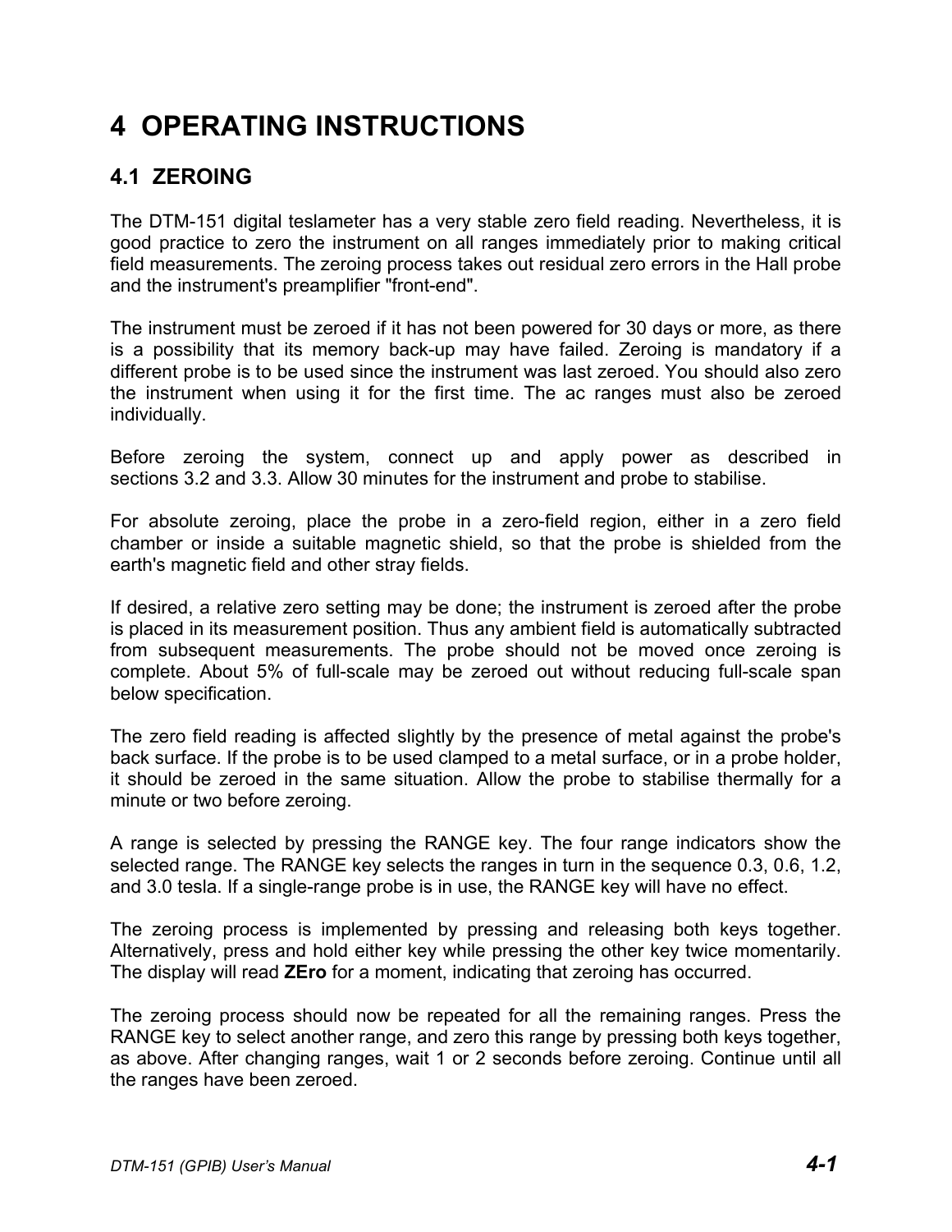# 4 OPERATING INSTRUCTIONS

## 4.1 ZEROING

The DTM-151 digital teslameter has a very stable zero field reading. Nevertheless, it is good practice to zero the instrument on all ranges immediately prior to making critical field measurements. The zeroing process takes out residual zero errors in the Hall probe and the instrument's preamplifier "front-end".

The instrument must be zeroed if it has not been powered for 30 days or more, as there is a possibility that its memory back-up may have failed. Zeroing is mandatory if a different probe is to be used since the instrument was last zeroed. You should also zero the instrument when using it for the first time. The ac ranges must also be zeroed individually.

Before zeroing the system, connect up and apply power as described in sections 3.2 and 3.3. Allow 30 minutes for the instrument and probe to stabilise.

For absolute zeroing, place the probe in a zero-field region, either in a zero field chamber or inside a suitable magnetic shield, so that the probe is shielded from the earth's magnetic field and other stray fields.

If desired, a relative zero setting may be done; the instrument is zeroed after the probe is placed in its measurement position. Thus any ambient field is automatically subtracted from subsequent measurements. The probe should not be moved once zeroing is complete. About 5% of full-scale may be zeroed out without reducing full-scale span below specification.

The zero field reading is affected slightly by the presence of metal against the probe's back surface. If the probe is to be used clamped to a metal surface, or in a probe holder, it should be zeroed in the same situation. Allow the probe to stabilise thermally for a minute or two before zeroing.

A range is selected by pressing the RANGE key. The four range indicators show the selected range. The RANGE key selects the ranges in turn in the sequence 0.3, 0.6, 1.2, and 3.0 tesla. If a single-range probe is in use, the RANGE key will have no effect.

The zeroing process is implemented by pressing and releasing both keys together. Alternatively, press and hold either key while pressing the other key twice momentarily. The display will read **ZEro** for a moment, indicating that zeroing has occurred.

The zeroing process should now be repeated for all the remaining ranges. Press the RANGE key to select another range, and zero this range by pressing both keys together, as above. After changing ranges, wait 1 or 2 seconds before zeroing. Continue until all the ranges have been zeroed.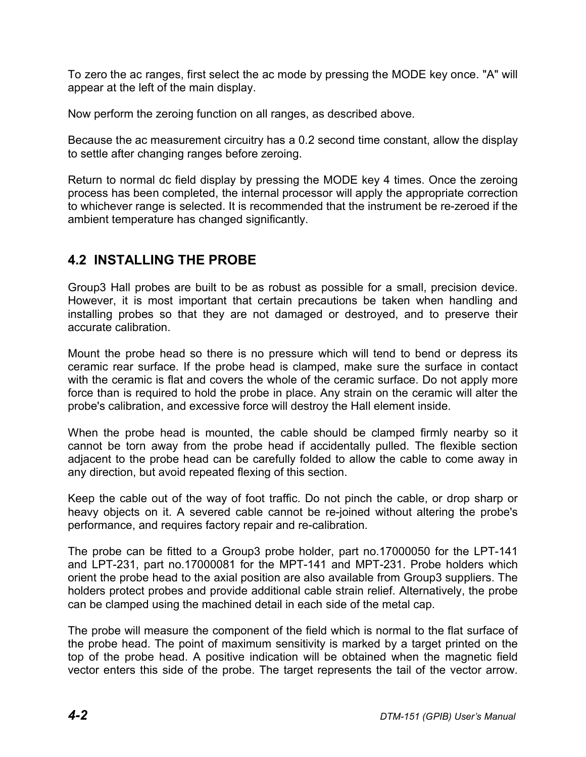To zero the ac ranges, first select the ac mode by pressing the MODE key once. "A" will appear at the left of the main display.

Now perform the zeroing function on all ranges, as described above.

Because the ac measurement circuitry has a 0.2 second time constant, allow the display to settle after changing ranges before zeroing.

Return to normal dc field display by pressing the MODE key 4 times. Once the zeroing process has been completed, the internal processor will apply the appropriate correction to whichever range is selected. It is recommended that the instrument be re-zeroed if the ambient temperature has changed significantly.

## 4.2 INSTALLING THE PROBE

Group3 Hall probes are built to be as robust as possible for a small, precision device. However, it is most important that certain precautions be taken when handling and installing probes so that they are not damaged or destroyed, and to preserve their accurate calibration.

Mount the probe head so there is no pressure which will tend to bend or depress its ceramic rear surface. If the probe head is clamped, make sure the surface in contact with the ceramic is flat and covers the whole of the ceramic surface. Do not apply more force than is required to hold the probe in place. Any strain on the ceramic will alter the probe's calibration, and excessive force will destroy the Hall element inside.

When the probe head is mounted, the cable should be clamped firmly nearby so it cannot be torn away from the probe head if accidentally pulled. The flexible section adjacent to the probe head can be carefully folded to allow the cable to come away in any direction, but avoid repeated flexing of this section.

Keep the cable out of the way of foot traffic. Do not pinch the cable, or drop sharp or heavy objects on it. A severed cable cannot be re-joined without altering the probe's performance, and requires factory repair and re-calibration.

The probe can be fitted to a Group3 probe holder, part no.17000050 for the LPT-141 and LPT-231, part no.17000081 for the MPT-141 and MPT-231. Probe holders which orient the probe head to the axial position are also available from Group3 suppliers. The holders protect probes and provide additional cable strain relief. Alternatively, the probe can be clamped using the machined detail in each side of the metal cap.

The probe will measure the component of the field which is normal to the flat surface of the probe head. The point of maximum sensitivity is marked by a target printed on the top of the probe head. A positive indication will be obtained when the magnetic field vector enters this side of the probe. The target represents the tail of the vector arrow.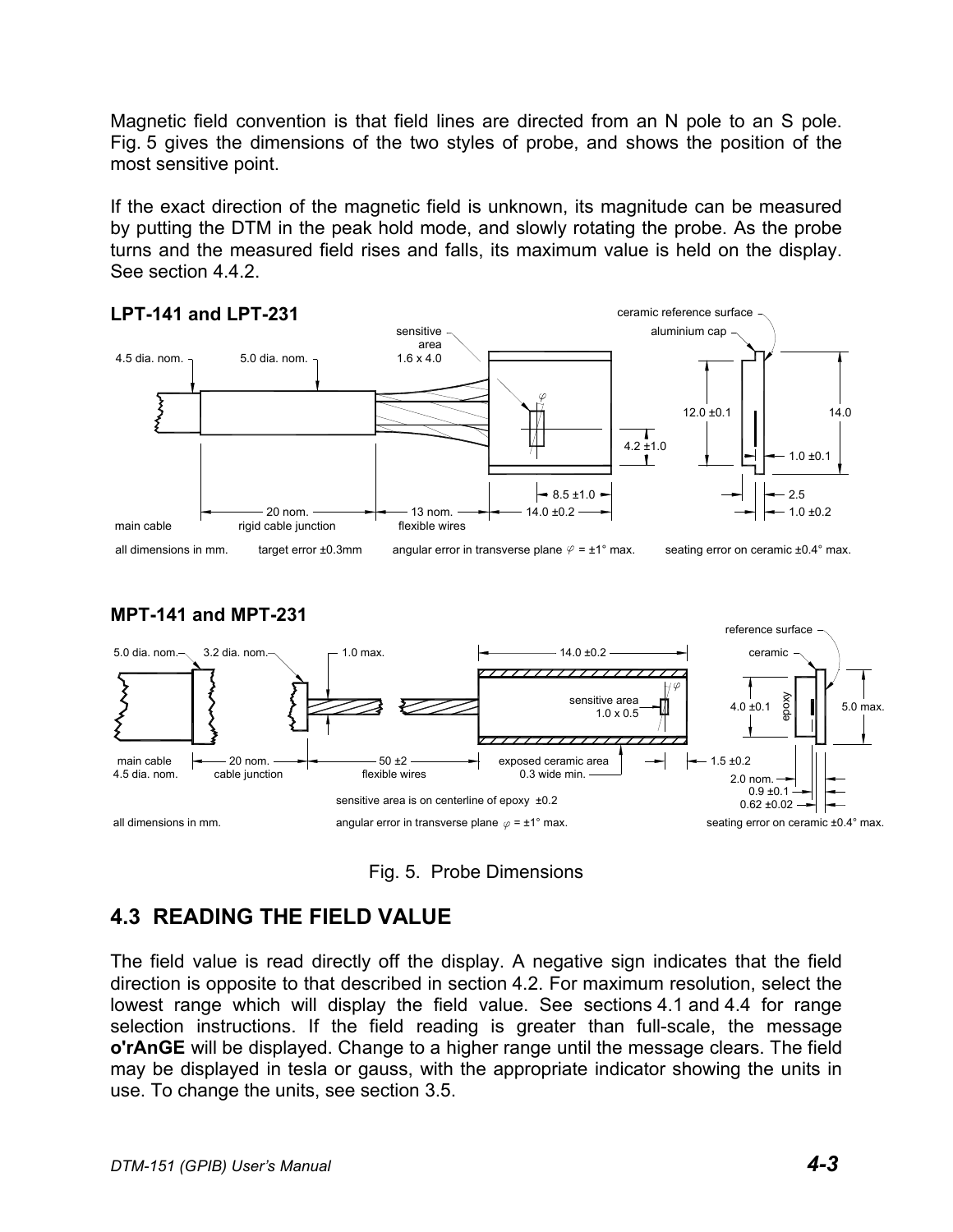Magnetic field convention is that field lines are directed from an N pole to an S pole. Fig. 5 gives the dimensions of the two styles of probe, and shows the position of the most sensitive point.

If the exact direction of the magnetic field is unknown, its magnitude can be measured by putting the DTM in the peak hold mode, and slowly rotating the probe. As the probe turns and the measured field rises and falls, its maximum value is held on the display. See section 4.4.2.

Fig. 5. Probe Dimensions

## 4.3 READING THE FIELD VALUE

The field value is read directly off the display. A negative sign indicates that the field direction is opposite to that described in section 4.2. For maximum resolution, select the lowest range which will display the field value. See sections 4.1 and 4.4 for range selection instructions. If the field reading is greater than full-scale, the message **o'rAnGE** will be displayed. Change to a higher range until the message clears. The field may be displayed in tesla or gauss, with the appropriate indicator showing the units in use. To change the units, see section 3.5.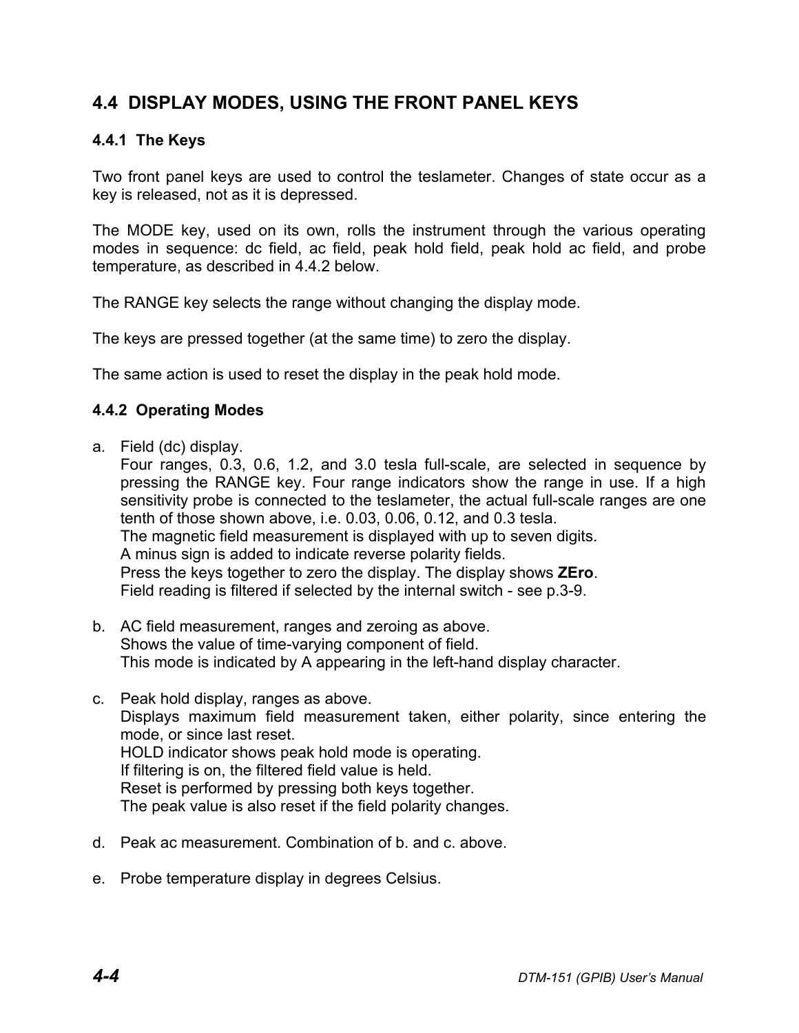## 4.4 DISPLAY MODES, USING THE FRONT PANEL KEYS

### 4.4.1 The Keys

Two front panel keys are used to control the teslameter. Changes of state occur as a key is released, not as it is depressed.

The MODE key, used on its own, rolls the instrument through the various operating modes in sequence: dc field, ac field, peak hold field, peak hold ac field, and probe temperature, as described in 4.4.2 below.

The RANGE key selects the range without changing the display mode.

The keys are pressed together (at the same time) to zero the display.

The same action is used to reset the display in the peak hold mode.

### 4.4.2 Operating Modes

a. Field (dc) display.
   Four ranges, 0.3, 0.6, 1.2, and 3.0 tesla full-scale, are selected in sequence by pressing the RANGE key. Four range indicators show the range in use. If a high sensitivity probe is connected to the teslameter, the actual full-scale ranges are one tenth of those shown above, i.e. 0.03, 0.06, 0.12, and 0.3 tesla.
   The magnetic field measurement is displayed with up to seven digits.
   A minus sign is added to indicate reverse polarity fields.
   Press the keys together to zero the display. The display shows **ZEro**.
   Field reading is filtered if selected by the internal switch - see p.3-9.

b. AC field measurement, ranges and zeroing as above.
   Shows the value of time-varying component of field.
   This mode is indicated by A appearing in the left-hand display character.

c. Peak hold display, ranges as above.
   Displays maximum field measurement taken, either polarity, since entering the mode, or since last reset.
   HOLD indicator shows peak hold mode is operating.
   If filtering is on, the filtered field value is held.
   Reset is performed by pressing both keys together.
   The peak value is also reset if the field polarity changes.

d. Peak ac measurement. Combination of b. and c. above.

e. Probe temperature display in degrees Celsius.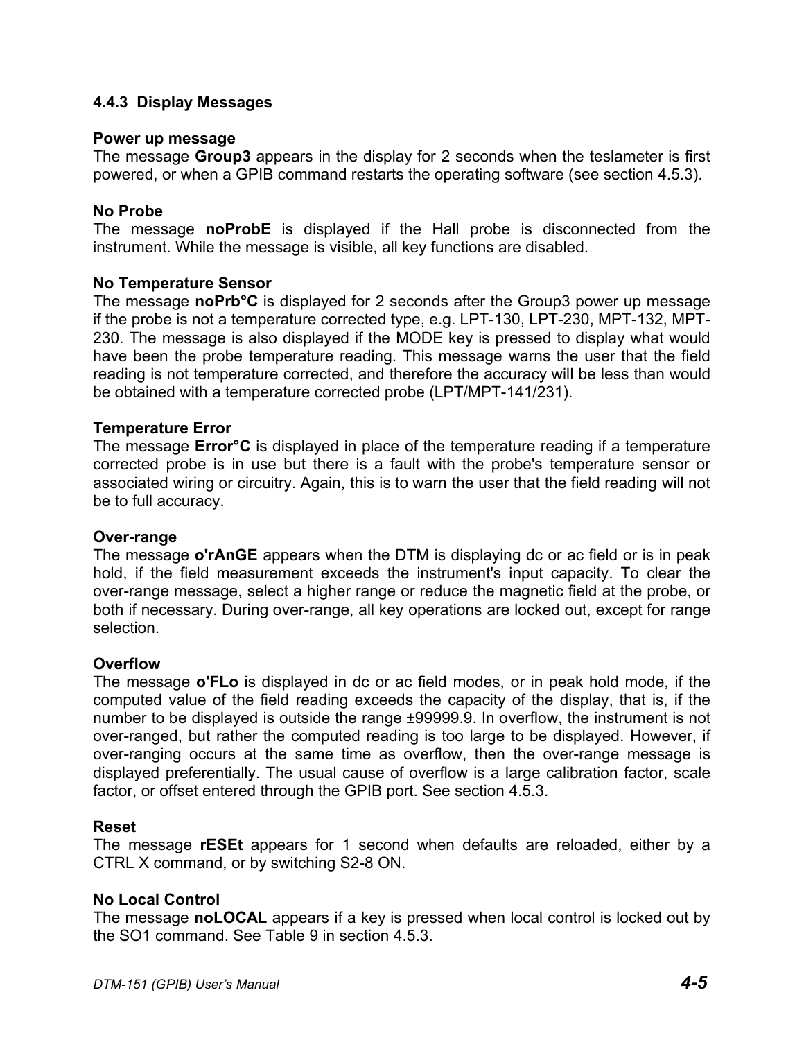### 4.4.3 Display Messages

**Power up message**
The message **Group3** appears in the display for 2 seconds when the teslameter is first powered, or when a GPIB command restarts the operating software (see section 4.5.3).

**No Probe**
The message **noProbE** is displayed if the Hall probe is disconnected from the instrument. While the message is visible, all key functions are disabled.

**No Temperature Sensor**
The message **noPrb°C** is displayed for 2 seconds after the Group3 power up message if the probe is not a temperature corrected type, e.g. LPT-130, LPT-230, MPT-132, MPT-230. The message is also displayed if the MODE key is pressed to display what would have been the probe temperature reading. This message warns the user that the field reading is not temperature corrected, and therefore the accuracy will be less than would be obtained with a temperature corrected probe (LPT/MPT-141/231).

**Temperature Error**
The message **Error°C** is displayed in place of the temperature reading if a temperature corrected probe is in use but there is a fault with the probe's temperature sensor or associated wiring or circuitry. Again, this is to warn the user that the field reading will not be to full accuracy.

**Over-range**
The message **o'rAnGE** appears when the DTM is displaying dc or ac field or is in peak hold, if the field measurement exceeds the instrument's input capacity. To clear the over-range message, select a higher range or reduce the magnetic field at the probe, or both if necessary. During over-range, all key operations are locked out, except for range selection.

**Overflow**
The message **o'FLo** is displayed in dc or ac field modes, or in peak hold mode, if the computed value of the field reading exceeds the capacity of the display, that is, if the number to be displayed is outside the range ±99999.9. In overflow, the instrument is not over-ranged, but rather the computed reading is too large to be displayed. However, if over-ranging occurs at the same time as overflow, then the over-range message is displayed preferentially. The usual cause of overflow is a large calibration factor, scale factor, or offset entered through the GPIB port. See section 4.5.3.

**Reset**
The message **rESEt** appears for 1 second when defaults are reloaded, either by a CTRL X command, or by switching S2-8 ON.

**No Local Control**
The message **noLOCAL** appears if a key is pressed when local control is locked out by the SO1 command. See Table 9 in section 4.5.3.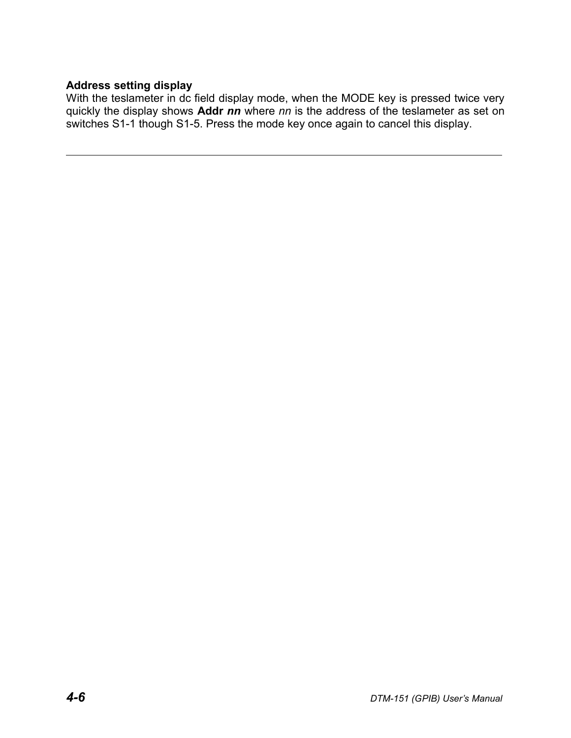### Address setting display

With the teslameter in dc field display mode, when the MODE key is pressed twice very quickly the display shows **Addr *nn*** where *nn* is the address of the teslameter as set on switches S1-1 though S1-5. Press the mode key once again to cancel this display.

---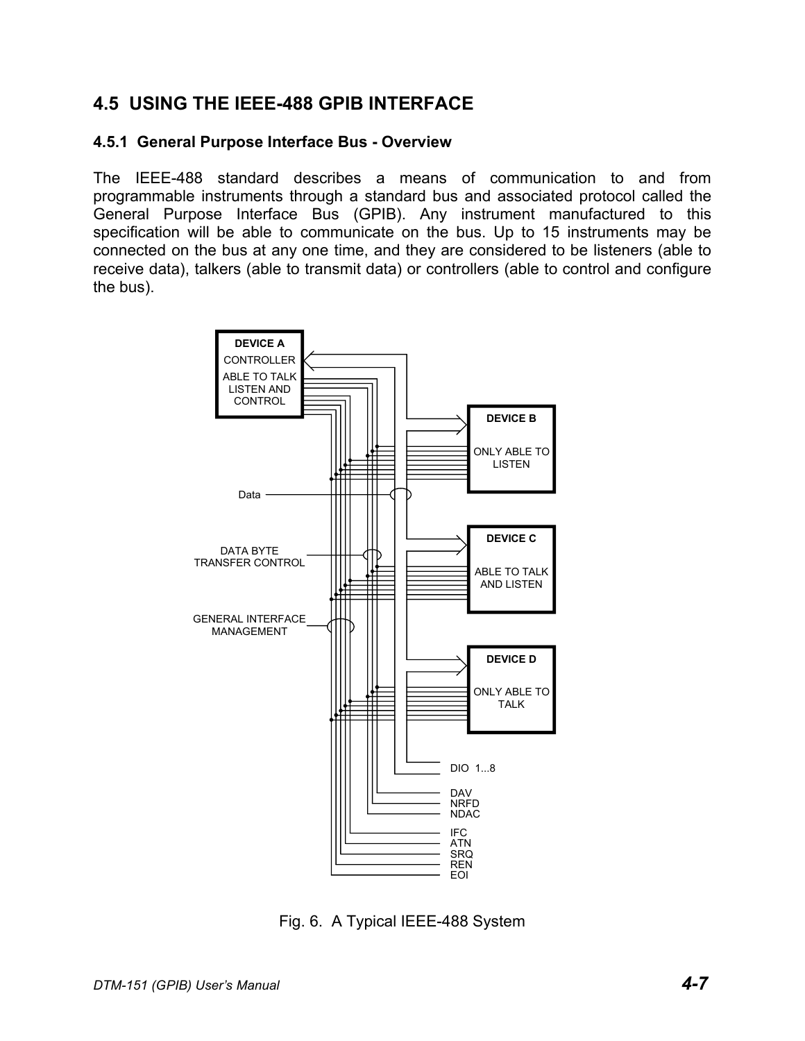## 4.5 USING THE IEEE-488 GPIB INTERFACE

### 4.5.1 General Purpose Interface Bus - Overview

The IEEE-488 standard describes a means of communication to and from programmable instruments through a standard bus and associated protocol called the General Purpose Interface Bus (GPIB). Any instrument manufactured to this specification will be able to communicate on the bus. Up to 15 instruments may be connected on the bus at any one time, and they are considered to be listeners (able to receive data), talkers (able to transmit data) or controllers (able to control and configure the bus).

DEVICE A
CONTROLLER
ABLE TO TALK LISTEN AND CONTROL

DEVICE B
ONLY ABLE TO LISTEN

DEVICE C
ABLE TO TALK AND LISTEN

DEVICE D
ONLY ABLE TO TALK

Data

DATA BYTE TRANSFER CONTROL

GENERAL INTERFACE MANAGEMENT

DIO 1...8

DAV
NRFD
NDAC

IFC
ATN
SRQ
REN
EOI

Fig. 6. A Typical IEEE-488 System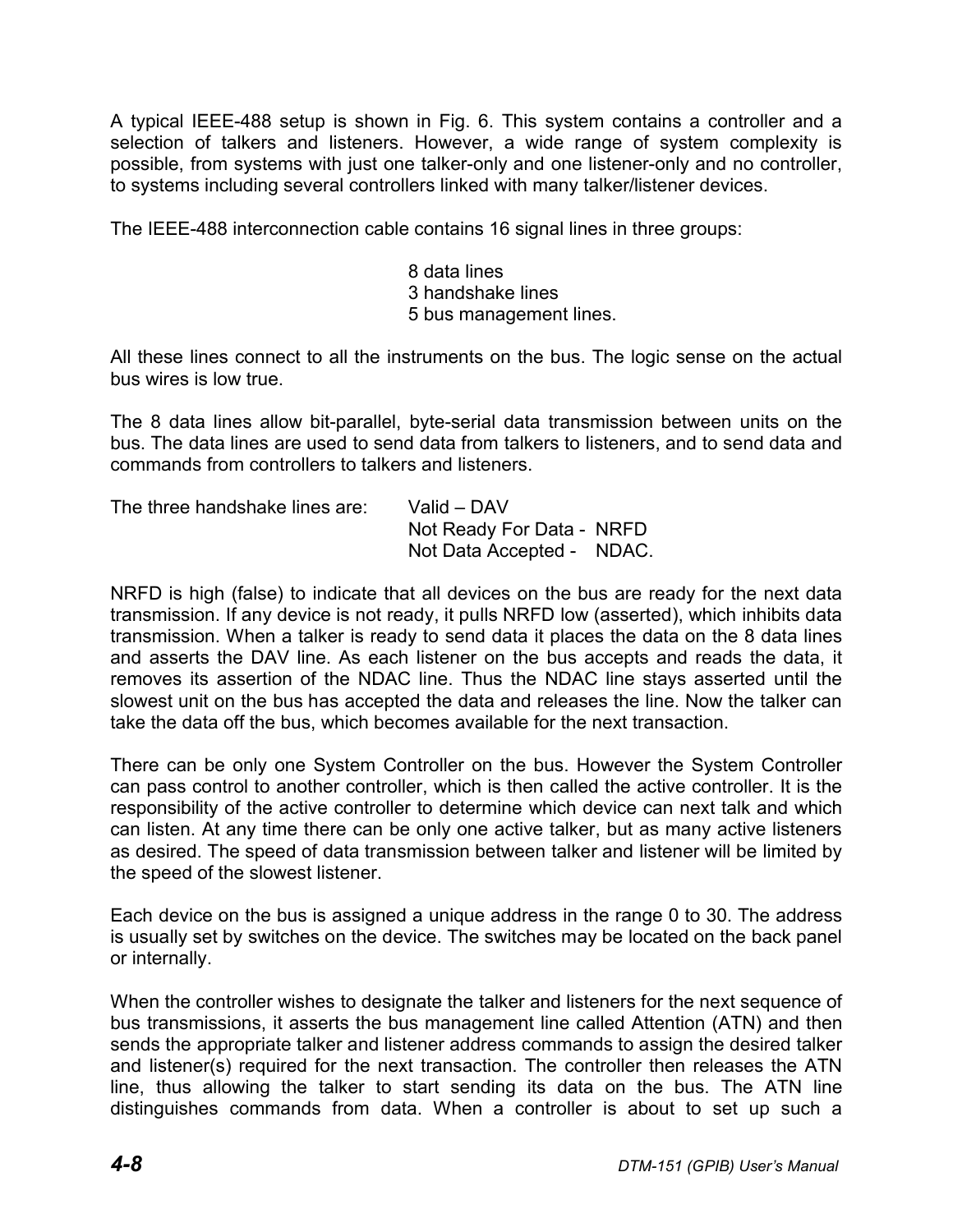A typical IEEE-488 setup is shown in Fig. 6. This system contains a controller and a selection of talkers and listeners. However, a wide range of system complexity is possible, from systems with just one talker-only and one listener-only and no controller, to systems including several controllers linked with many talker/listener devices.

The IEEE-488 interconnection cable contains 16 signal lines in three groups:

8 data lines
3 handshake lines
5 bus management lines.

All these lines connect to all the instruments on the bus. The logic sense on the actual bus wires is low true.

The 8 data lines allow bit-parallel, byte-serial data transmission between units on the bus. The data lines are used to send data from talkers to listeners, and to send data and commands from controllers to talkers and listeners.

The three handshake lines are: Valid – DAV
Not Ready For Data - NRFD
Not Data Accepted - NDAC.

NRFD is high (false) to indicate that all devices on the bus are ready for the next data transmission. If any device is not ready, it pulls NRFD low (asserted), which inhibits data transmission. When a talker is ready to send data it places the data on the 8 data lines and asserts the DAV line. As each listener on the bus accepts and reads the data, it removes its assertion of the NDAC line. Thus the NDAC line stays asserted until the slowest unit on the bus has accepted the data and releases the line. Now the talker can take the data off the bus, which becomes available for the next transaction.

There can be only one System Controller on the bus. However the System Controller can pass control to another controller, which is then called the active controller. It is the responsibility of the active controller to determine which device can next talk and which can listen. At any time there can be only one active talker, but as many active listeners as desired. The speed of data transmission between talker and listener will be limited by the speed of the slowest listener.

Each device on the bus is assigned a unique address in the range 0 to 30. The address is usually set by switches on the device. The switches may be located on the back panel or internally.

When the controller wishes to designate the talker and listeners for the next sequence of bus transmissions, it asserts the bus management line called Attention (ATN) and then sends the appropriate talker and listener address commands to assign the desired talker and listener(s) required for the next transaction. The controller then releases the ATN line, thus allowing the talker to start sending its data on the bus. The ATN line distinguishes commands from data. When a controller is about to set up such a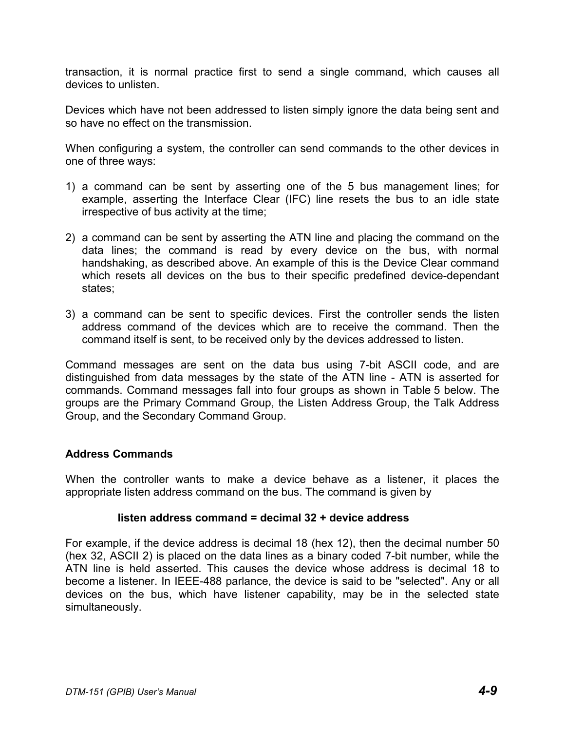transaction, it is normal practice first to send a single command, which causes all devices to unlisten.

Devices which have not been addressed to listen simply ignore the data being sent and so have no effect on the transmission.

When configuring a system, the controller can send commands to the other devices in one of three ways:

1) a command can be sent by asserting one of the 5 bus management lines; for example, asserting the Interface Clear (IFC) line resets the bus to an idle state irrespective of bus activity at the time;

2) a command can be sent by asserting the ATN line and placing the command on the data lines; the command is read by every device on the bus, with normal handshaking, as described above. An example of this is the Device Clear command which resets all devices on the bus to their specific predefined device-dependant states;

3) a command can be sent to specific devices. First the controller sends the listen address command of the devices which are to receive the command. Then the command itself is sent, to be received only by the devices addressed to listen.

Command messages are sent on the data bus using 7-bit ASCII code, and are distinguished from data messages by the state of the ATN line - ATN is asserted for commands. Command messages fall into four groups as shown in Table 5 below. The groups are the Primary Command Group, the Listen Address Group, the Talk Address Group, and the Secondary Command Group.

### Address Commands

When the controller wants to make a device behave as a listener, it places the appropriate listen address command on the bus. The command is given by

**listen address command = decimal 32 + device address**

For example, if the device address is decimal 18 (hex 12), then the decimal number 50 (hex 32, ASCII 2) is placed on the data lines as a binary coded 7-bit number, while the ATN line is held asserted. This causes the device whose address is decimal 18 to become a listener. In IEEE-488 parlance, the device is said to be "selected". Any or all devices on the bus, which have listener capability, may be in the selected state simultaneously.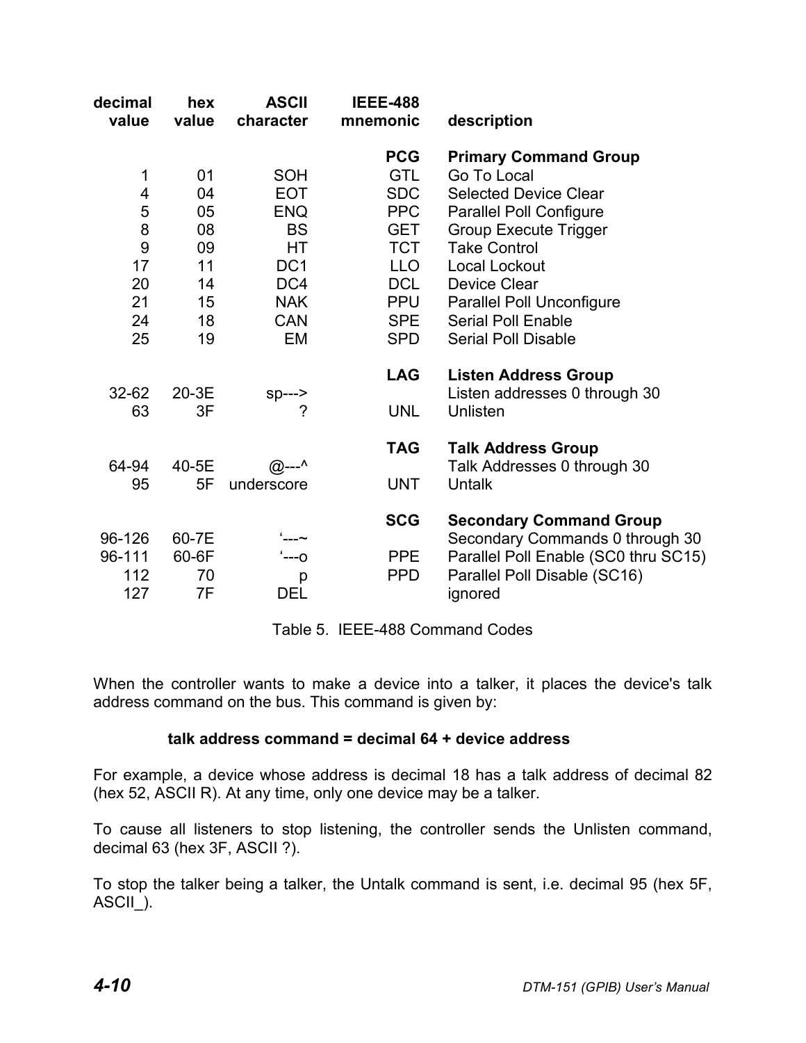| decimal value | hex value | ASCII character | IEEE-488 mnemonic | description |
|---|---|---|---|---|
| | | | **PCG** | **Primary Command Group** |
| 1 | 01 | SOH | GTL | Go To Local |
| 4 | 04 | EOT | SDC | Selected Device Clear |
| 5 | 05 | ENQ | PPC | Parallel Poll Configure |
| 8 | 08 | BS | GET | Group Execute Trigger |
| 9 | 09 | HT | TCT | Take Control |
| 17 | 11 | DC1 | LLO | Local Lockout |
| 20 | 14 | DC4 | DCL | Device Clear |
| 21 | 15 | NAK | PPU | Parallel Poll Unconfigure |
| 24 | 18 | CAN | SPE | Serial Poll Enable |
| 25 | 19 | EM | SPD | Serial Poll Disable |
| | | | **LAG** | **Listen Address Group** |
| 32-62 | 20-3E | sp---> | | Listen addresses 0 through 30 |
| 63 | 3F | ? | UNL | Unlisten |
| | | | **TAG** | **Talk Address Group** |
| 64-94 | 40-5E | @---^ | | Talk Addresses 0 through 30 |
| 95 | 5F | underscore | UNT | Untalk |
| | | | **SCG** | **Secondary Command Group** |
| 96-126 | 60-7E | ‘---~ | | Secondary Commands 0 through 30 |
| 96-111 | 60-6F | ‘---o | PPE | Parallel Poll Enable (SC0 thru SC15) |
| 112 | 70 | p | PPD | Parallel Poll Disable (SC16) |
| 127 | 7F | DEL | | ignored |

Table 5. IEEE-488 Command Codes

When the controller wants to make a device into a talker, it places the device's talk address command on the bus. This command is given by:

**talk address command = decimal 64 + device address**

For example, a device whose address is decimal 18 has a talk address of decimal 82 (hex 52, ASCII R). At any time, only one device may be a talker.

To cause all listeners to stop listening, the controller sends the Unlisten command, decimal 63 (hex 3F, ASCII ?).

To stop the talker being a talker, the Untalk command is sent, i.e. decimal 95 (hex 5F, ASCII_).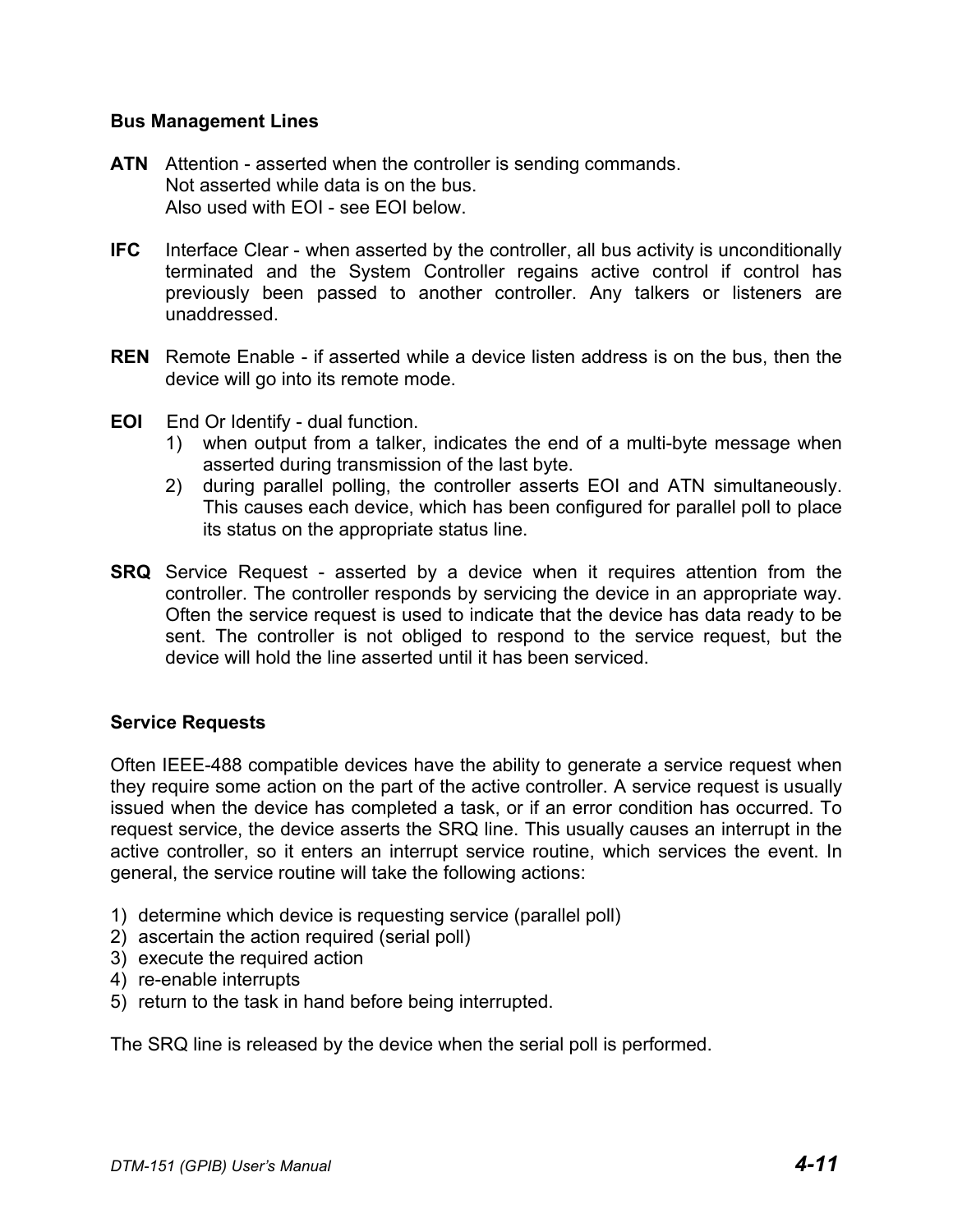### Bus Management Lines

**ATN** Attention - asserted when the controller is sending commands.
Not asserted while data is on the bus.
Also used with EOI - see EOI below.

**IFC** Interface Clear - when asserted by the controller, all bus activity is unconditionally terminated and the System Controller regains active control if control has previously been passed to another controller. Any talkers or listeners are unaddressed.

**REN** Remote Enable - if asserted while a device listen address is on the bus, then the device will go into its remote mode.

**EOI** End Or Identify - dual function.

1) when output from a talker, indicates the end of a multi-byte message when asserted during transmission of the last byte.
2) during parallel polling, the controller asserts EOI and ATN simultaneously. This causes each device, which has been configured for parallel poll to place its status on the appropriate status line.

**SRQ** Service Request - asserted by a device when it requires attention from the controller. The controller responds by servicing the device in an appropriate way. Often the service request is used to indicate that the device has data ready to be sent. The controller is not obliged to respond to the service request, but the device will hold the line asserted until it has been serviced.

### Service Requests

Often IEEE-488 compatible devices have the ability to generate a service request when they require some action on the part of the active controller. A service request is usually issued when the device has completed a task, or if an error condition has occurred. To request service, the device asserts the SRQ line. This usually causes an interrupt in the active controller, so it enters an interrupt service routine, which services the event. In general, the service routine will take the following actions:

1) determine which device is requesting service (parallel poll)
2) ascertain the action required (serial poll)
3) execute the required action
4) re-enable interrupts
5) return to the task in hand before being interrupted.

The SRQ line is released by the device when the serial poll is performed.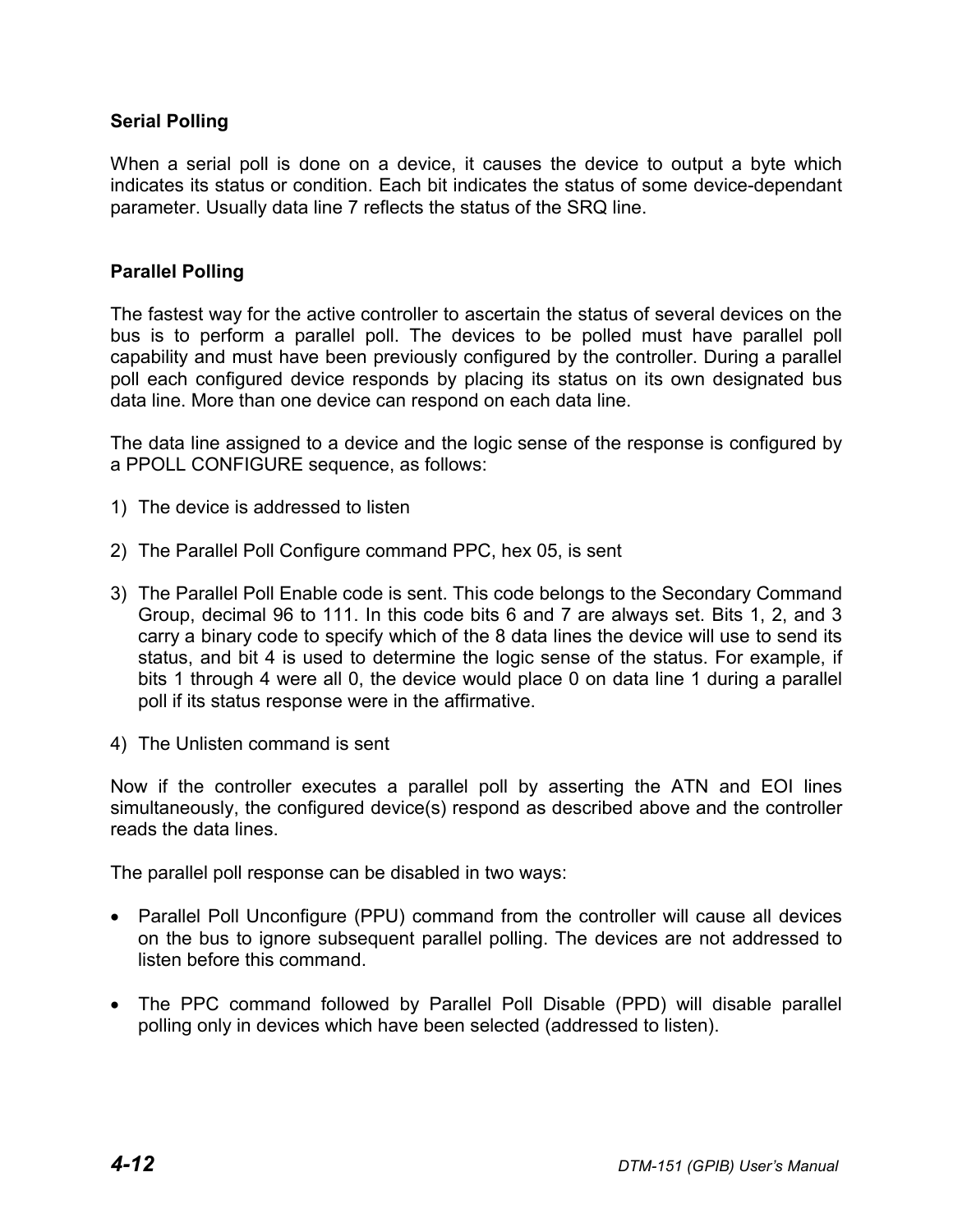### Serial Polling

When a serial poll is done on a device, it causes the device to output a byte which indicates its status or condition. Each bit indicates the status of some device-dependant parameter. Usually data line 7 reflects the status of the SRQ line.

### Parallel Polling

The fastest way for the active controller to ascertain the status of several devices on the bus is to perform a parallel poll. The devices to be polled must have parallel poll capability and must have been previously configured by the controller. During a parallel poll each configured device responds by placing its status on its own designated bus data line. More than one device can respond on each data line.

The data line assigned to a device and the logic sense of the response is configured by a PPOLL CONFIGURE sequence, as follows:

1) The device is addressed to listen

2) The Parallel Poll Configure command PPC, hex 05, is sent

3) The Parallel Poll Enable code is sent. This code belongs to the Secondary Command Group, decimal 96 to 111. In this code bits 6 and 7 are always set. Bits 1, 2, and 3 carry a binary code to specify which of the 8 data lines the device will use to send its status, and bit 4 is used to determine the logic sense of the status. For example, if bits 1 through 4 were all 0, the device would place 0 on data line 1 during a parallel poll if its status response were in the affirmative.

4) The Unlisten command is sent

Now if the controller executes a parallel poll by asserting the ATN and EOI lines simultaneously, the configured device(s) respond as described above and the controller reads the data lines.

The parallel poll response can be disabled in two ways:

- Parallel Poll Unconfigure (PPU) command from the controller will cause all devices on the bus to ignore subsequent parallel polling. The devices are not addressed to listen before this command.

- The PPC command followed by Parallel Poll Disable (PPD) will disable parallel polling only in devices which have been selected (addressed to listen).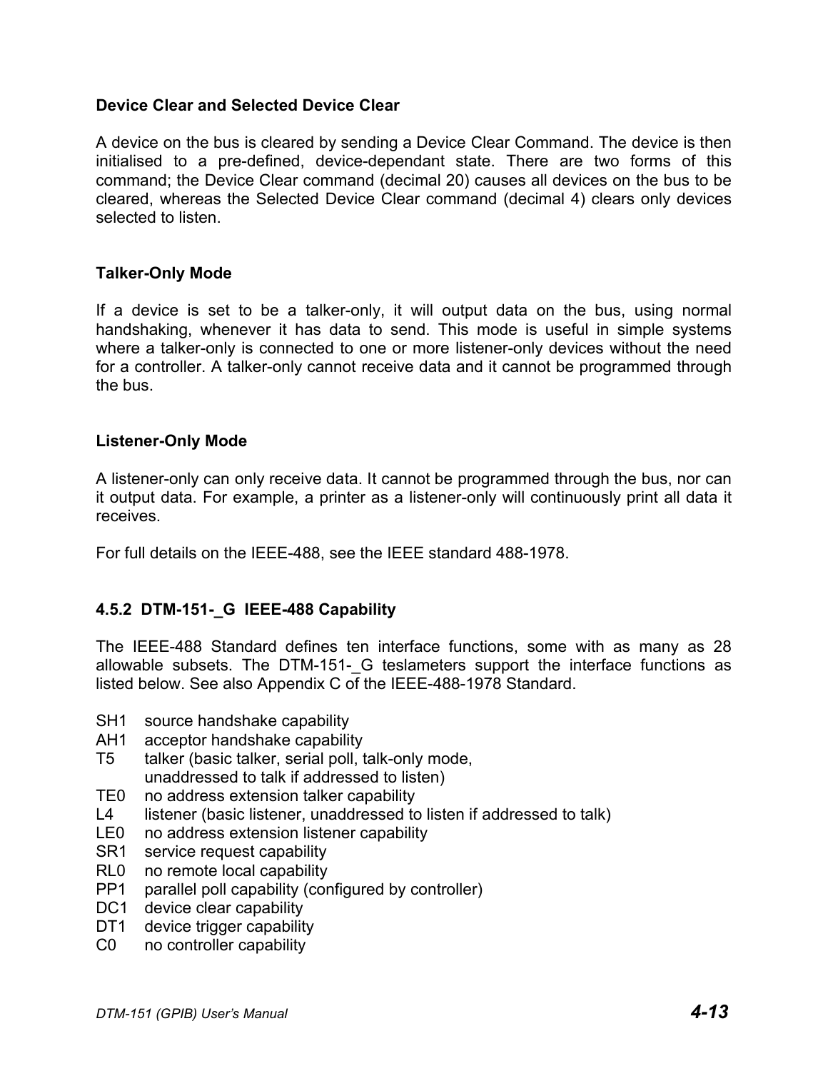### Device Clear and Selected Device Clear

A device on the bus is cleared by sending a Device Clear Command. The device is then initialised to a pre-defined, device-dependant state. There are two forms of this command; the Device Clear command (decimal 20) causes all devices on the bus to be cleared, whereas the Selected Device Clear command (decimal 4) clears only devices selected to listen.

### Talker-Only Mode

If a device is set to be a talker-only, it will output data on the bus, using normal handshaking, whenever it has data to send. This mode is useful in simple systems where a talker-only is connected to one or more listener-only devices without the need for a controller. A talker-only cannot receive data and it cannot be programmed through the bus.

### Listener-Only Mode

A listener-only can only receive data. It cannot be programmed through the bus, nor can it output data. For example, a printer as a listener-only will continuously print all data it receives.

For full details on the IEEE-488, see the IEEE standard 488-1978.

## 4.5.2 DTM-151-_G IEEE-488 Capability

The IEEE-488 Standard defines ten interface functions, some with as many as 28 allowable subsets. The DTM-151-_G teslameters support the interface functions as listed below. See also Appendix C of the IEEE-488-1978 Standard.

- SH1 source handshake capability
- AH1 acceptor handshake capability
- T5 talker (basic talker, serial poll, talk-only mode, unaddressed to talk if addressed to listen)
- TE0 no address extension talker capability
- L4 listener (basic listener, unaddressed to listen if addressed to talk)
- LE0 no address extension listener capability
- SR1 service request capability
- RL0 no remote local capability
- PP1 parallel poll capability (configured by controller)
- DC1 device clear capability
- DT1 device trigger capability
- C0 no controller capability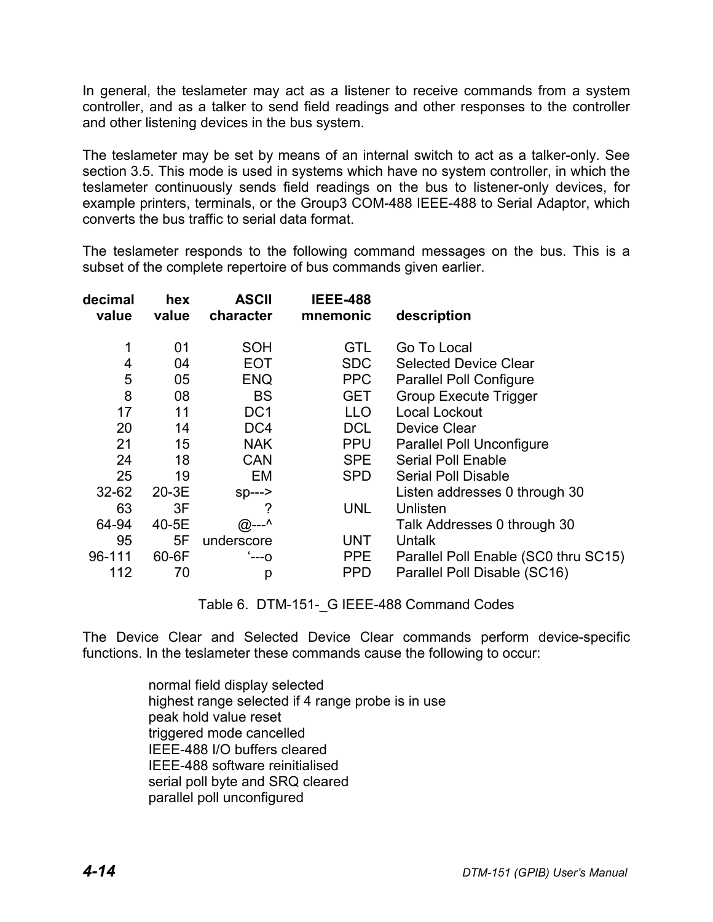In general, the teslameter may act as a listener to receive commands from a system controller, and as a talker to send field readings and other responses to the controller and other listening devices in the bus system.

The teslameter may be set by means of an internal switch to act as a talker-only. See section 3.5. This mode is used in systems which have no system controller, in which the teslameter continuously sends field readings on the bus to listener-only devices, for example printers, terminals, or the Group3 COM-488 IEEE-488 to Serial Adaptor, which converts the bus traffic to serial data format.

The teslameter responds to the following command messages on the bus. This is a subset of the complete repertoire of bus commands given earlier.

| decimal value | hex value | ASCII character | IEEE-488 mnemonic | description |
|---:|---:|---:|---:|---|
| 1 | 01 | SOH | GTL | Go To Local |
| 4 | 04 | EOT | SDC | Selected Device Clear |
| 5 | 05 | ENQ | PPC | Parallel Poll Configure |
| 8 | 08 | BS | GET | Group Execute Trigger |
| 17 | 11 | DC1 | LLO | Local Lockout |
| 20 | 14 | DC4 | DCL | Device Clear |
| 21 | 15 | NAK | PPU | Parallel Poll Unconfigure |
| 24 | 18 | CAN | SPE | Serial Poll Enable |
| 25 | 19 | EM | SPD | Serial Poll Disable |
| 32-62 | 20-3E | sp---> | | Listen addresses 0 through 30 |
| 63 | 3F | ? | UNL | Unlisten |
| 64-94 | 40-5E | @---^ | | Talk Addresses 0 through 30 |
| 95 | 5F | underscore | UNT | Untalk |
| 96-111 | 60-6F | ‘---o | PPE | Parallel Poll Enable (SC0 thru SC15) |
| 112 | 70 | p | PPD | Parallel Poll Disable (SC16) |

Table 6. DTM-151-_G IEEE-488 Command Codes

The Device Clear and Selected Device Clear commands perform device-specific functions. In the teslameter these commands cause the following to occur:

normal field display selected
highest range selected if 4 range probe is in use
peak hold value reset
triggered mode cancelled
IEEE-488 I/O buffers cleared
IEEE-488 software reinitialised
serial poll byte and SRQ cleared
parallel poll unconfigured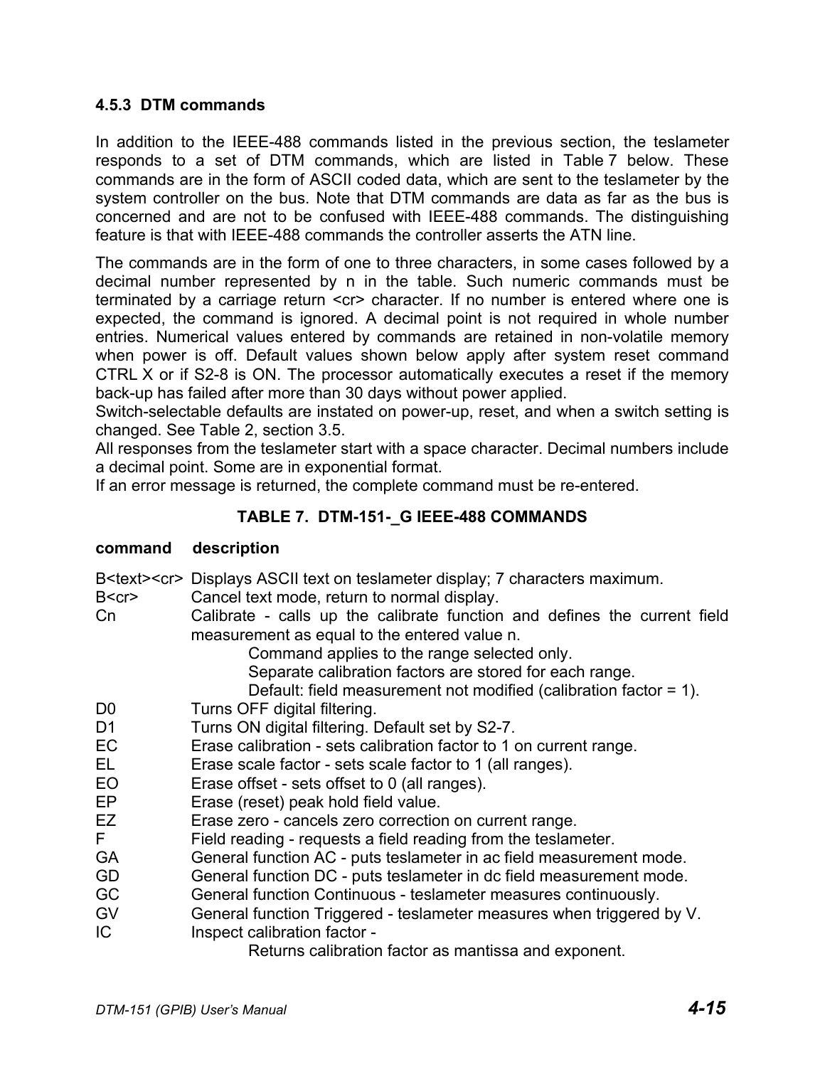### 4.5.3 DTM commands

In addition to the IEEE-488 commands listed in the previous section, the teslameter responds to a set of DTM commands, which are listed in Table 7 below. These commands are in the form of ASCII coded data, which are sent to the teslameter by the system controller on the bus. Note that DTM commands are data as far as the bus is concerned and are not to be confused with IEEE-488 commands. The distinguishing feature is that with IEEE-488 commands the controller asserts the ATN line.

The commands are in the form of one to three characters, in some cases followed by a decimal number represented by n in the table. Such numeric commands must be terminated by a carriage return <cr> character. If no number is entered where one is expected, the command is ignored. A decimal point is not required in whole number entries. Numerical values entered by commands are retained in non-volatile memory when power is off. Default values shown below apply after system reset command CTRL X or if S2-8 is ON. The processor automatically executes a reset if the memory back-up has failed after more than 30 days without power applied.
Switch-selectable defaults are instated on power-up, reset, and when a switch setting is changed. See Table 2, section 3.5.
All responses from the teslameter start with a space character. Decimal numbers include a decimal point. Some are in exponential format.
If an error message is returned, the complete command must be re-entered.

**TABLE 7. DTM-151-_G IEEE-488 COMMANDS**

| command | description |
|---|---|
| B<text><cr> | Displays ASCII text on teslameter display; 7 characters maximum. |
| B<cr> | Cancel text mode, return to normal display. |
| Cn | Calibrate - calls up the calibrate function and defines the current field measurement as equal to the entered value n.<br>Command applies to the range selected only.<br>Separate calibration factors are stored for each range.<br>Default: field measurement not modified (calibration factor = 1). |
| D0 | Turns OFF digital filtering. |
| D1 | Turns ON digital filtering. Default set by S2-7. |
| EC | Erase calibration - sets calibration factor to 1 on current range. |
| EL | Erase scale factor - sets scale factor to 1 (all ranges). |
| EO | Erase offset - sets offset to 0 (all ranges). |
| EP | Erase (reset) peak hold field value. |
| EZ | Erase zero - cancels zero correction on current range. |
| F | Field reading - requests a field reading from the teslameter. |
| GA | General function AC - puts teslameter in ac field measurement mode. |
| GD | General function DC - puts teslameter in dc field measurement mode. |
| GC | General function Continuous - teslameter measures continuously. |
| GV | General function Triggered - teslameter measures when triggered by V. |
| IC | Inspect calibration factor -<br>Returns calibration factor as mantissa and exponent. |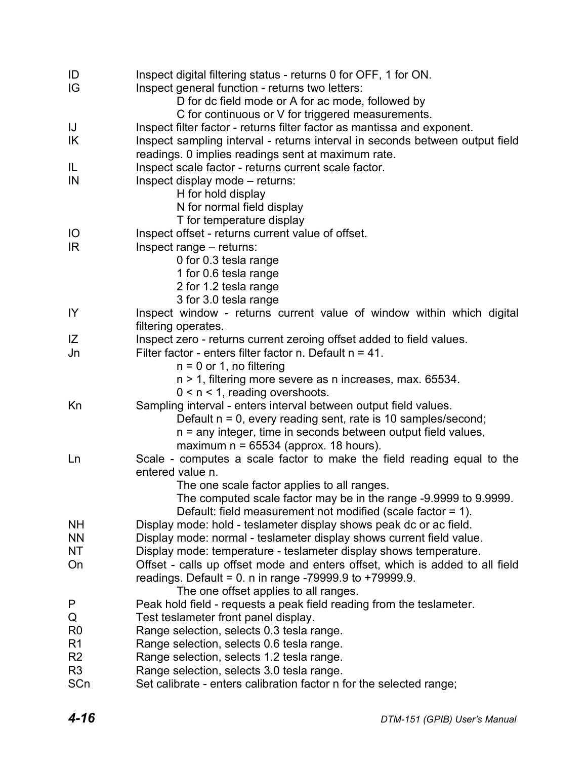| | |
|---|---|
| ID | Inspect digital filtering status - returns 0 for OFF, 1 for ON. |
| IG | Inspect general function - returns two letters:<br>D for dc field mode or A for ac mode, followed by<br>C for continuous or V for triggered measurements. |
| IJ | Inspect filter factor - returns filter factor as mantissa and exponent. |
| IK | Inspect sampling interval - returns interval in seconds between output field readings. 0 implies readings sent at maximum rate. |
| IL | Inspect scale factor - returns current scale factor. |
| IN | Inspect display mode – returns:<br>H for hold display<br>N for normal field display<br>T for temperature display |
| IO | Inspect offset - returns current value of offset. |
| IR | Inspect range – returns:<br>0 for 0.3 tesla range<br>1 for 0.6 tesla range<br>2 for 1.2 tesla range<br>3 for 3.0 tesla range |
| IY | Inspect window - returns current value of window within which digital filtering operates. |
| IZ | Inspect zero - returns current zeroing offset added to field values. |
| Jn | Filter factor - enters filter factor n. Default n = 41.<br>n = 0 or 1, no filtering<br>n > 1, filtering more severe as n increases, max. 65534.<br>0 < n < 1, reading overshoots. |
| Kn | Sampling interval - enters interval between output field values.<br>Default n = 0, every reading sent, rate is 10 samples/second;<br>n = any integer, time in seconds between output field values,<br>maximum n = 65534 (approx. 18 hours). |
| Ln | Scale - computes a scale factor to make the field reading equal to the entered value n.<br>The one scale factor applies to all ranges.<br>The computed scale factor may be in the range -9.9999 to 9.9999.<br>Default: field measurement not modified (scale factor = 1). |
| NH | Display mode: hold - teslameter display shows peak dc or ac field. |
| NN | Display mode: normal - teslameter display shows current field value. |
| NT | Display mode: temperature - teslameter display shows temperature. |
| On | Offset - calls up offset mode and enters offset, which is added to all field readings. Default = 0. n in range -79999.9 to +79999.9.<br>The one offset applies to all ranges. |
| P | Peak hold field - requests a peak field reading from the teslameter. |
| Q | Test teslameter front panel display. |
| R0 | Range selection, selects 0.3 tesla range. |
| R1 | Range selection, selects 0.6 tesla range. |
| R2 | Range selection, selects 1.2 tesla range. |
| R3 | Range selection, selects 3.0 tesla range. |
| SCn | Set calibrate - enters calibration factor n for the selected range; |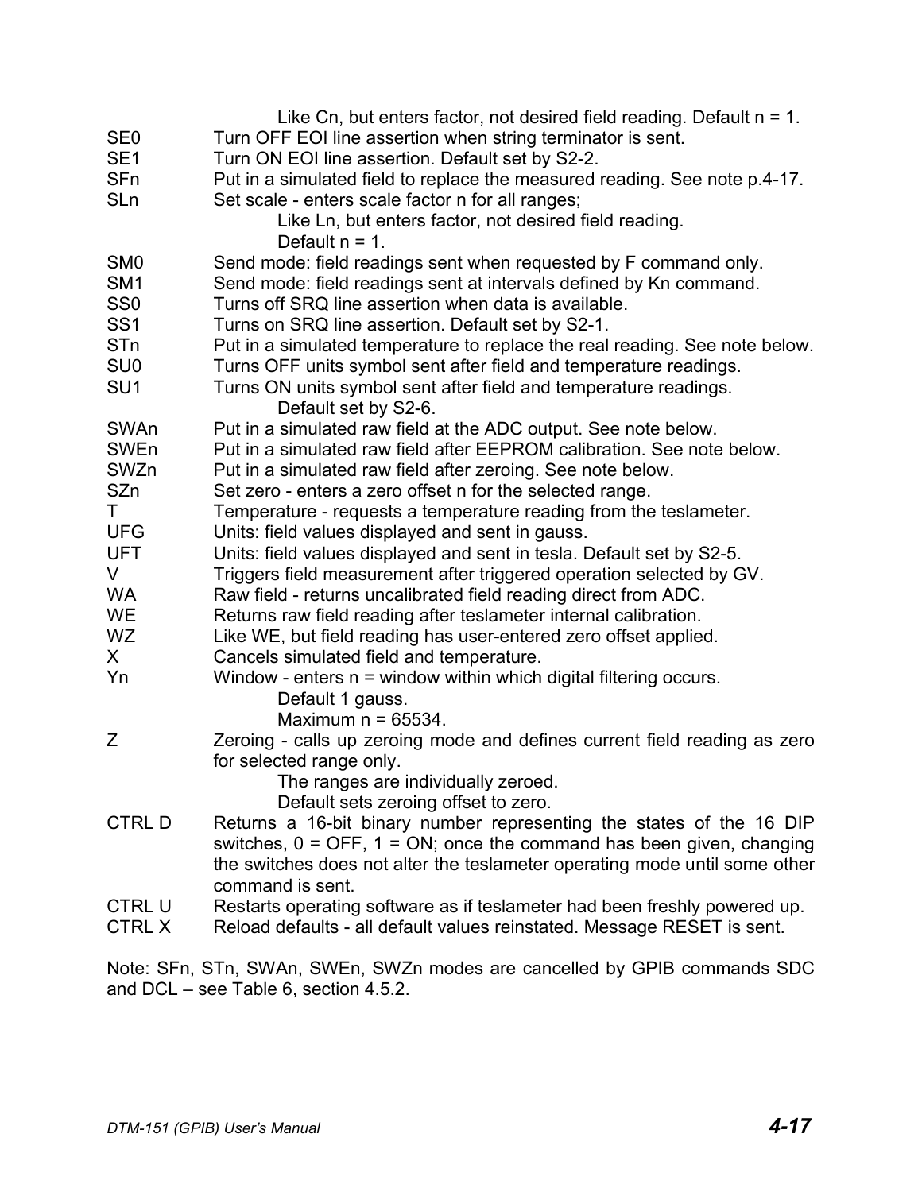Like Cn, but enters factor, not desired field reading. Default n = 1.

| | |
|---|---|
| SE0 | Turn OFF EOI line assertion when string terminator is sent. |
| SE1 | Turn ON EOI line assertion. Default set by S2-2. |
| SFn | Put in a simulated field to replace the measured reading. See note p.4-17. |
| SLn | Set scale - enters scale factor n for all ranges; Like Ln, but enters factor, not desired field reading. Default n = 1. |
| SM0 | Send mode: field readings sent when requested by F command only. |
| SM1 | Send mode: field readings sent at intervals defined by Kn command. |
| SS0 | Turns off SRQ line assertion when data is available. |
| SS1 | Turns on SRQ line assertion. Default set by S2-1. |
| STn | Put in a simulated temperature to replace the real reading. See note below. |
| SU0 | Turns OFF units symbol sent after field and temperature readings. |
| SU1 | Turns ON units symbol sent after field and temperature readings. Default set by S2-6. |
| SWAn | Put in a simulated raw field at the ADC output. See note below. |
| SWEn | Put in a simulated raw field after EEPROM calibration. See note below. |
| SWZn | Put in a simulated raw field after zeroing. See note below. |
| SZn | Set zero - enters a zero offset n for the selected range. |
| T | Temperature - requests a temperature reading from the teslameter. |
| UFG | Units: field values displayed and sent in gauss. |
| UFT | Units: field values displayed and sent in tesla. Default set by S2-5. |
| V | Triggers field measurement after triggered operation selected by GV. |
| WA | Raw field - returns uncalibrated field reading direct from ADC. |
| WE | Returns raw field reading after teslameter internal calibration. |
| WZ | Like WE, but field reading has user-entered zero offset applied. |
| X | Cancels simulated field and temperature. |
| Yn | Window - enters n = window within which digital filtering occurs. Default 1 gauss. Maximum n = 65534. |
| Z | Zeroing - calls up zeroing mode and defines current field reading as zero for selected range only. The ranges are individually zeroed. Default sets zeroing offset to zero. |
| CTRL D | Returns a 16-bit binary number representing the states of the 16 DIP switches, 0 = OFF, 1 = ON; once the command has been given, changing the switches does not alter the teslameter operating mode until some other command is sent. |
| CTRL U | Restarts operating software as if teslameter had been freshly powered up. |
| CTRL X | Reload defaults - all default values reinstated. Message RESET is sent. |

Note: SFn, STn, SWAn, SWEn, SWZn modes are cancelled by GPIB commands SDC and DCL – see Table 6, section 4.5.2.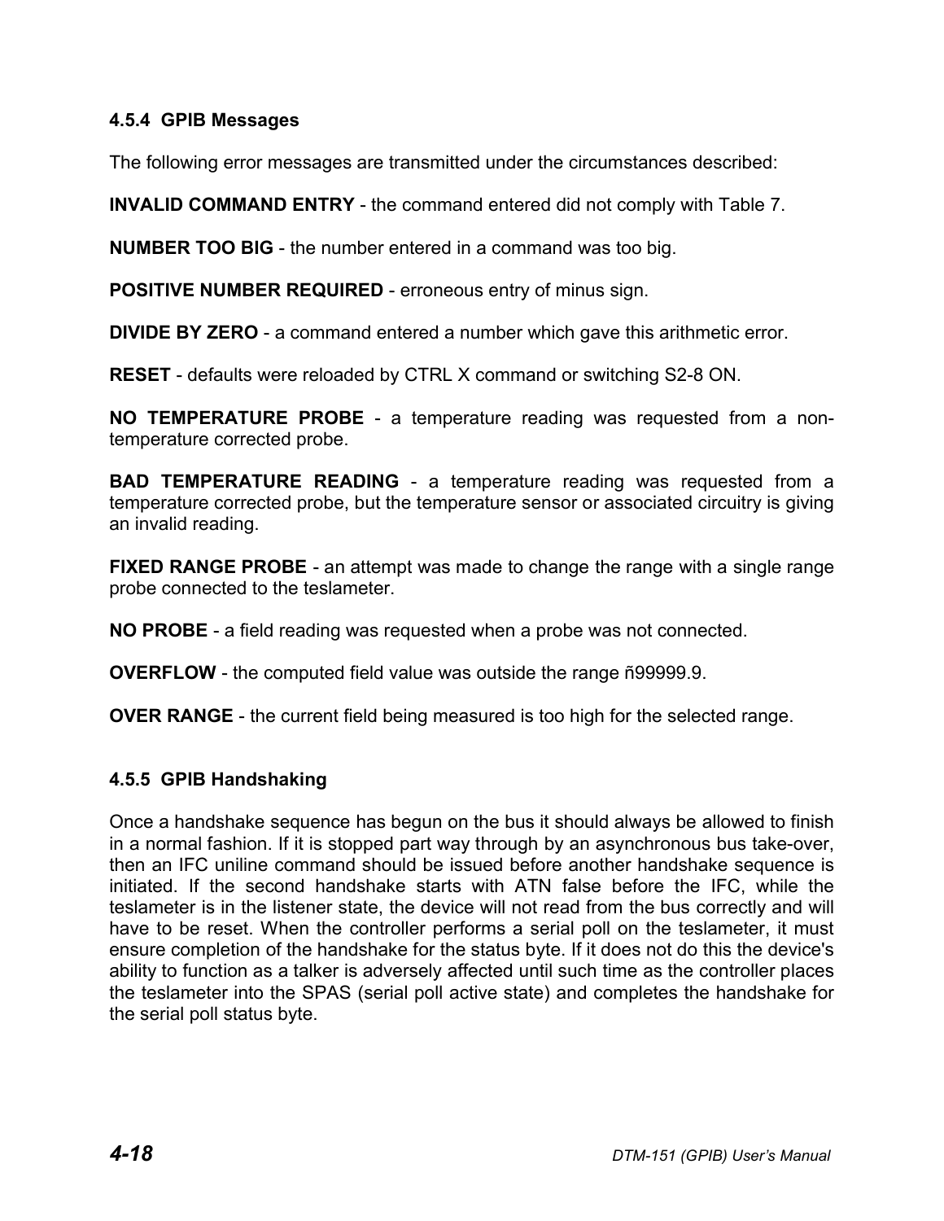### 4.5.4 GPIB Messages

The following error messages are transmitted under the circumstances described:

**INVALID COMMAND ENTRY** - the command entered did not comply with Table 7.

**NUMBER TOO BIG** - the number entered in a command was too big.

**POSITIVE NUMBER REQUIRED** - erroneous entry of minus sign.

**DIVIDE BY ZERO** - a command entered a number which gave this arithmetic error.

**RESET** - defaults were reloaded by CTRL X command or switching S2-8 ON.

**NO TEMPERATURE PROBE** - a temperature reading was requested from a non-temperature corrected probe.

**BAD TEMPERATURE READING** - a temperature reading was requested from a temperature corrected probe, but the temperature sensor or associated circuitry is giving an invalid reading.

**FIXED RANGE PROBE** - an attempt was made to change the range with a single range probe connected to the teslameter.

**NO PROBE** - a field reading was requested when a probe was not connected.

**OVERFLOW** - the computed field value was outside the range ñ99999.9.

**OVER RANGE** - the current field being measured is too high for the selected range.

### 4.5.5 GPIB Handshaking

Once a handshake sequence has begun on the bus it should always be allowed to finish in a normal fashion. If it is stopped part way through by an asynchronous bus take-over, then an IFC uniline command should be issued before another handshake sequence is initiated. If the second handshake starts with ATN false before the IFC, while the teslameter is in the listener state, the device will not read from the bus correctly and will have to be reset. When the controller performs a serial poll on the teslameter, it must ensure completion of the handshake for the status byte. If it does not do this the device's ability to function as a talker is adversely affected until such time as the controller places the teslameter into the SPAS (serial poll active state) and completes the handshake for the serial poll status byte.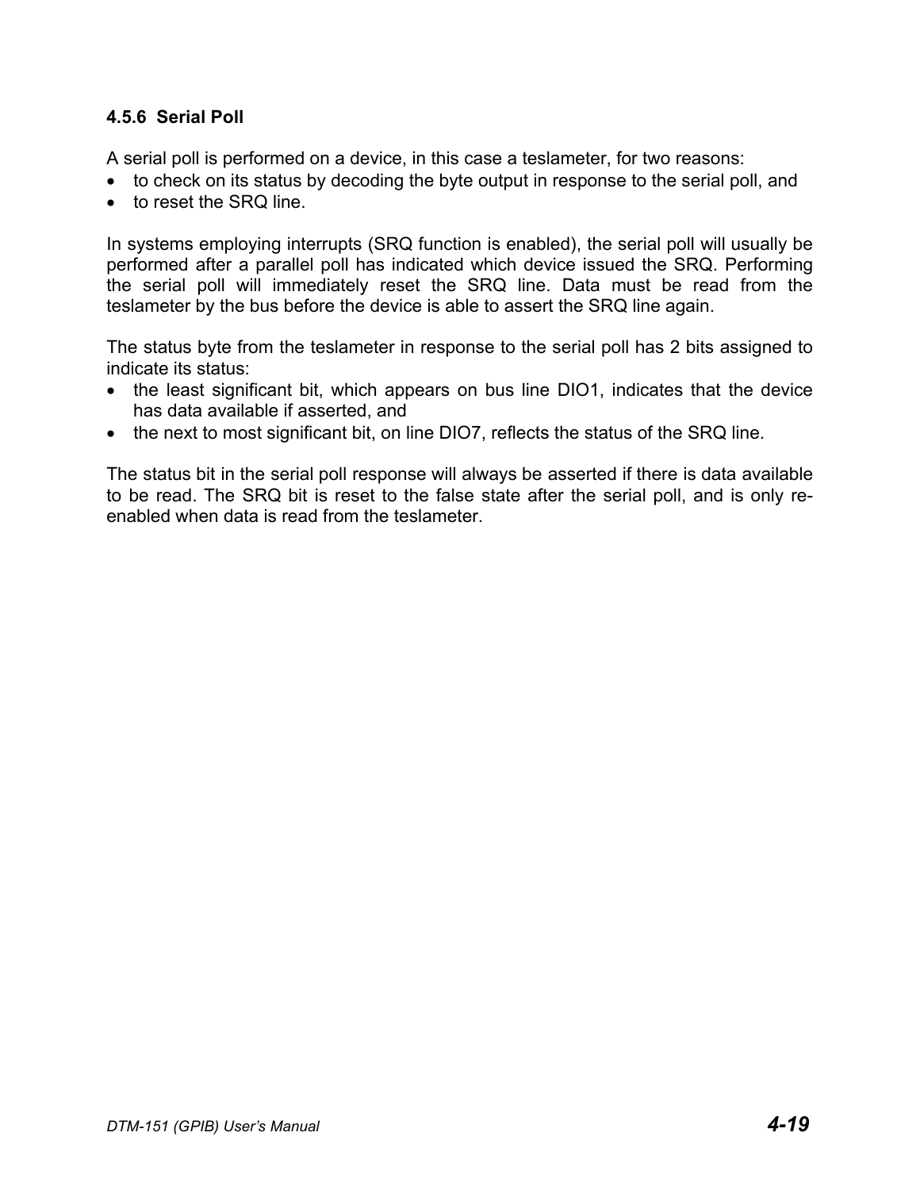### 4.5.6 Serial Poll

A serial poll is performed on a device, in this case a teslameter, for two reasons:

- to check on its status by decoding the byte output in response to the serial poll, and
- to reset the SRQ line.

In systems employing interrupts (SRQ function is enabled), the serial poll will usually be performed after a parallel poll has indicated which device issued the SRQ. Performing the serial poll will immediately reset the SRQ line. Data must be read from the teslameter by the bus before the device is able to assert the SRQ line again.

The status byte from the teslameter in response to the serial poll has 2 bits assigned to indicate its status:

- the least significant bit, which appears on bus line DIO1, indicates that the device has data available if asserted, and
- the next to most significant bit, on line DIO7, reflects the status of the SRQ line.

The status bit in the serial poll response will always be asserted if there is data available to be read. The SRQ bit is reset to the false state after the serial poll, and is only re-enabled when data is read from the teslameter.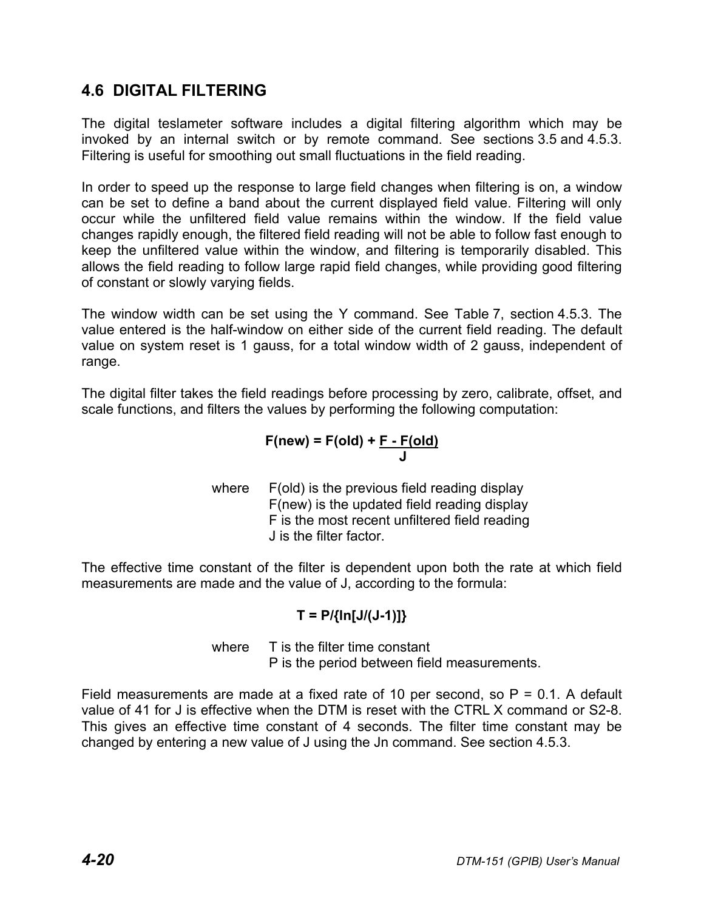## 4.6 DIGITAL FILTERING

The digital teslameter software includes a digital filtering algorithm which may be invoked by an internal switch or by remote command. See sections 3.5 and 4.5.3. Filtering is useful for smoothing out small fluctuations in the field reading.

In order to speed up the response to large field changes when filtering is on, a window can be set to define a band about the current displayed field value. Filtering will only occur while the unfiltered field value remains within the window. If the field value changes rapidly enough, the filtered field reading will not be able to follow fast enough to keep the unfiltered value within the window, and filtering is temporarily disabled. This allows the field reading to follow large rapid field changes, while providing good filtering of constant or slowly varying fields.

The window width can be set using the Y command. See Table 7, section 4.5.3. The value entered is the half-window on either side of the current field reading. The default value on system reset is 1 gauss, for a total window width of 2 gauss, independent of range.

The digital filter takes the field readings before processing by zero, calibrate, offset, and scale functions, and filters the values by performing the following computation:

$$F(new) = F(old) + \frac{F - F(old)}{J}$$

where
- F(old) is the previous field reading display
- F(new) is the updated field reading display
- F is the most recent unfiltered field reading
- J is the filter factor.

The effective time constant of the filter is dependent upon both the rate at which field measurements are made and the value of J, according to the formula:

$$T = P/\{\ln[J/(J-1)]\}$$

where
- T is the filter time constant
- P is the period between field measurements.

Field measurements are made at a fixed rate of 10 per second, so P = 0.1. A default value of 41 for J is effective when the DTM is reset with the CTRL X command or S2-8. This gives an effective time constant of 4 seconds. The filter time constant may be changed by entering a new value of J using the Jn command. See section 4.5.3.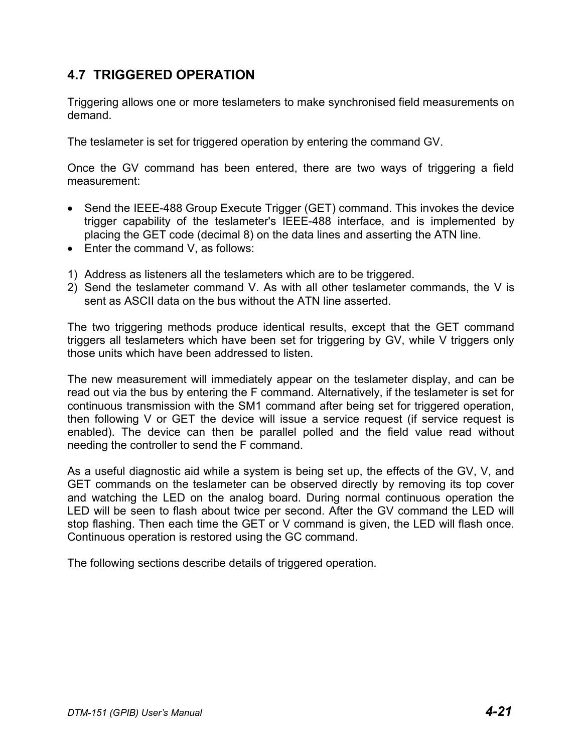## 4.7 TRIGGERED OPERATION

Triggering allows one or more teslameters to make synchronised field measurements on demand.

The teslameter is set for triggered operation by entering the command GV.

Once the GV command has been entered, there are two ways of triggering a field measurement:

- Send the IEEE-488 Group Execute Trigger (GET) command. This invokes the device trigger capability of the teslameter's IEEE-488 interface, and is implemented by placing the GET code (decimal 8) on the data lines and asserting the ATN line.
- Enter the command V, as follows:

1) Address as listeners all the teslameters which are to be triggered.
2) Send the teslameter command V. As with all other teslameter commands, the V is sent as ASCII data on the bus without the ATN line asserted.

The two triggering methods produce identical results, except that the GET command triggers all teslameters which have been set for triggering by GV, while V triggers only those units which have been addressed to listen.

The new measurement will immediately appear on the teslameter display, and can be read out via the bus by entering the F command. Alternatively, if the teslameter is set for continuous transmission with the SM1 command after being set for triggered operation, then following V or GET the device will issue a service request (if service request is enabled). The device can then be parallel polled and the field value read without needing the controller to send the F command.

As a useful diagnostic aid while a system is being set up, the effects of the GV, V, and GET commands on the teslameter can be observed directly by removing its top cover and watching the LED on the analog board. During normal continuous operation the LED will be seen to flash about twice per second. After the GV command the LED will stop flashing. Then each time the GET or V command is given, the LED will flash once. Continuous operation is restored using the GC command.

The following sections describe details of triggered operation.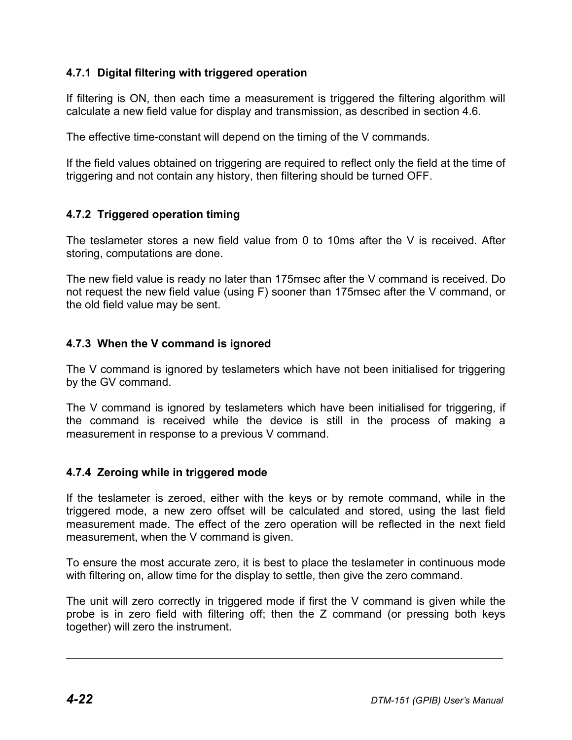### 4.7.1 Digital filtering with triggered operation

If filtering is ON, then each time a measurement is triggered the filtering algorithm will calculate a new field value for display and transmission, as described in section 4.6.

The effective time-constant will depend on the timing of the V commands.

If the field values obtained on triggering are required to reflect only the field at the time of triggering and not contain any history, then filtering should be turned OFF.

### 4.7.2 Triggered operation timing

The teslameter stores a new field value from 0 to 10ms after the V is received. After storing, computations are done.

The new field value is ready no later than 175msec after the V command is received. Do not request the new field value (using F) sooner than 175msec after the V command, or the old field value may be sent.

### 4.7.3 When the V command is ignored

The V command is ignored by teslameters which have not been initialised for triggering by the GV command.

The V command is ignored by teslameters which have been initialised for triggering, if the command is received while the device is still in the process of making a measurement in response to a previous V command.

### 4.7.4 Zeroing while in triggered mode

If the teslameter is zeroed, either with the keys or by remote command, while in the triggered mode, a new zero offset will be calculated and stored, using the last field measurement made. The effect of the zero operation will be reflected in the next field measurement, when the V command is given.

To ensure the most accurate zero, it is best to place the teslameter in continuous mode with filtering on, allow time for the display to settle, then give the zero command.

The unit will zero correctly in triggered mode if first the V command is given while the probe is in zero field with filtering off; then the Z command (or pressing both keys together) will zero the instrument.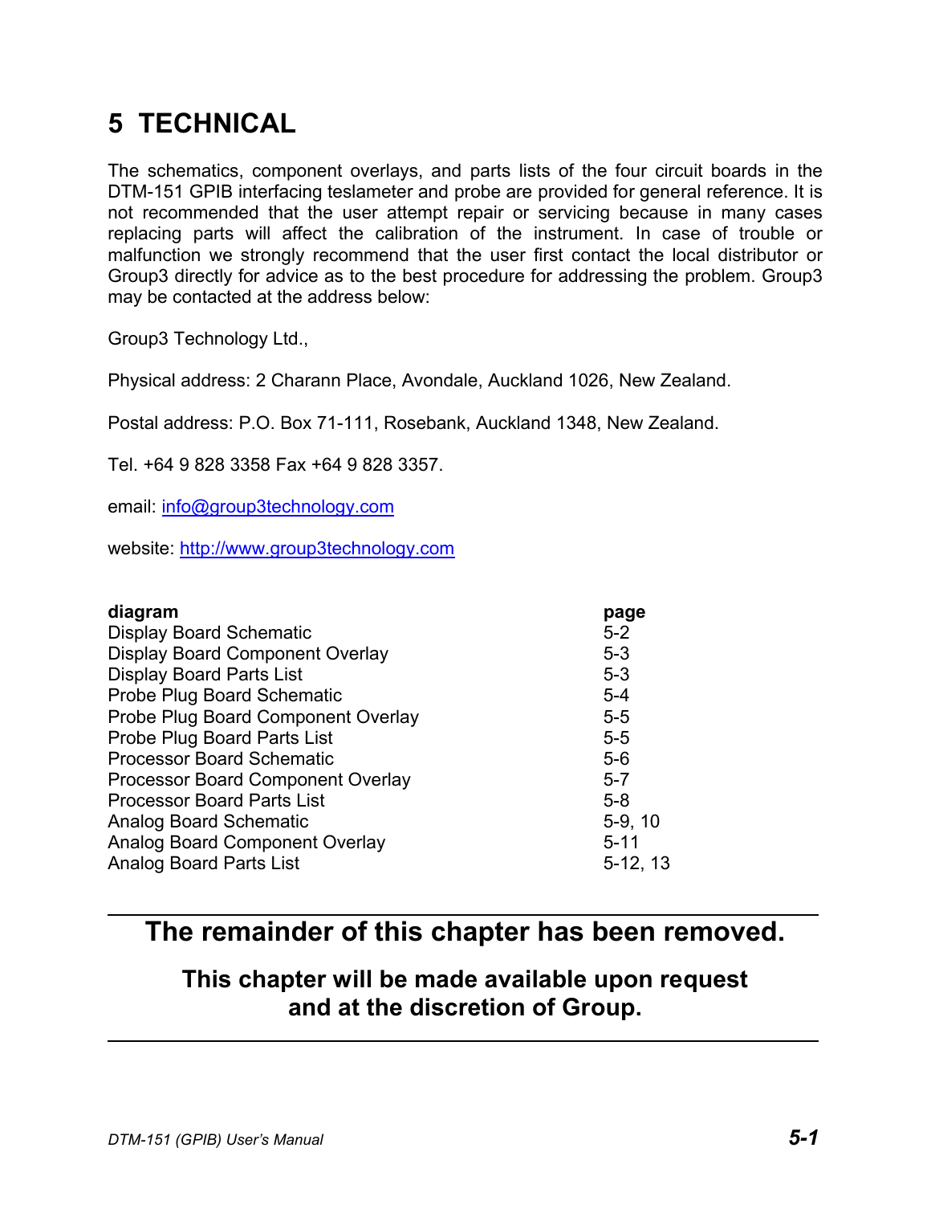# 5 TECHNICAL

The schematics, component overlays, and parts lists of the four circuit boards in the DTM-151 GPIB interfacing teslameter and probe are provided for general reference. It is not recommended that the user attempt repair or servicing because in many cases replacing parts will affect the calibration of the instrument. In case of trouble or malfunction we strongly recommend that the user first contact the local distributor or Group3 directly for advice as to the best procedure for addressing the problem. Group3 may be contacted at the address below:

Group3 Technology Ltd.,

Physical address: 2 Charann Place, Avondale, Auckland 1026, New Zealand.

Postal address: P.O. Box 71-111, Rosebank, Auckland 1348, New Zealand.

Tel. +64 9 828 3358 Fax +64 9 828 3357.

email: info@group3technology.com

website: http://www.group3technology.com

| **diagram** | **page** |
|---|---|
| Display Board Schematic | 5-2 |
| Display Board Component Overlay | 5-3 |
| Display Board Parts List | 5-3 |
| Probe Plug Board Schematic | 5-4 |
| Probe Plug Board Component Overlay | 5-5 |
| Probe Plug Board Parts List | 5-5 |
| Processor Board Schematic | 5-6 |
| Processor Board Component Overlay | 5-7 |
| Processor Board Parts List | 5-8 |
| Analog Board Schematic | 5-9, 10 |
| Analog Board Component Overlay | 5-11 |
| Analog Board Parts List | 5-12, 13 |

---

## The remainder of this chapter has been removed.

### This chapter will be made available upon request and at the discretion of Group.

---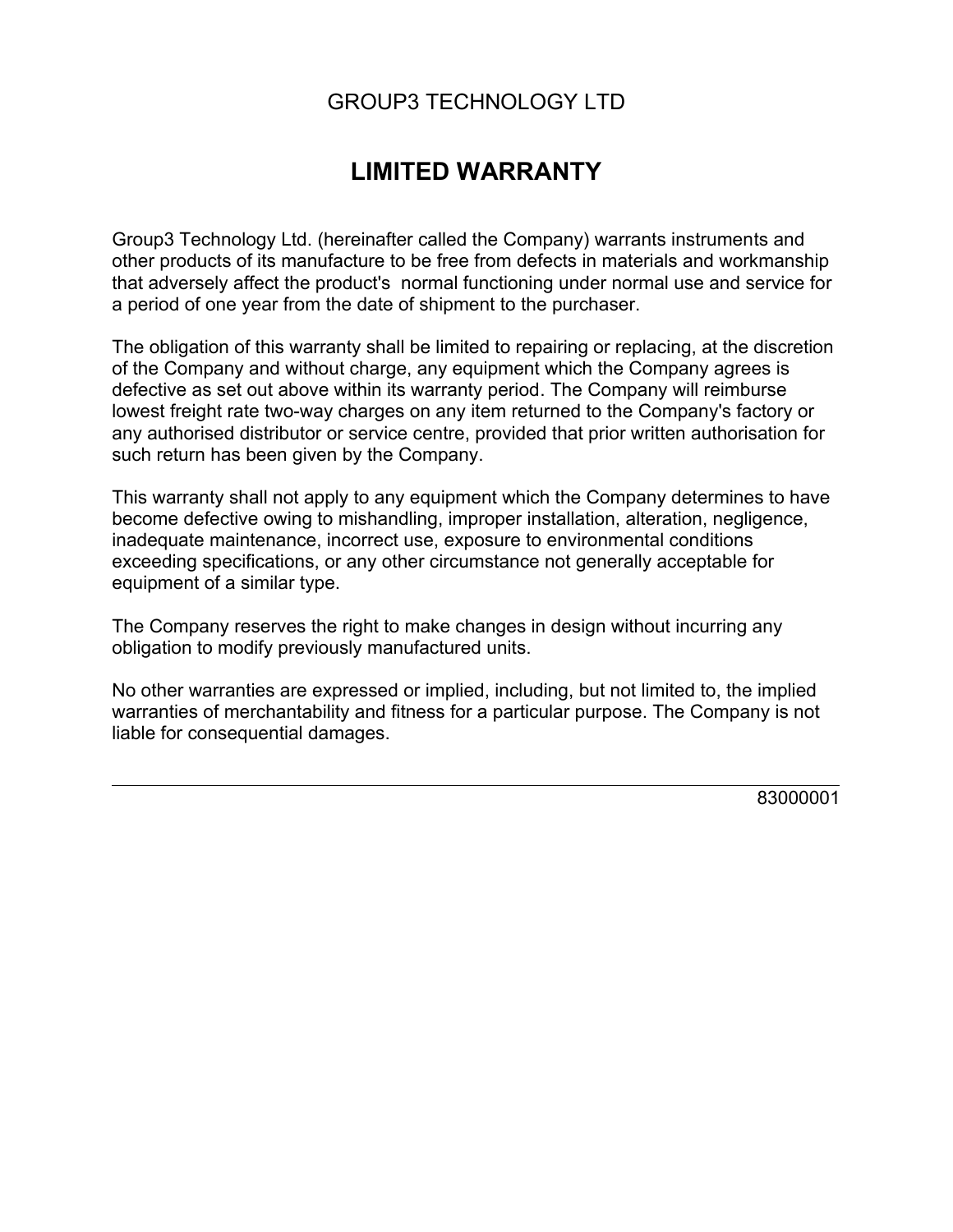GROUP3 TECHNOLOGY LTD

# LIMITED WARRANTY

Group3 Technology Ltd. (hereinafter called the Company) warrants instruments and other products of its manufacture to be free from defects in materials and workmanship that adversely affect the product's normal functioning under normal use and service for a period of one year from the date of shipment to the purchaser.

The obligation of this warranty shall be limited to repairing or replacing, at the discretion of the Company and without charge, any equipment which the Company agrees is defective as set out above within its warranty period. The Company will reimburse lowest freight rate two-way charges on any item returned to the Company's factory or any authorised distributor or service centre, provided that prior written authorisation for such return has been given by the Company.

This warranty shall not apply to any equipment which the Company determines to have become defective owing to mishandling, improper installation, alteration, negligence, inadequate maintenance, incorrect use, exposure to environmental conditions exceeding specifications, or any other circumstance not generally acceptable for equipment of a similar type.

The Company reserves the right to make changes in design without incurring any obligation to modify previously manufactured units.

No other warranties are expressed or implied, including, but not limited to, the implied warranties of merchantability and fitness for a particular purpose. The Company is not liable for consequential damages.

---

83000001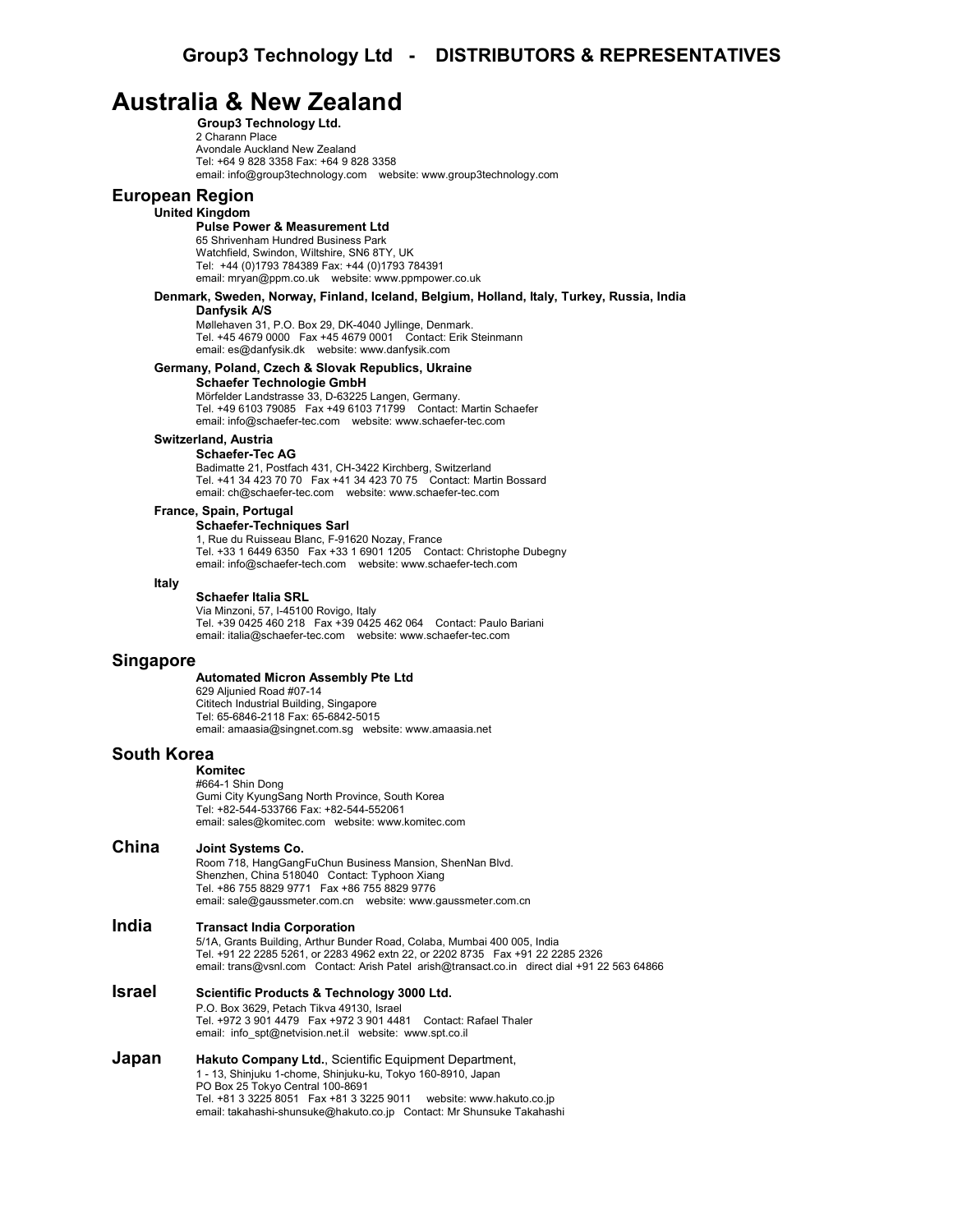# Group3 Technology Ltd - DISTRIBUTORS & REPRESENTATIVES

## Australia & New Zealand

**Group3 Technology Ltd.**
2 Charann Place
Avondale Auckland New Zealand
Tel: +64 9 828 3358 Fax: +64 9 828 3358
email: info@group3technology.com website: www.group3technology.com

## European Region

### United Kingdom

**Pulse Power & Measurement Ltd**
65 Shrivenham Hundred Business Park
Watchfield, Swindon, Wiltshire, SN6 8TY, UK
Tel: +44 (0)1793 784389 Fax: +44 (0)1793 784391
email: mryan@ppm.co.uk website: www.ppmpower.co.uk

### Denmark, Sweden, Norway, Finland, Iceland, Belgium, Holland, Italy, Turkey, Russia, India

**Danfysik A/S**
Møllehaven 31, P.O. Box 29, DK-4040 Jyllinge, Denmark.
Tel. +45 4679 0000 Fax +45 4679 0001 Contact: Erik Steinmann
email: es@danfysik.dk website: www.danfysik.com

### Germany, Poland, Czech & Slovak Republics, Ukraine

**Schaefer Technologie GmbH**
Mörfelder Landstrasse 33, D-63225 Langen, Germany.
Tel. +49 6103 79085 Fax +49 6103 71799 Contact: Martin Schaefer
email: info@schaefer-tec.com website: www.schaefer-tec.com

### Switzerland, Austria

**Schaefer-Tec AG**
Badimatte 21, Postfach 431, CH-3422 Kirchberg, Switzerland
Tel. +41 34 423 70 70 Fax +41 34 423 70 75 Contact: Martin Bossard
email: ch@schaefer-tec.com website: www.schaefer-tec.com

### France, Spain, Portugal

**Schaefer-Techniques Sarl**
1, Rue du Ruisseau Blanc, F-91620 Nozay, France
Tel. +33 1 6449 6350 Fax +33 1 6901 1205 Contact: Christophe Dubegny
email: info@schaefer-tech.com website: www.schaefer-tech.com

### Italy

**Schaefer Italia SRL**
Via Minzoni, 57, I-45100 Rovigo, Italy
Tel. +39 0425 460 218 Fax +39 0425 462 064 Contact: Paulo Bariani
email: italia@schaefer-tec.com website: www.schaefer-tec.com

## Singapore

**Automated Micron Assembly Pte Ltd**
629 Aljunied Road #07-14
Cititech Industrial Building, Singapore
Tel: 65-6846-2118 Fax: 65-6842-5015
email: amaasia@singnet.com.sg website: www.amaasia.net

## South Korea

**Komitec**
#664-1 Shin Dong
Gumi City KyungSang North Province, South Korea
Tel: +82-544-533766 Fax: +82-544-552061
email: sales@komitec.com website: www.komitec.com

## China

**Joint Systems Co.**
Room 718, HangGangFuChun Business Mansion, ShenNan Blvd.
Shenzhen, China 518040 Contact: Typhoon Xiang
Tel. +86 755 8829 9771 Fax +86 755 8829 9776
email: sale@gaussmeter.com.cn website: www.gaussmeter.com.cn

## India

**Transact India Corporation**
5/1A, Grants Building, Arthur Bunder Road, Colaba, Mumbai 400 005, India
Tel. +91 22 2285 5261, or 2283 4962 extn 22, or 2202 8735 Fax +91 22 2285 2326
email: trans@vsnl.com Contact: Arish Patel arish@transact.co.in direct dial +91 22 563 64866

## Israel

**Scientific Products & Technology 3000 Ltd.**
P.O. Box 3629, Petach Tikva 49130, Israel
Tel. +972 3 901 4479 Fax +972 3 901 4481 Contact: Rafael Thaler
email: info_spt@netvision.net.il website: www.spt.co.il

## Japan

**Hakuto Company Ltd.**, Scientific Equipment Department,
1 - 13, Shinjuku 1-chome, Shinjuku-ku, Tokyo 160-8910, Japan
PO Box 25 Tokyo Central 100-8691
Tel. +81 3 3225 8051 Fax +81 3 3225 9011 website: www.hakuto.co.jp
email: takahashi-shunsuke@hakuto.co.jp Contact: Mr Shunsuke Takahashi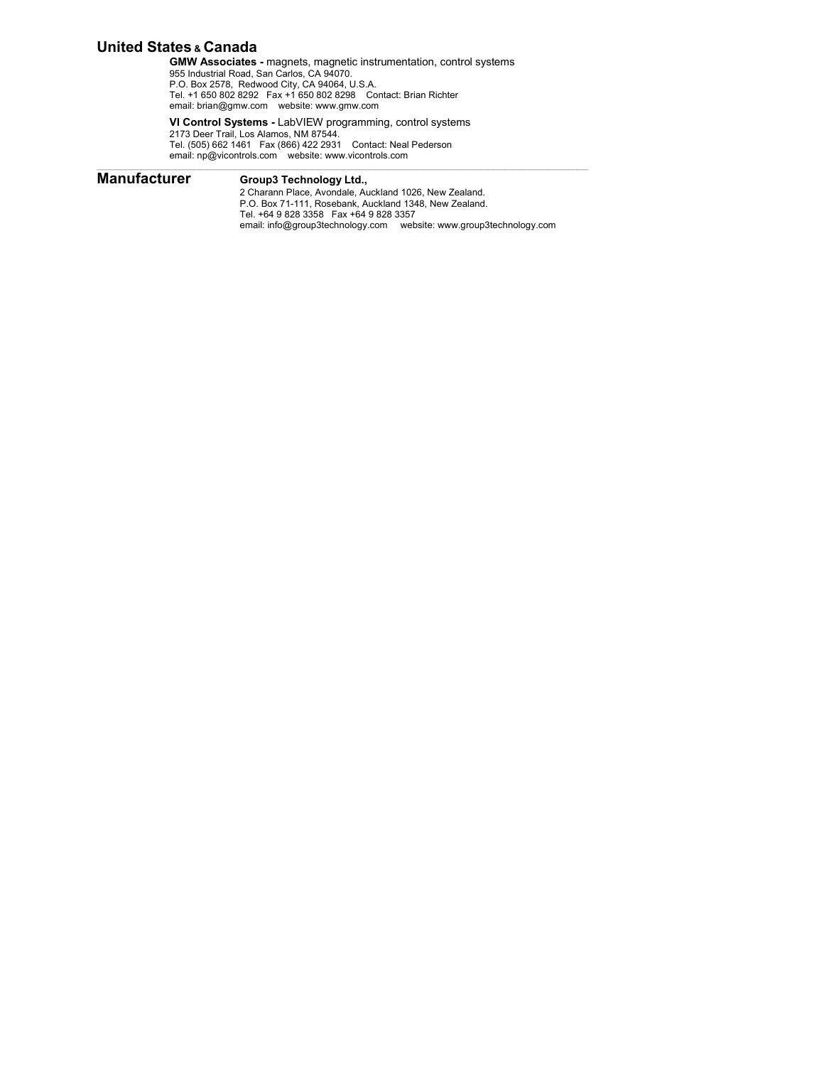## United States & Canada

**GMW Associates -** magnets, magnetic instrumentation, control systems
955 Industrial Road, San Carlos, CA 94070.
P.O. Box 2578, Redwood City, CA 94064, U.S.A.
Tel. +1 650 802 8292 Fax +1 650 802 8298 Contact: Brian Richter
email: brian@gmw.com website: www.gmw.com

**VI Control Systems -** LabVIEW programming, control systems
2173 Deer Trail, Los Alamos, NM 87544.
Tel. (505) 662 1461 Fax (866) 422 2931 Contact: Neal Pederson
email: np@vicontrols.com website: www.vicontrols.com

---

## Manufacturer

**Group3 Technology Ltd.,**
2 Charann Place, Avondale, Auckland 1026, New Zealand.
P.O. Box 71-111, Rosebank, Auckland 1348, New Zealand.
Tel. +64 9 828 3358 Fax +64 9 828 3357
email: info@group3technology.com website: www.group3technology.com